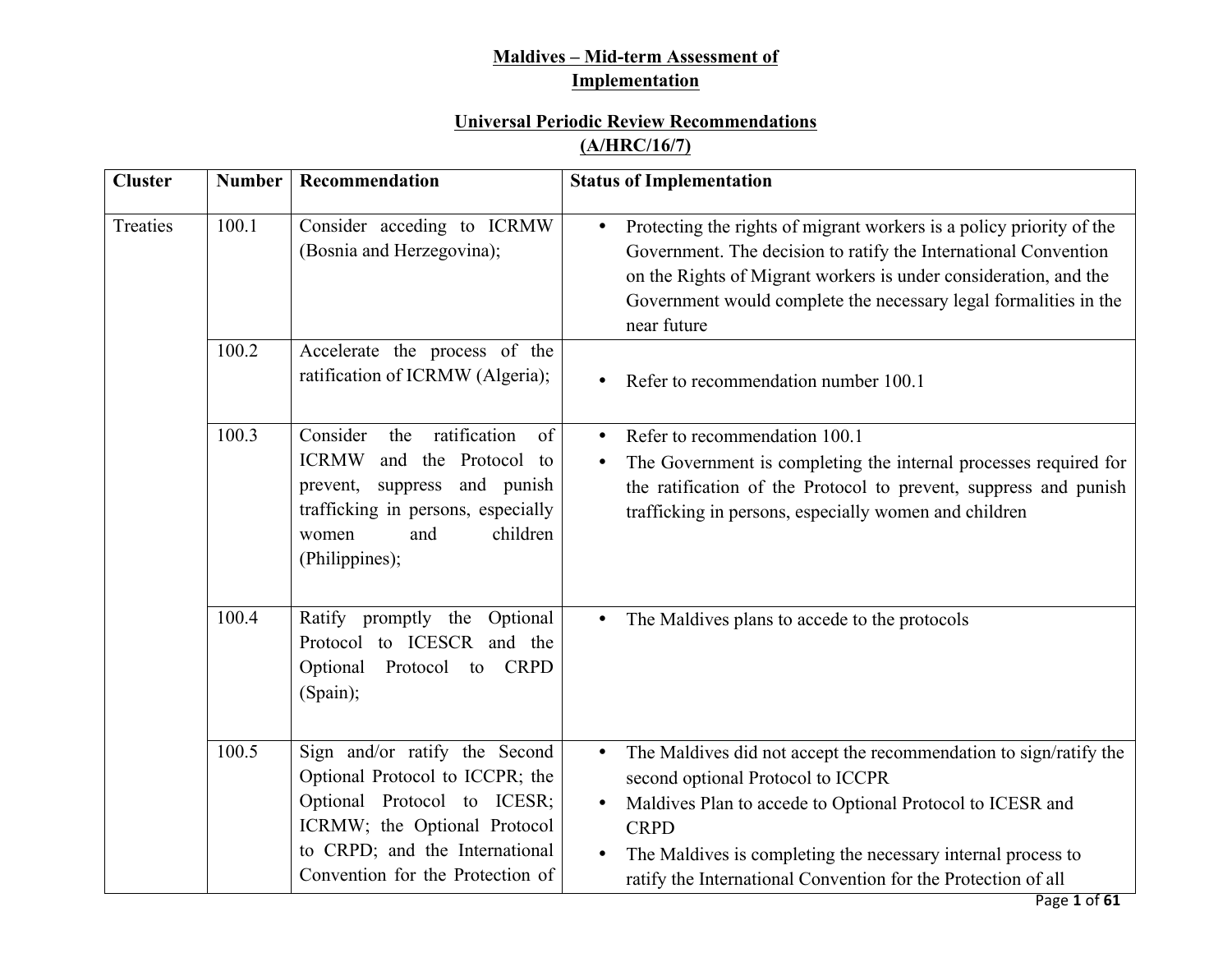**Maldives – Mid-term Assessment of Implementation**

**Universal Periodic Review Recommendations (A/HRC/16/7)**

| Cluster | Number | Recommendation | Status of Implementation |
|---|---|---|---|
| Treaties | 100.1 | Consider acceding to ICRMW (Bosnia and Herzegovina); | • Protecting the rights of migrant workers is a policy priority of the Government. The decision to ratify the International Convention on the Rights of Migrant workers is under consideration, and the Government would complete the necessary legal formalities in the near future |
| | 100.2 | Accelerate the process of the ratification of ICRMW (Algeria); | • Refer to recommendation number 100.1 |
| | 100.3 | Consider the ratification of ICRMW and the Protocol to prevent, suppress and punish trafficking in persons, especially women and children (Philippines); | • Refer to recommendation 100.1<br>• The Government is completing the internal processes required for the ratification of the Protocol to prevent, suppress and punish trafficking in persons, especially women and children |
| | 100.4 | Ratify promptly the Optional Protocol to ICESCR and the Optional Protocol to CRPD (Spain); | • The Maldives plans to accede to the protocols |
| | 100.5 | Sign and/or ratify the Second Optional Protocol to ICCPR; the Optional Protocol to ICESR; ICRMW; the Optional Protocol to CRPD; and the International Convention for the Protection of | • The Maldives did not accept the recommendation to sign/ratify the second optional Protocol to ICCPR<br>• Maldives Plan to accede to Optional Protocol to ICESR and CRPD<br>• The Maldives is completing the necessary internal process to ratify the International Convention for the Protection of all |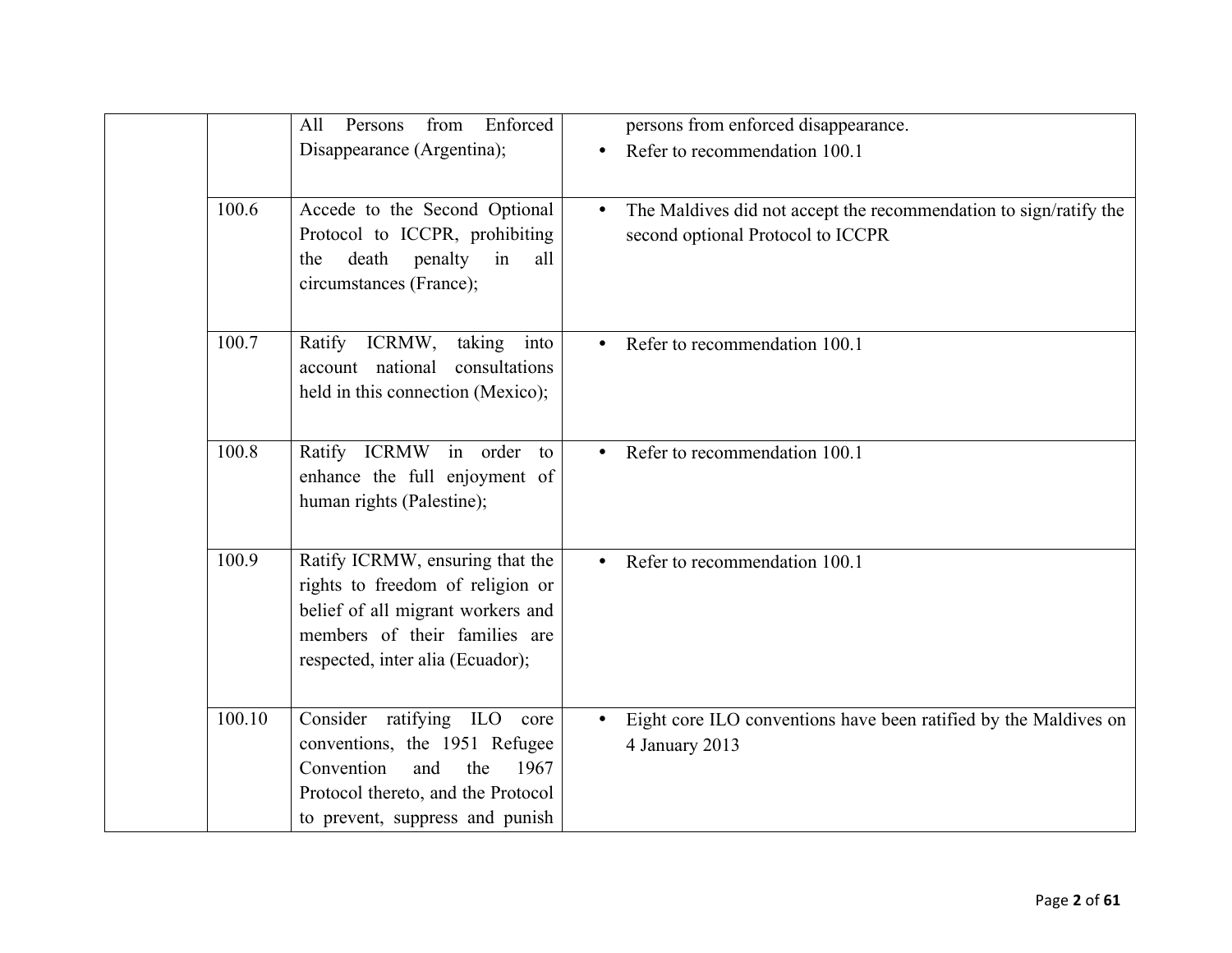| | | | |
|---|---|---|---|
| | | All Persons from Enforced Disappearance (Argentina); | persons from enforced disappearance.<br>• Refer to recommendation 100.1 |
| | 100.6 | Accede to the Second Optional Protocol to ICCPR, prohibiting the death penalty in all circumstances (France); | • The Maldives did not accept the recommendation to sign/ratify the second optional Protocol to ICCPR |
| | 100.7 | Ratify ICRMW, taking into account national consultations held in this connection (Mexico); | • Refer to recommendation 100.1 |
| | 100.8 | Ratify ICRMW in order to enhance the full enjoyment of human rights (Palestine); | • Refer to recommendation 100.1 |
| | 100.9 | Ratify ICRMW, ensuring that the rights to freedom of religion or belief of all migrant workers and members of their families are respected, inter alia (Ecuador); | • Refer to recommendation 100.1 |
| | 100.10 | Consider ratifying ILO core conventions, the 1951 Refugee Convention and the 1967 Protocol thereto, and the Protocol to prevent, suppress and punish | • Eight core ILO conventions have been ratified by the Maldives on 4 January 2013 |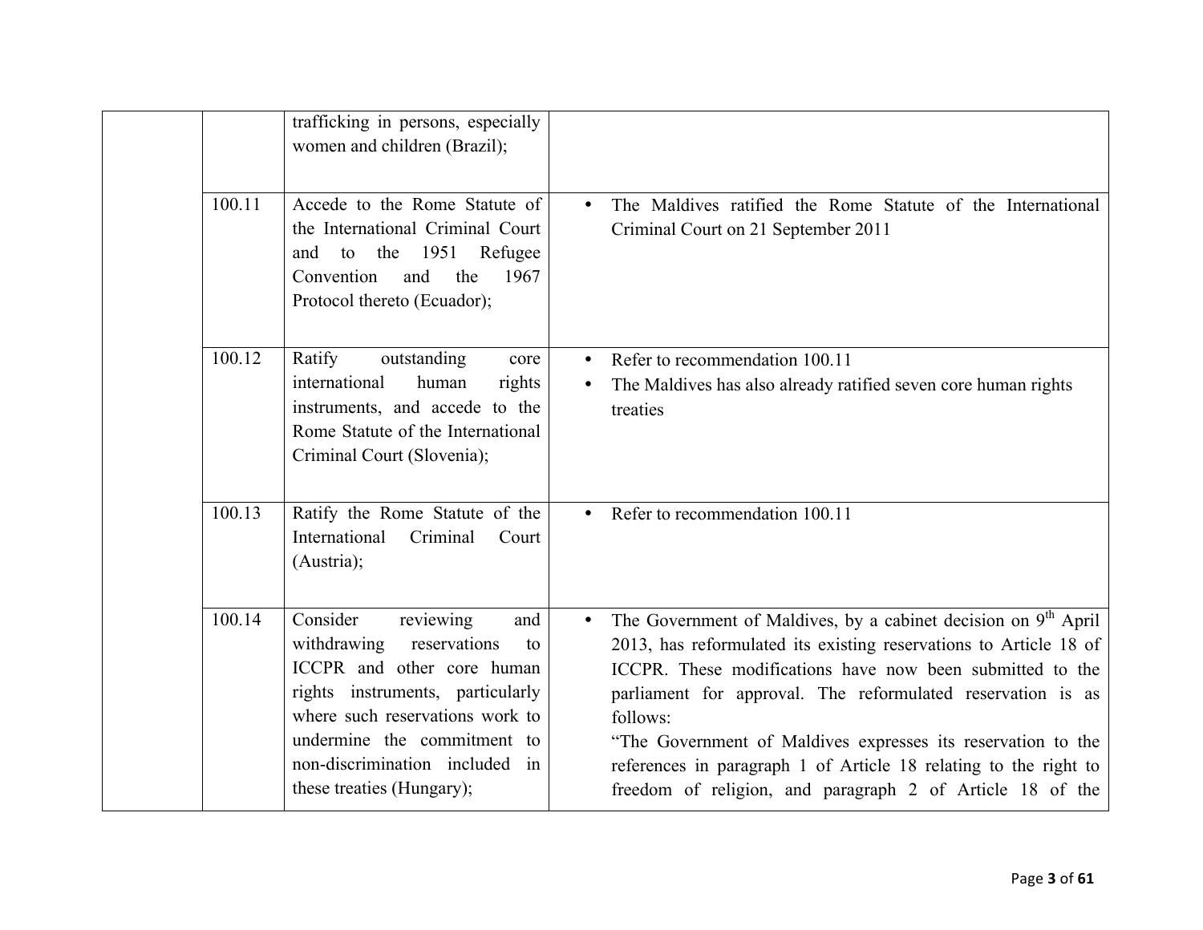| | | | |
|---|---|---|---|
| | | trafficking in persons, especially women and children (Brazil); | |
| | 100.11 | Accede to the Rome Statute of the International Criminal Court and to the 1951 Refugee Convention and the 1967 Protocol thereto (Ecuador); | • The Maldives ratified the Rome Statute of the International Criminal Court on 21 September 2011 |
| | 100.12 | Ratify outstanding core international human rights instruments, and accede to the Rome Statute of the International Criminal Court (Slovenia); | • Refer to recommendation 100.11<br>• The Maldives has also already ratified seven core human rights treaties |
| | 100.13 | Ratify the Rome Statute of the International Criminal Court (Austria); | • Refer to recommendation 100.11 |
| | 100.14 | Consider reviewing and withdrawing reservations to ICCPR and other core human rights instruments, particularly where such reservations work to undermine the commitment to non-discrimination included in these treaties (Hungary); | • The Government of Maldives, by a cabinet decision on 9th April 2013, has reformulated its existing reservations to Article 18 of ICCPR. These modifications have now been submitted to the parliament for approval. The reformulated reservation is as follows:<br>"The Government of Maldives expresses its reservation to the references in paragraph 1 of Article 18 relating to the right to freedom of religion, and paragraph 2 of Article 18 of the |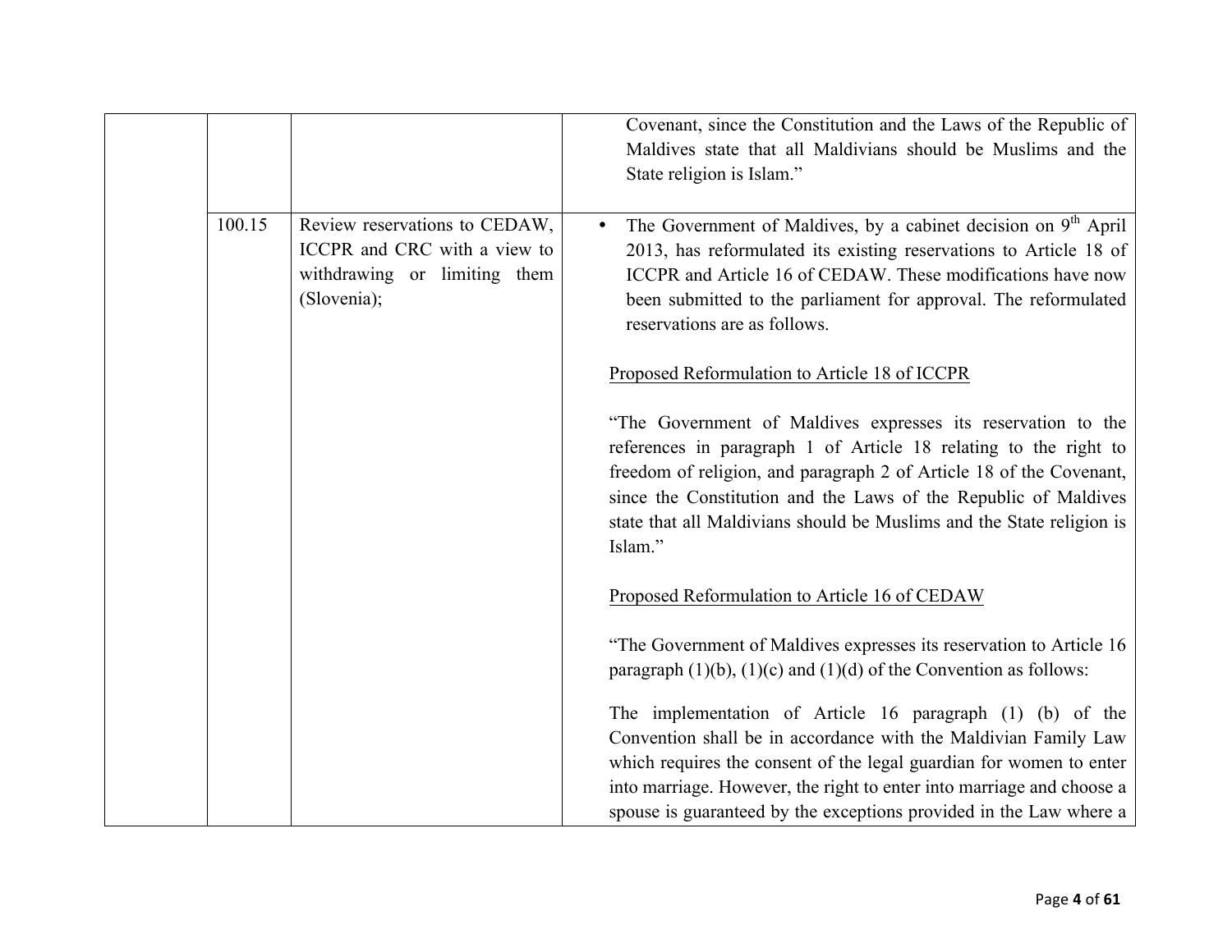| | | | |
|---|---|---|---|
| | | | Covenant, since the Constitution and the Laws of the Republic of Maldives state that all Maldivians should be Muslims and the State religion is Islam." |
| | 100.15 | Review reservations to CEDAW, ICCPR and CRC with a view to withdrawing or limiting them (Slovenia); | • The Government of Maldives, by a cabinet decision on 9th April 2013, has reformulated its existing reservations to Article 18 of ICCPR and Article 16 of CEDAW. These modifications have now been submitted to the parliament for approval. The reformulated reservations are as follows.<br><br><u>Proposed Reformulation to Article 18 of ICCPR</u><br><br>"The Government of Maldives expresses its reservation to the references in paragraph 1 of Article 18 relating to the right to freedom of religion, and paragraph 2 of Article 18 of the Covenant, since the Constitution and the Laws of the Republic of Maldives state that all Maldivians should be Muslims and the State religion is Islam."<br><br><u>Proposed Reformulation to Article 16 of CEDAW</u><br><br>"The Government of Maldives expresses its reservation to Article 16 paragraph (1)(b), (1)(c) and (1)(d) of the Convention as follows:<br><br>The implementation of Article 16 paragraph (1) (b) of the Convention shall be in accordance with the Maldivian Family Law which requires the consent of the legal guardian for women to enter into marriage. However, the right to enter into marriage and choose a spouse is guaranteed by the exceptions provided in the Law where a |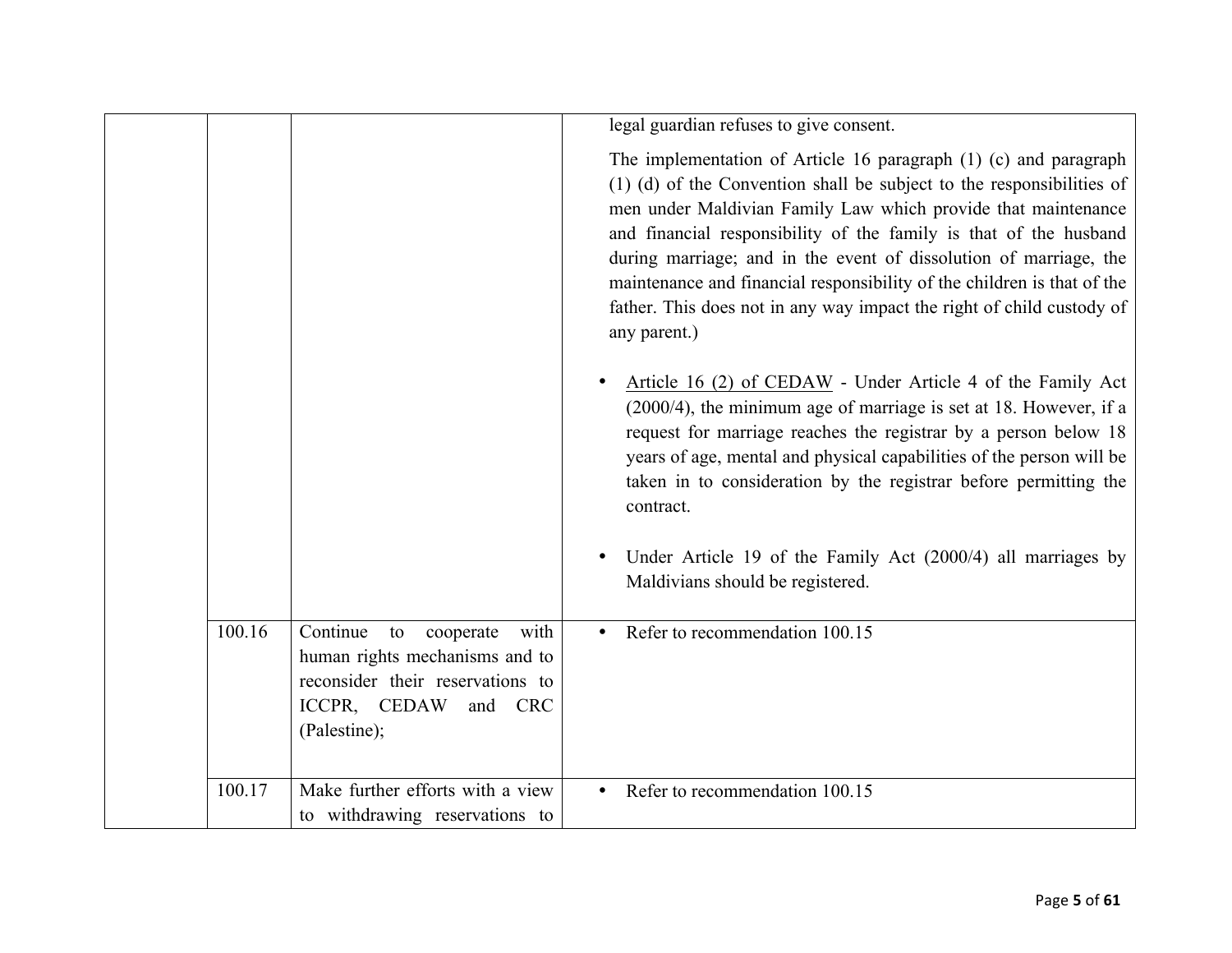| | | | |
|---|---|---|---|
| | | | legal guardian refuses to give consent.<br><br>The implementation of Article 16 paragraph (1) (c) and paragraph (1) (d) of the Convention shall be subject to the responsibilities of men under Maldivian Family Law which provide that maintenance and financial responsibility of the family is that of the husband during marriage; and in the event of dissolution of marriage, the maintenance and financial responsibility of the children is that of the father. This does not in any way impact the right of child custody of any parent.)<br><br>• <u>Article 16 (2) of CEDAW</u> - Under Article 4 of the Family Act (2000/4), the minimum age of marriage is set at 18. However, if a request for marriage reaches the registrar by a person below 18 years of age, mental and physical capabilities of the person will be taken in to consideration by the registrar before permitting the contract.<br><br>• Under Article 19 of the Family Act (2000/4) all marriages by Maldivians should be registered. |
| | 100.16 | Continue to cooperate with human rights mechanisms and to reconsider their reservations to ICCPR, CEDAW and CRC (Palestine); | • Refer to recommendation 100.15 |
| | 100.17 | Make further efforts with a view to withdrawing reservations to | • Refer to recommendation 100.15 |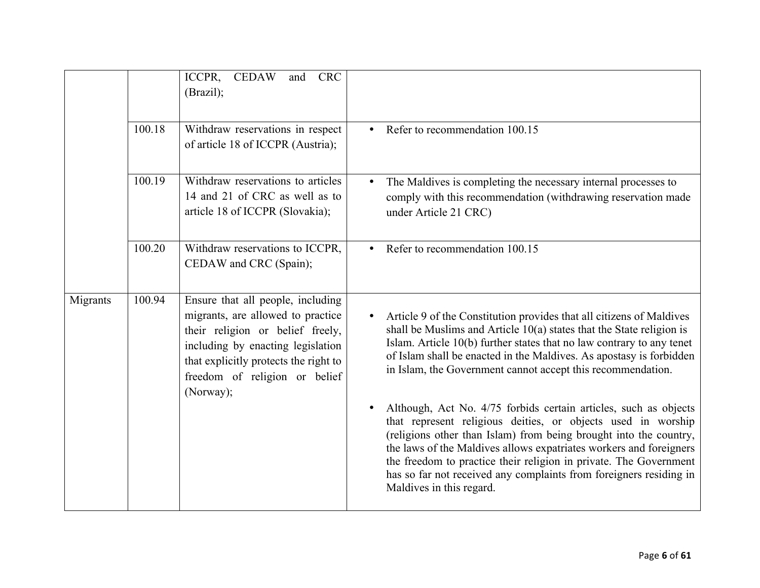| | | | |
|---|---|---|---|
| | | ICCPR, CEDAW and CRC (Brazil); | |
| | 100.18 | Withdraw reservations in respect of article 18 of ICCPR (Austria); | • Refer to recommendation 100.15 |
| | 100.19 | Withdraw reservations to articles 14 and 21 of CRC as well as to article 18 of ICCPR (Slovakia); | • The Maldives is completing the necessary internal processes to comply with this recommendation (withdrawing reservation made under Article 21 CRC) |
| | 100.20 | Withdraw reservations to ICCPR, CEDAW and CRC (Spain); | • Refer to recommendation 100.15 |
| Migrants | 100.94 | Ensure that all people, including migrants, are allowed to practice their religion or belief freely, including by enacting legislation that explicitly protects the right to freedom of religion or belief (Norway); | • Article 9 of the Constitution provides that all citizens of Maldives shall be Muslims and Article 10(a) states that the State religion is Islam. Article 10(b) further states that no law contrary to any tenet of Islam shall be enacted in the Maldives. As apostasy is forbidden in Islam, the Government cannot accept this recommendation.<br><br>• Although, Act No. 4/75 forbids certain articles, such as objects that represent religious deities, or objects used in worship (religions other than Islam) from being brought into the country, the laws of the Maldives allows expatriates workers and foreigners the freedom to practice their religion in private. The Government has so far not received any complaints from foreigners residing in Maldives in this regard. |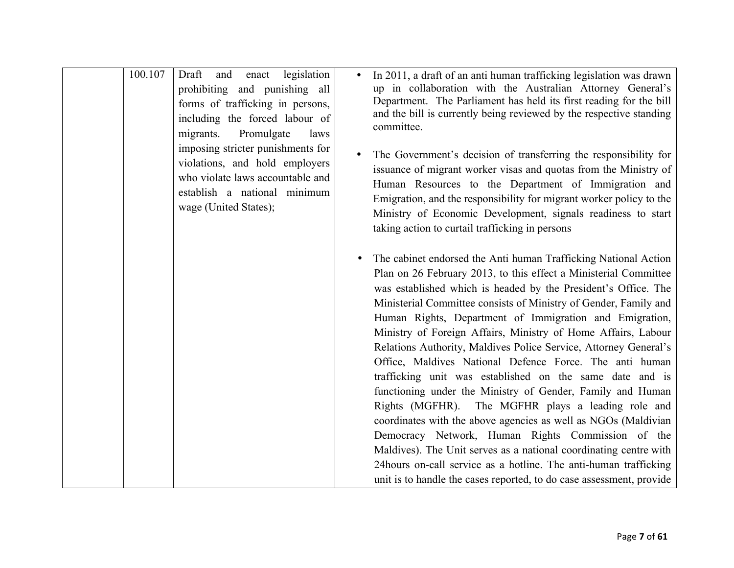| | | | |
|---|---|---|---|
| | 100.107 | Draft and enact legislation prohibiting and punishing all forms of trafficking in persons, including the forced labour of migrants. Promulgate laws imposing stricter punishments for violations, and hold employers who violate laws accountable and establish a national minimum wage (United States); | • In 2011, a draft of an anti human trafficking legislation was drawn up in collaboration with the Australian Attorney General's Department. The Parliament has held its first reading for the bill and the bill is currently being reviewed by the respective standing committee.<br><br>• The Government's decision of transferring the responsibility for issuance of migrant worker visas and quotas from the Ministry of Human Resources to the Department of Immigration and Emigration, and the responsibility for migrant worker policy to the Ministry of Economic Development, signals readiness to start taking action to curtail trafficking in persons<br><br>• The cabinet endorsed the Anti human Trafficking National Action Plan on 26 February 2013, to this effect a Ministerial Committee was established which is headed by the President's Office. The Ministerial Committee consists of Ministry of Gender, Family and Human Rights, Department of Immigration and Emigration, Ministry of Foreign Affairs, Ministry of Home Affairs, Labour Relations Authority, Maldives Police Service, Attorney General's Office, Maldives National Defence Force. The anti human trafficking unit was established on the same date and is functioning under the Ministry of Gender, Family and Human Rights (MGFHR). The MGFHR plays a leading role and coordinates with the above agencies as well as NGOs (Maldivian Democracy Network, Human Rights Commission of the Maldives). The Unit serves as a national coordinating centre with 24hours on-call service as a hotline. The anti-human trafficking unit is to handle the cases reported, to do case assessment, provide |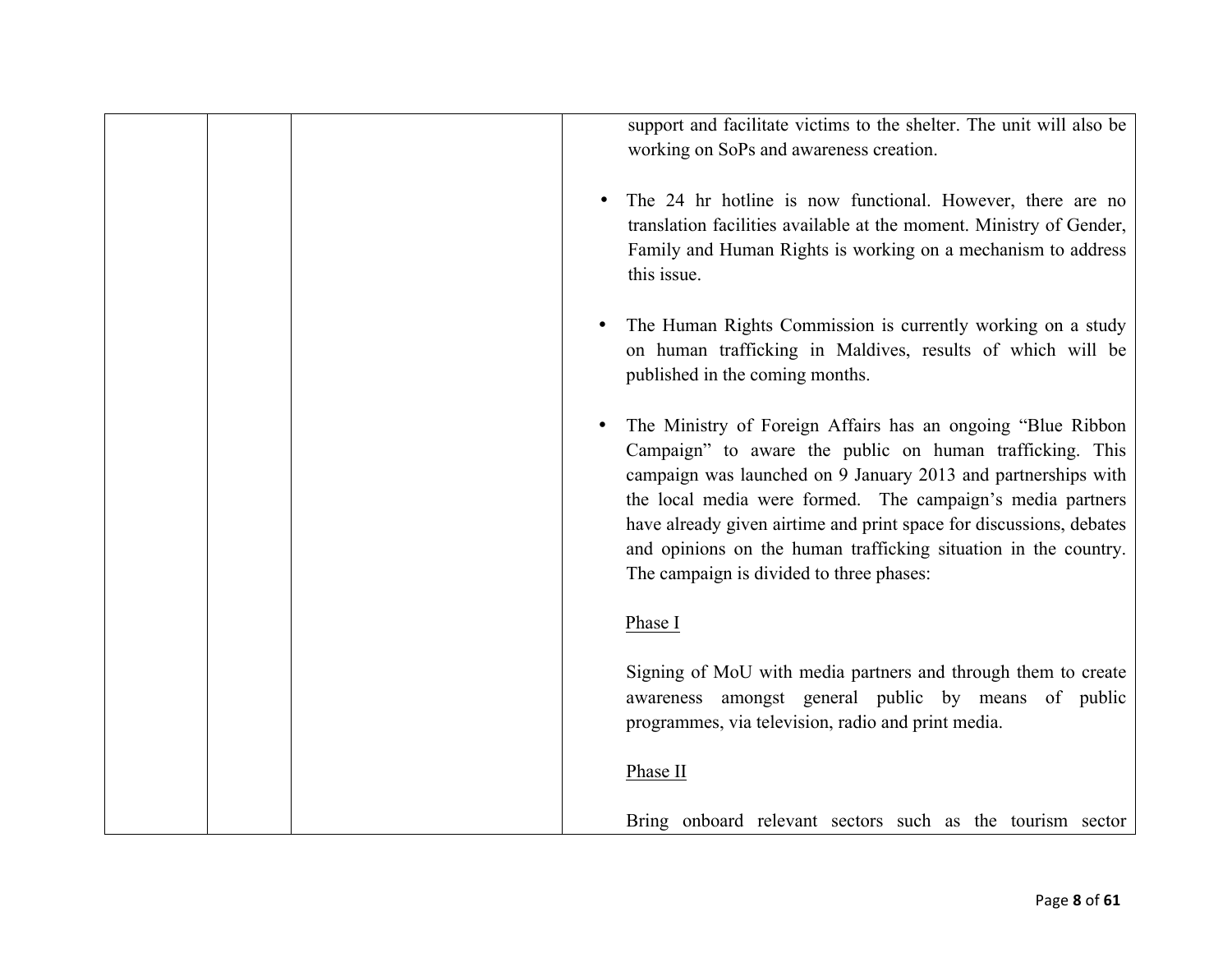| | | | support and facilitate victims to the shelter. The unit will also be working on SoPs and awareness creation.<br><br>• The 24 hr hotline is now functional. However, there are no translation facilities available at the moment. Ministry of Gender, Family and Human Rights is working on a mechanism to address this issue.<br><br>• The Human Rights Commission is currently working on a study on human trafficking in Maldives, results of which will be published in the coming months.<br><br>• The Ministry of Foreign Affairs has an ongoing "Blue Ribbon Campaign" to aware the public on human trafficking. This campaign was launched on 9 January 2013 and partnerships with the local media were formed. The campaign's media partners have already given airtime and print space for discussions, debates and opinions on the human trafficking situation in the country. The campaign is divided to three phases:<br><br><u>Phase I</u><br><br>Signing of MoU with media partners and through them to create awareness amongst general public by means of public programmes, via television, radio and print media.<br><br><u>Phase II</u><br><br>Bring onboard relevant sectors such as the tourism sector |
|---|---|---|---|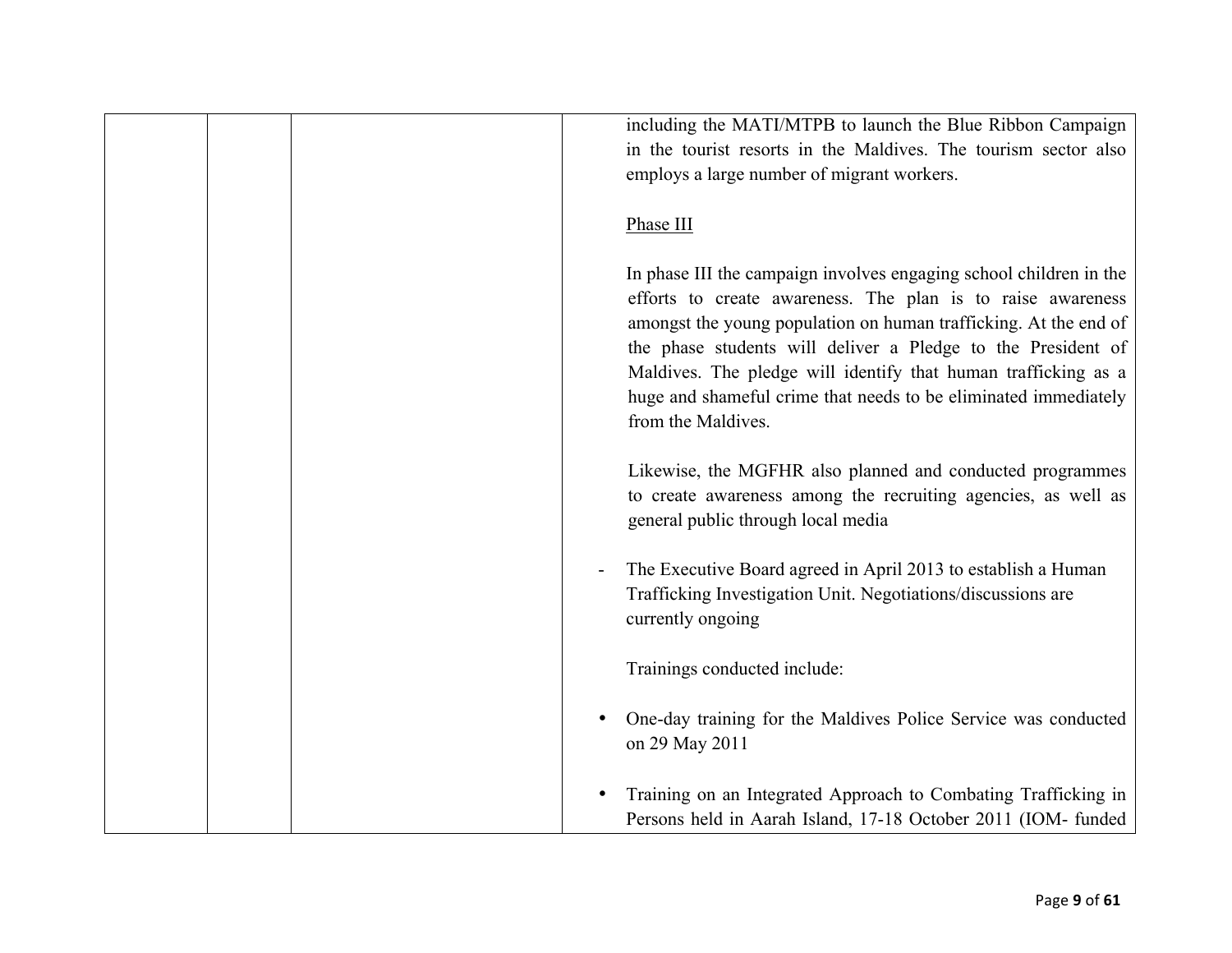|  |  |  | including the MATI/MTPB to launch the Blue Ribbon Campaign in the tourist resorts in the Maldives. The tourism sector also employs a large number of migrant workers.<br><br>Phase III<br><br>In phase III the campaign involves engaging school children in the efforts to create awareness. The plan is to raise awareness amongst the young population on human trafficking. At the end of the phase students will deliver a Pledge to the President of Maldives. The pledge will identify that human trafficking as a huge and shameful crime that needs to be eliminated immediately from the Maldives.<br><br>Likewise, the MGFHR also planned and conducted programmes to create awareness among the recruiting agencies, as well as general public through local media<br><br>- The Executive Board agreed in April 2013 to establish a Human Trafficking Investigation Unit. Negotiations/discussions are currently ongoing<br><br>Trainings conducted include:<br><br>• One-day training for the Maldives Police Service was conducted on 29 May 2011<br><br>• Training on an Integrated Approach to Combating Trafficking in Persons held in Aarah Island, 17-18 October 2011 (IOM- funded |
|---|---|---|---|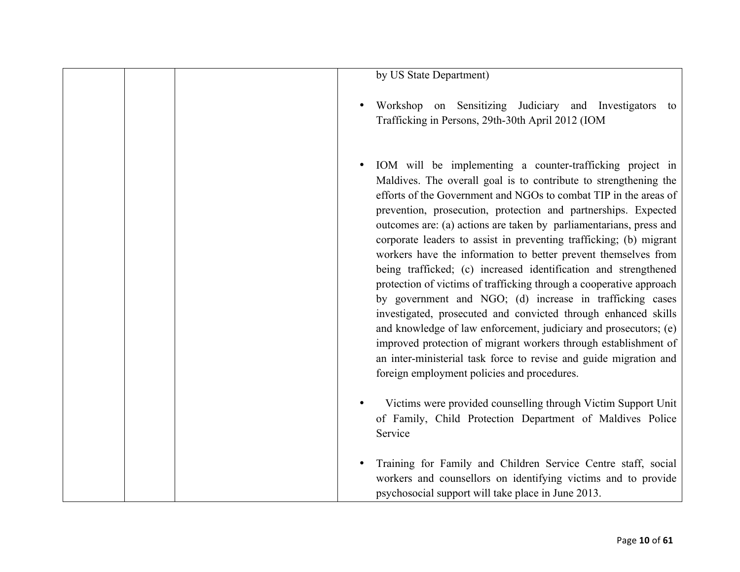| | | | by US State Department)<br><br>• Workshop on Sensitizing Judiciary and Investigators to Trafficking in Persons, 29th-30th April 2012 (IOM<br><br>• IOM will be implementing a counter-trafficking project in Maldives. The overall goal is to contribute to strengthening the efforts of the Government and NGOs to combat TIP in the areas of prevention, prosecution, protection and partnerships. Expected outcomes are: (a) actions are taken by parliamentarians, press and corporate leaders to assist in preventing trafficking; (b) migrant workers have the information to better prevent themselves from being trafficked; (c) increased identification and strengthened protection of victims of trafficking through a cooperative approach by government and NGO; (d) increase in trafficking cases investigated, prosecuted and convicted through enhanced skills and knowledge of law enforcement, judiciary and prosecutors; (e) improved protection of migrant workers through establishment of an inter-ministerial task force to revise and guide migration and foreign employment policies and procedures.<br><br>• Victims were provided counselling through Victim Support Unit of Family, Child Protection Department of Maldives Police Service<br><br>• Training for Family and Children Service Centre staff, social workers and counsellors on identifying victims and to provide psychosocial support will take place in June 2013. |
|---|---|---|---|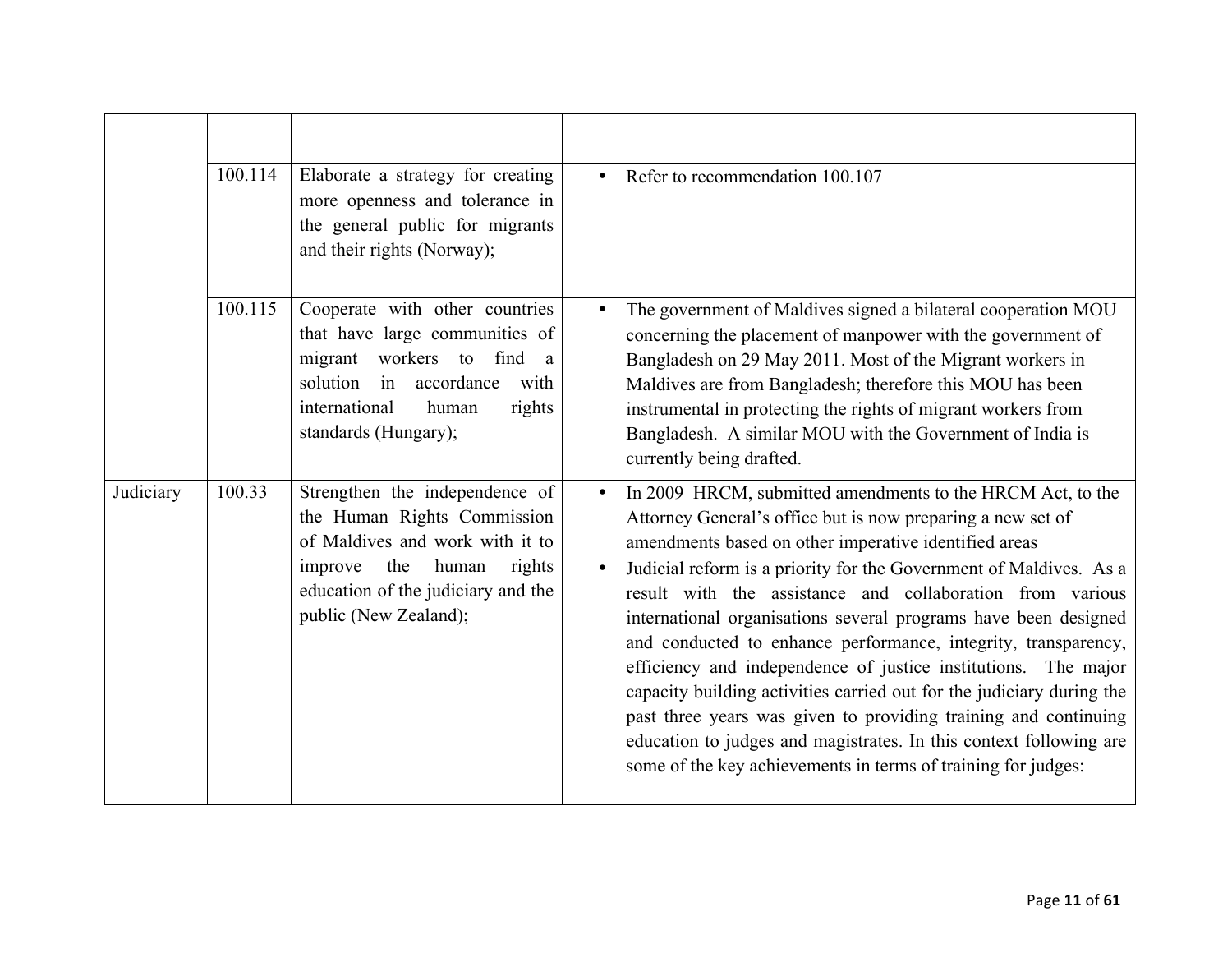| | | | |
|---|---|---|---|
| | 100.114 | Elaborate a strategy for creating more openness and tolerance in the general public for migrants and their rights (Norway); | • Refer to recommendation 100.107 |
| | 100.115 | Cooperate with other countries that have large communities of migrant workers to find a solution in accordance with international human rights standards (Hungary); | • The government of Maldives signed a bilateral cooperation MOU concerning the placement of manpower with the government of Bangladesh on 29 May 2011. Most of the Migrant workers in Maldives are from Bangladesh; therefore this MOU has been instrumental in protecting the rights of migrant workers from Bangladesh. A similar MOU with the Government of India is currently being drafted. |
| Judiciary | 100.33 | Strengthen the independence of the Human Rights Commission of Maldives and work with it to improve the human rights education of the judiciary and the public (New Zealand); | • In 2009 HRCM, submitted amendments to the HRCM Act, to the Attorney General's office but is now preparing a new set of amendments based on other imperative identified areas<br>• Judicial reform is a priority for the Government of Maldives. As a result with the assistance and collaboration from various international organisations several programs have been designed and conducted to enhance performance, integrity, transparency, efficiency and independence of justice institutions. The major capacity building activities carried out for the judiciary during the past three years was given to providing training and continuing education to judges and magistrates. In this context following are some of the key achievements in terms of training for judges: |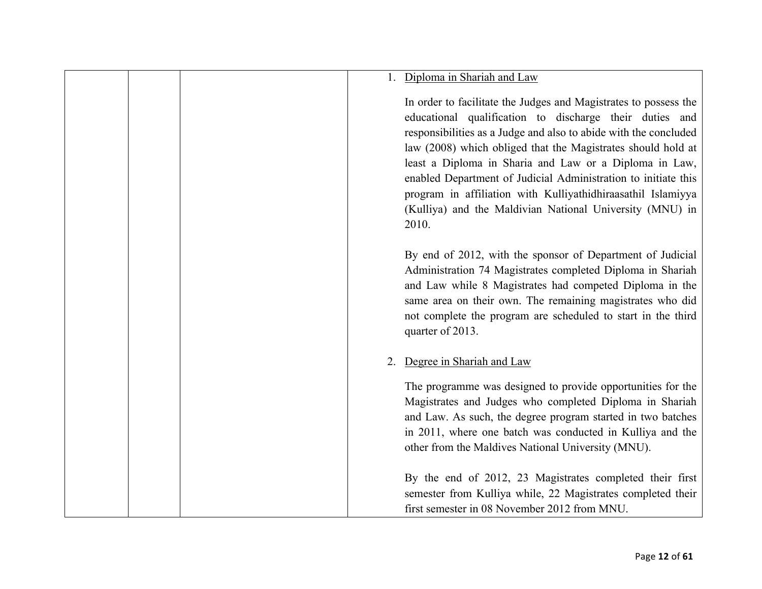| | | | 1. Diploma in Shariah and Law<br><br>In order to facilitate the Judges and Magistrates to possess the educational qualification to discharge their duties and responsibilities as a Judge and also to abide with the concluded law (2008) which obliged that the Magistrates should hold at least a Diploma in Sharia and Law or a Diploma in Law, enabled Department of Judicial Administration to initiate this program in affiliation with Kulliyathidhiraasathil Islamiyya (Kulliya) and the Maldivian National University (MNU) in 2010.<br><br>By end of 2012, with the sponsor of Department of Judicial Administration 74 Magistrates completed Diploma in Shariah and Law while 8 Magistrates had competed Diploma in the same area on their own. The remaining magistrates who did not complete the program are scheduled to start in the third quarter of 2013.<br><br>2. Degree in Shariah and Law<br><br>The programme was designed to provide opportunities for the Magistrates and Judges who completed Diploma in Shariah and Law. As such, the degree program started in two batches in 2011, where one batch was conducted in Kulliya and the other from the Maldives National University (MNU).<br><br>By the end of 2012, 23 Magistrates completed their first semester from Kulliya while, 22 Magistrates completed their first semester in 08 November 2012 from MNU. |
|---|---|---|---|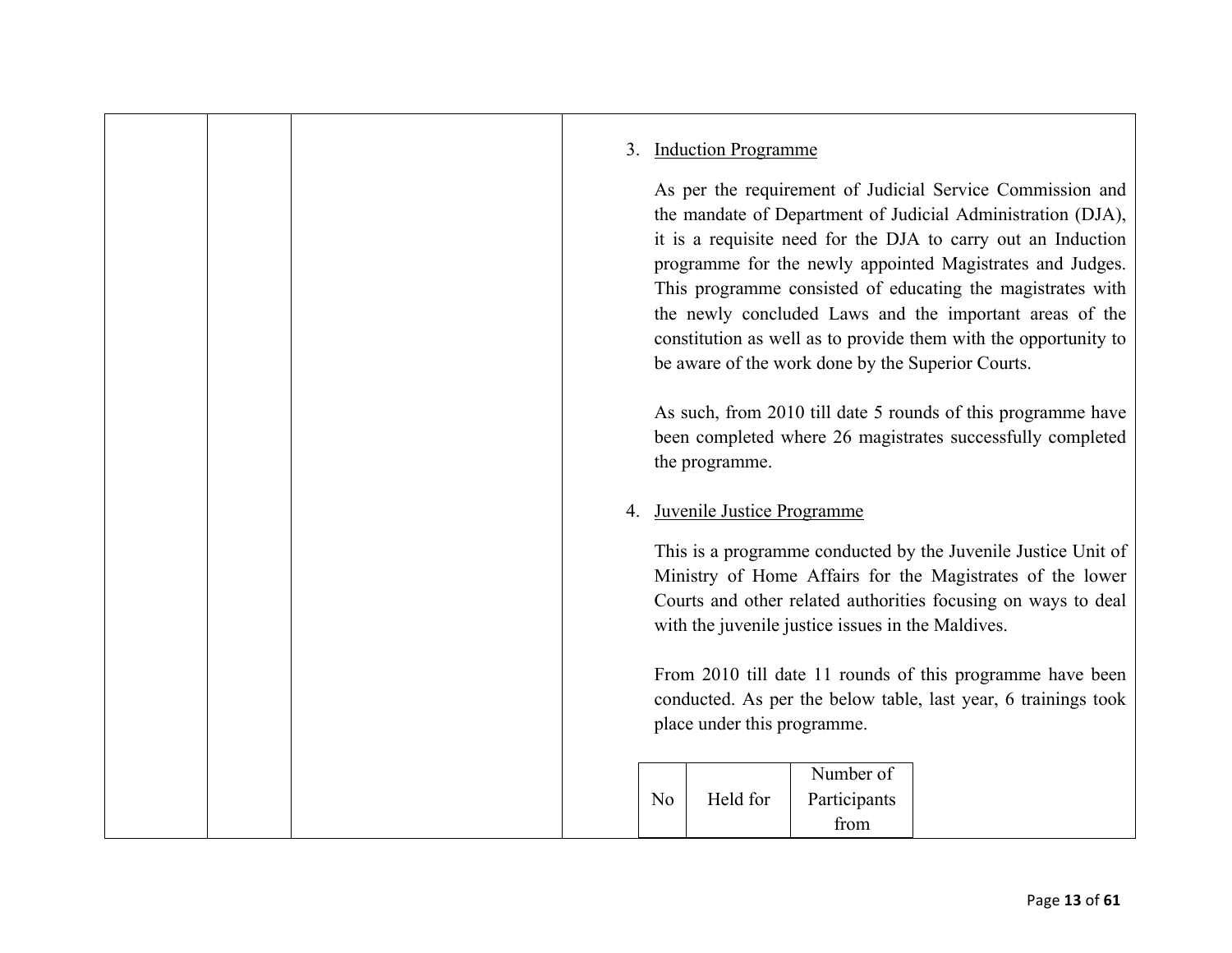3. Induction Programme

   As per the requirement of Judicial Service Commission and the mandate of Department of Judicial Administration (DJA), it is a requisite need for the DJA to carry out an Induction programme for the newly appointed Magistrates and Judges. This programme consisted of educating the magistrates with the newly concluded Laws and the important areas of the constitution as well as to provide them with the opportunity to be aware of the work done by the Superior Courts.

   As such, from 2010 till date 5 rounds of this programme have been completed where 26 magistrates successfully completed the programme.

4. Juvenile Justice Programme

   This is a programme conducted by the Juvenile Justice Unit of Ministry of Home Affairs for the Magistrates of the lower Courts and other related authorities focusing on ways to deal with the juvenile justice issues in the Maldives.

   From 2010 till date 11 rounds of this programme have been conducted. As per the below table, last year, 6 trainings took place under this programme.

| No | Held for | Number of Participants from |
|---|---|---|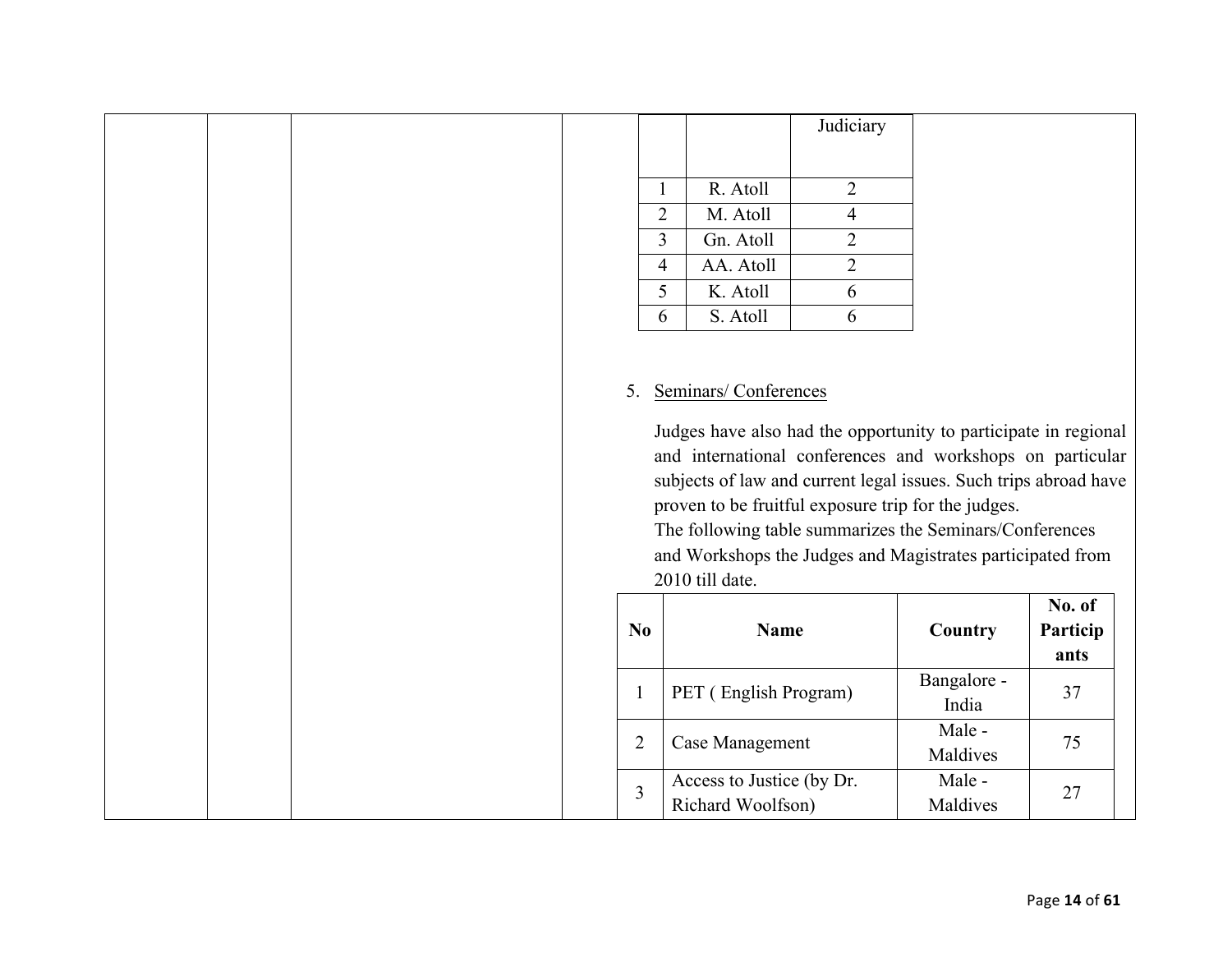| | | Judiciary |
|---|---|---|
| 1 | R. Atoll | 2 |
| 2 | M. Atoll | 4 |
| 3 | Gn. Atoll | 2 |
| 4 | AA. Atoll | 2 |
| 5 | K. Atoll | 6 |
| 6 | S. Atoll | 6 |

5. Seminars/ Conferences

Judges have also had the opportunity to participate in regional and international conferences and workshops on particular subjects of law and current legal issues. Such trips abroad have proven to be fruitful exposure trip for the judges.
The following table summarizes the Seminars/Conferences and Workshops the Judges and Magistrates participated from 2010 till date.

| No | Name | Country | No. of Participants |
|---|---|---|---|
| 1 | PET ( English Program) | Bangalore - India | 37 |
| 2 | Case Management | Male - Maldives | 75 |
| 3 | Access to Justice (by Dr. Richard Woolfson) | Male - Maldives | 27 |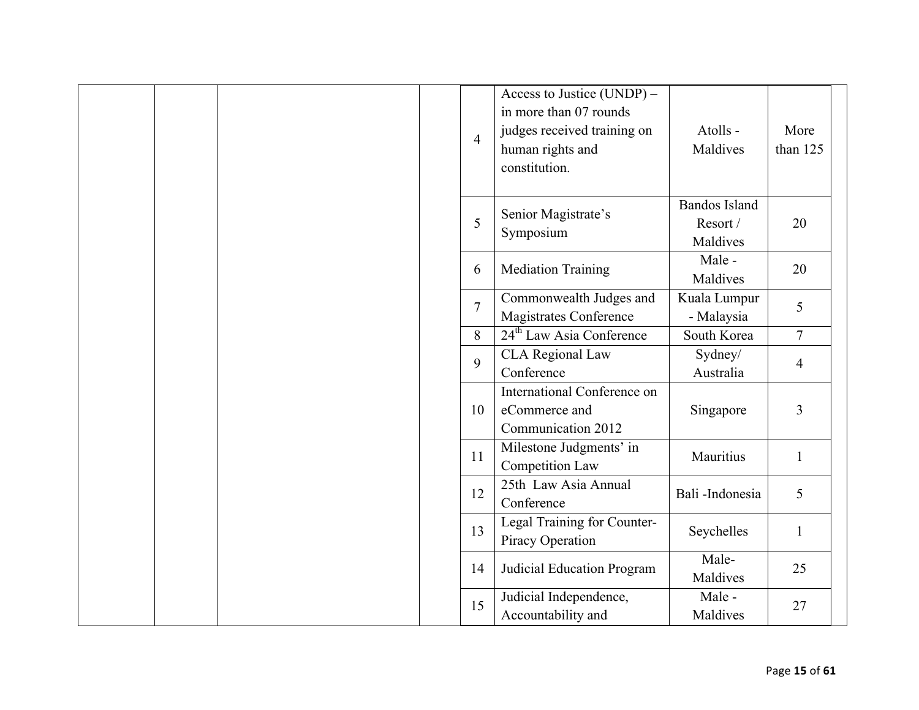| | | | | No. | Program | Venue | Participants | |
|---|---|---|---|---|---|---|---|---|
| | | | | 4 | Access to Justice (UNDP) – in more than 07 rounds judges received training on human rights and constitution. | Atolls - Maldives | More than 125 | |
| | | | | 5 | Senior Magistrate's Symposium | Bandos Island Resort / Maldives | 20 | |
| | | | | 6 | Mediation Training | Male - Maldives | 20 | |
| | | | | 7 | Commonwealth Judges and Magistrates Conference | Kuala Lumpur - Malaysia | 5 | |
| | | | | 8 | 24th Law Asia Conference | South Korea | 7 | |
| | | | | 9 | CLA Regional Law Conference | Sydney/ Australia | 4 | |
| | | | | 10 | International Conference on eCommerce and Communication 2012 | Singapore | 3 | |
| | | | | 11 | Milestone Judgments' in Competition Law | Mauritius | 1 | |
| | | | | 12 | 25th Law Asia Annual Conference | Bali -Indonesia | 5 | |
| | | | | 13 | Legal Training for Counter-Piracy Operation | Seychelles | 1 | |
| | | | | 14 | Judicial Education Program | Male-Maldives | 25 | |
| | | | | 15 | Judicial Independence, Accountability and | Male - Maldives | 27 | |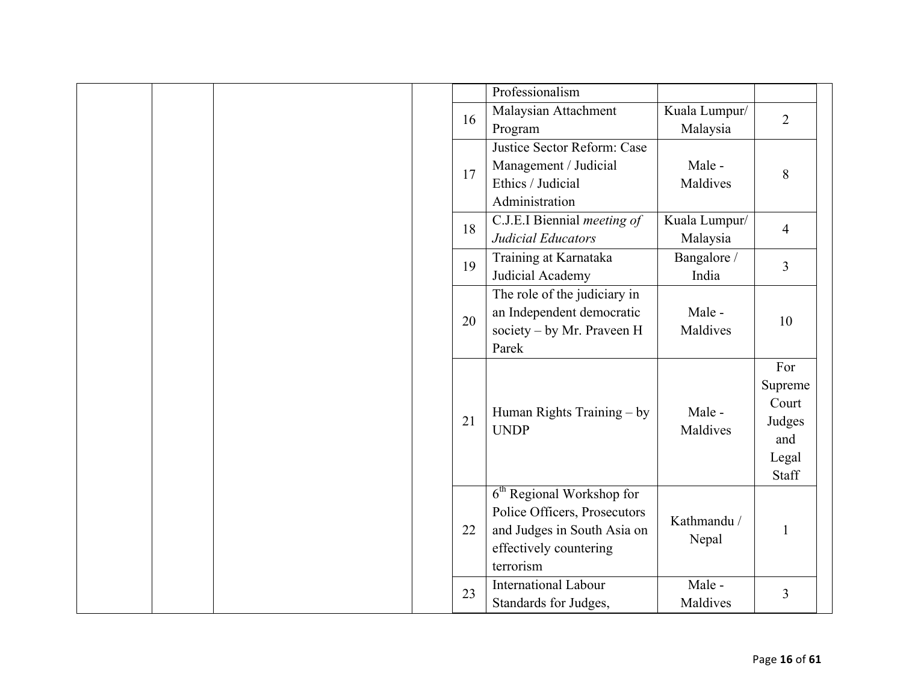| | | | | | | | |
|---|---|---|---|---|---|---|---|
| | | | | | Professionalism | | |
| | | | | 16 | Malaysian Attachment Program | Kuala Lumpur/ Malaysia | 2 |
| | | | | 17 | Justice Sector Reform: Case Management / Judicial Ethics / Judicial Administration | Male - Maldives | 8 |
| | | | | 18 | C.J.E.I Biennial *meeting of Judicial Educators* | Kuala Lumpur/ Malaysia | 4 |
| | | | | 19 | Training at Karnataka Judicial Academy | Bangalore / India | 3 |
| | | | | 20 | The role of the judiciary in an Independent democratic society – by Mr. Praveen H Parek | Male - Maldives | 10 |
| | | | | 21 | Human Rights Training – by UNDP | Male - Maldives | For Supreme Court Judges and Legal Staff |
| | | | | 22 | 6th Regional Workshop for Police Officers, Prosecutors and Judges in South Asia on effectively countering terrorism | Kathmandu / Nepal | 1 |
| | | | | 23 | International Labour Standards for Judges, | Male - Maldives | 3 |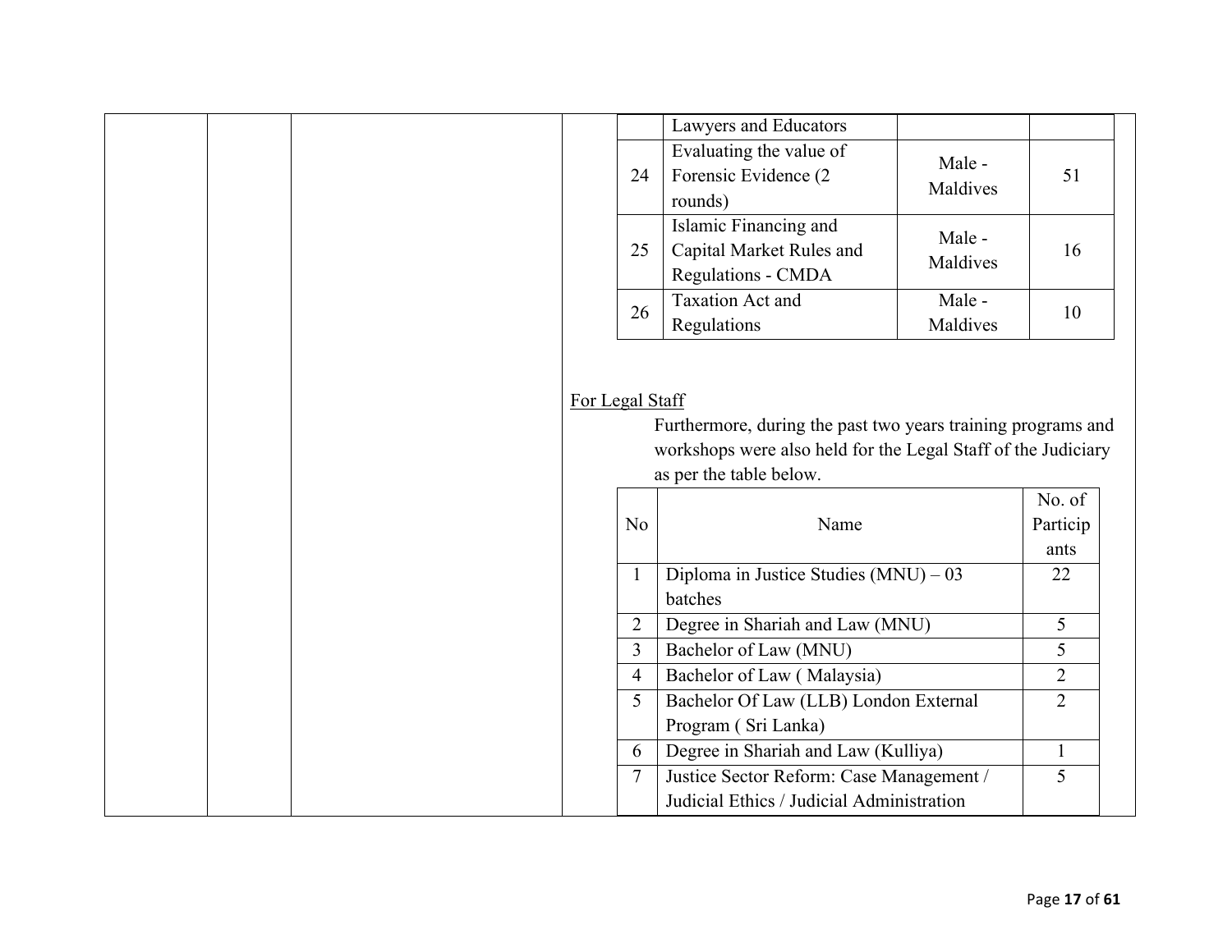| | | | |
|---|---|---|---|
| | Lawyers and Educators | | |
| 24 | Evaluating the value of Forensic Evidence (2 rounds) | Male - Maldives | 51 |
| 25 | Islamic Financing and Capital Market Rules and Regulations - CMDA | Male - Maldives | 16 |
| 26 | Taxation Act and Regulations | Male - Maldives | 10 |

For Legal Staff

Furthermore, during the past two years training programs and workshops were also held for the Legal Staff of the Judiciary as per the table below.

| No | Name | No. of Participants |
|---|---|---|
| 1 | Diploma in Justice Studies (MNU) – 03 batches | 22 |
| 2 | Degree in Shariah and Law (MNU) | 5 |
| 3 | Bachelor of Law (MNU) | 5 |
| 4 | Bachelor of Law ( Malaysia) | 2 |
| 5 | Bachelor Of Law (LLB) London External Program ( Sri Lanka) | 2 |
| 6 | Degree in Shariah and Law (Kulliya) | 1 |
| 7 | Justice Sector Reform: Case Management / Judicial Ethics / Judicial Administration | 5 |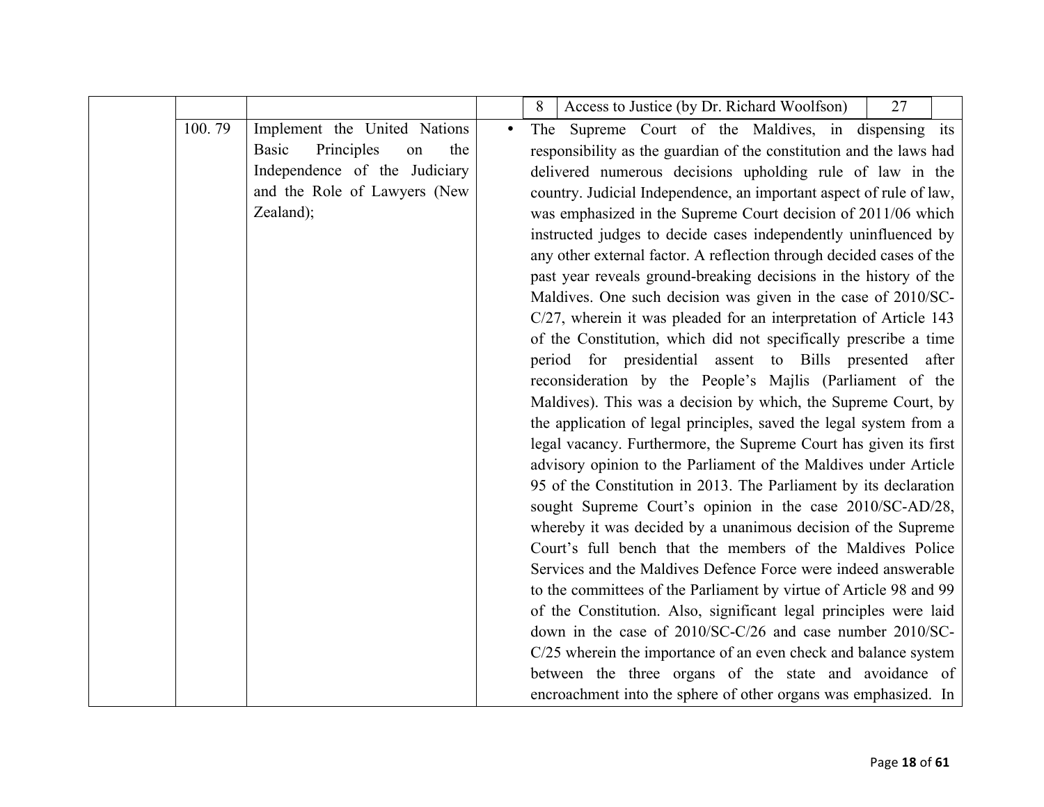| | | | |
|---|---|---|---|
| | | | 8 \| Access to Justice (by Dr. Richard Woolfson) \| 27 |
| | 100. 79 | Implement the United Nations Basic Principles on the Independence of the Judiciary and the Role of Lawyers (New Zealand); | • The Supreme Court of the Maldives, in dispensing its responsibility as the guardian of the constitution and the laws had delivered numerous decisions upholding rule of law in the country. Judicial Independence, an important aspect of rule of law, was emphasized in the Supreme Court decision of 2011/06 which instructed judges to decide cases independently uninfluenced by any other external factor. A reflection through decided cases of the past year reveals ground-breaking decisions in the history of the Maldives. One such decision was given in the case of 2010/SC-C/27, wherein it was pleaded for an interpretation of Article 143 of the Constitution, which did not specifically prescribe a time period for presidential assent to Bills presented after reconsideration by the People's Majlis (Parliament of the Maldives). This was a decision by which, the Supreme Court, by the application of legal principles, saved the legal system from a legal vacancy. Furthermore, the Supreme Court has given its first advisory opinion to the Parliament of the Maldives under Article 95 of the Constitution in 2013. The Parliament by its declaration sought Supreme Court's opinion in the case 2010/SC-AD/28, whereby it was decided by a unanimous decision of the Supreme Court's full bench that the members of the Maldives Police Services and the Maldives Defence Force were indeed answerable to the committees of the Parliament by virtue of Article 98 and 99 of the Constitution. Also, significant legal principles were laid down in the case of 2010/SC-C/26 and case number 2010/SC-C/25 wherein the importance of an even check and balance system between the three organs of the state and avoidance of encroachment into the sphere of other organs was emphasized. In |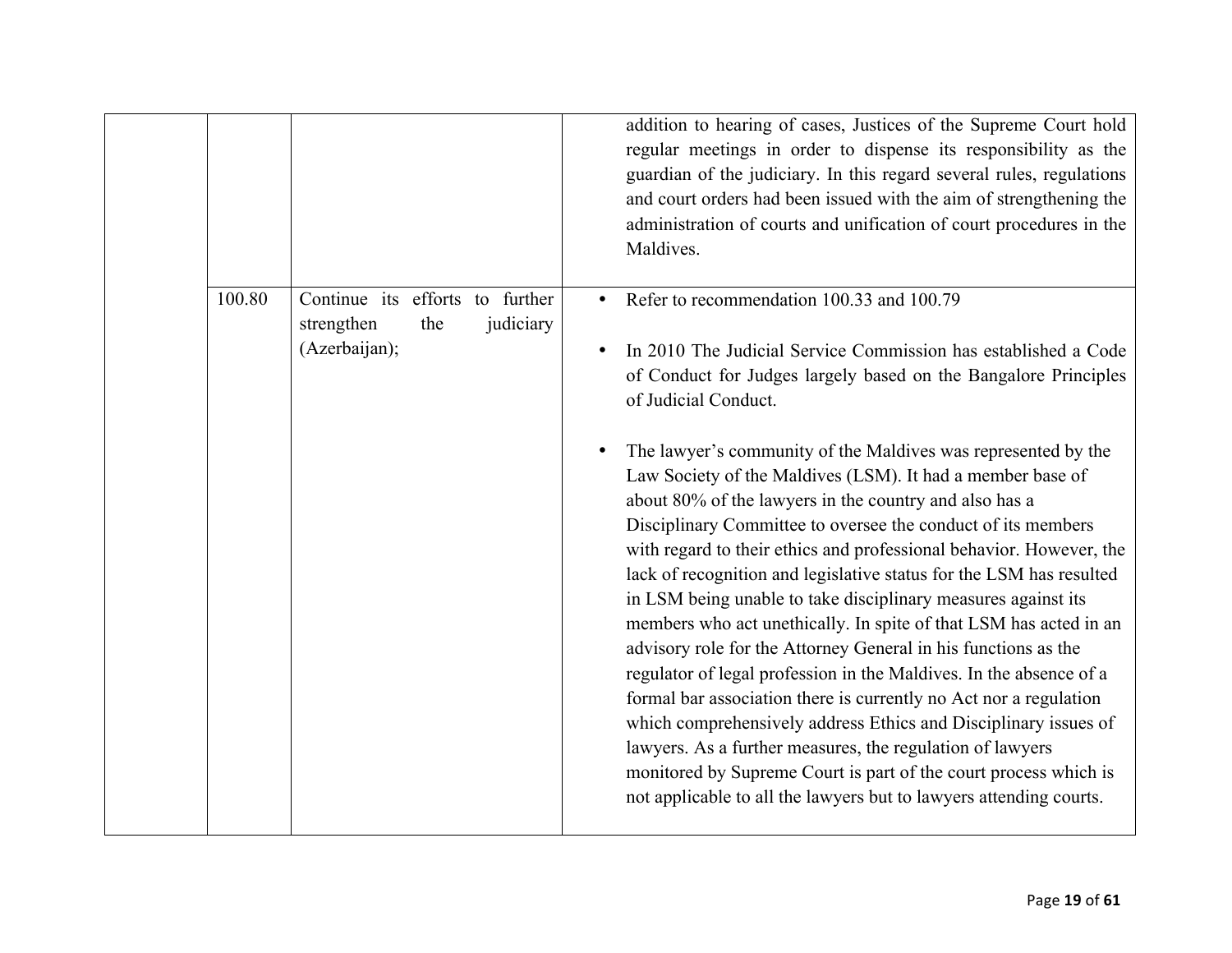| | | | |
|---|---|---|---|
| | | | addition to hearing of cases, Justices of the Supreme Court hold regular meetings in order to dispense its responsibility as the guardian of the judiciary. In this regard several rules, regulations and court orders had been issued with the aim of strengthening the administration of courts and unification of court procedures in the Maldives. |
| | 100.80 | Continue its efforts to further strengthen the judiciary (Azerbaijan); | • Refer to recommendation 100.33 and 100.79<br><br>• In 2010 The Judicial Service Commission has established a Code of Conduct for Judges largely based on the Bangalore Principles of Judicial Conduct.<br><br>• The lawyer's community of the Maldives was represented by the Law Society of the Maldives (LSM). It had a member base of about 80% of the lawyers in the country and also has a Disciplinary Committee to oversee the conduct of its members with regard to their ethics and professional behavior. However, the lack of recognition and legislative status for the LSM has resulted in LSM being unable to take disciplinary measures against its members who act unethically. In spite of that LSM has acted in an advisory role for the Attorney General in his functions as the regulator of legal profession in the Maldives. In the absence of a formal bar association there is currently no Act nor a regulation which comprehensively address Ethics and Disciplinary issues of lawyers. As a further measures, the regulation of lawyers monitored by Supreme Court is part of the court process which is not applicable to all the lawyers but to lawyers attending courts. |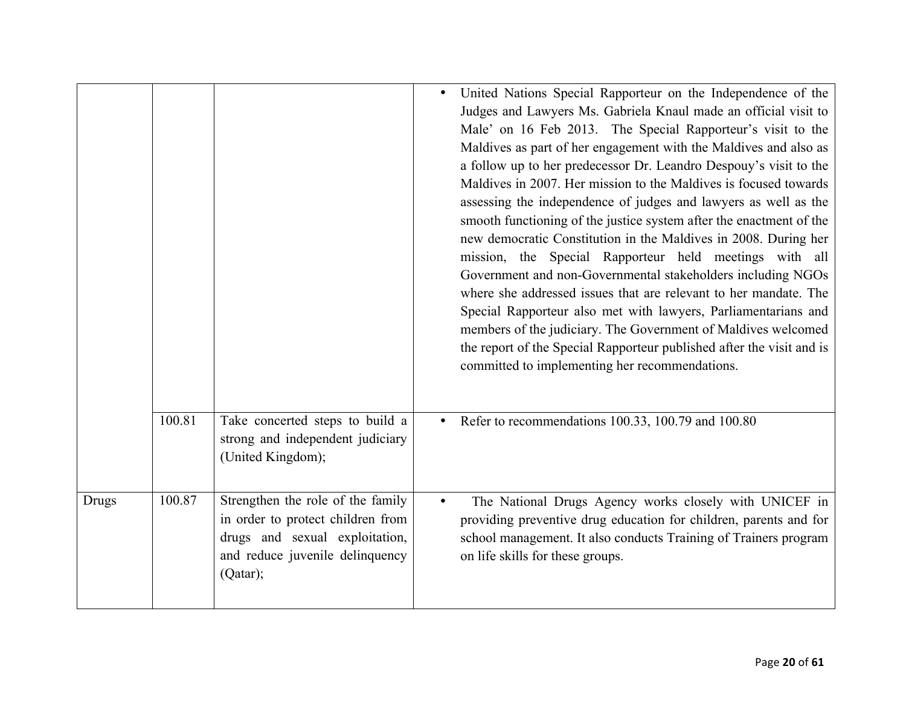| | | | |
|---|---|---|---|
| | | | • United Nations Special Rapporteur on the Independence of the Judges and Lawyers Ms. Gabriela Knaul made an official visit to Male' on 16 Feb 2013. The Special Rapporteur's visit to the Maldives as part of her engagement with the Maldives and also as a follow up to her predecessor Dr. Leandro Despouy's visit to the Maldives in 2007. Her mission to the Maldives is focused towards assessing the independence of judges and lawyers as well as the smooth functioning of the justice system after the enactment of the new democratic Constitution in the Maldives in 2008. During her mission, the Special Rapporteur held meetings with all Government and non-Governmental stakeholders including NGOs where she addressed issues that are relevant to her mandate. The Special Rapporteur also met with lawyers, Parliamentarians and members of the judiciary. The Government of Maldives welcomed the report of the Special Rapporteur published after the visit and is committed to implementing her recommendations. |
| | 100.81 | Take concerted steps to build a strong and independent judiciary (United Kingdom); | • Refer to recommendations 100.33, 100.79 and 100.80 |
| Drugs | 100.87 | Strengthen the role of the family in order to protect children from drugs and sexual exploitation, and reduce juvenile delinquency (Qatar); | • The National Drugs Agency works closely with UNICEF in providing preventive drug education for children, parents and for school management. It also conducts Training of Trainers program on life skills for these groups. |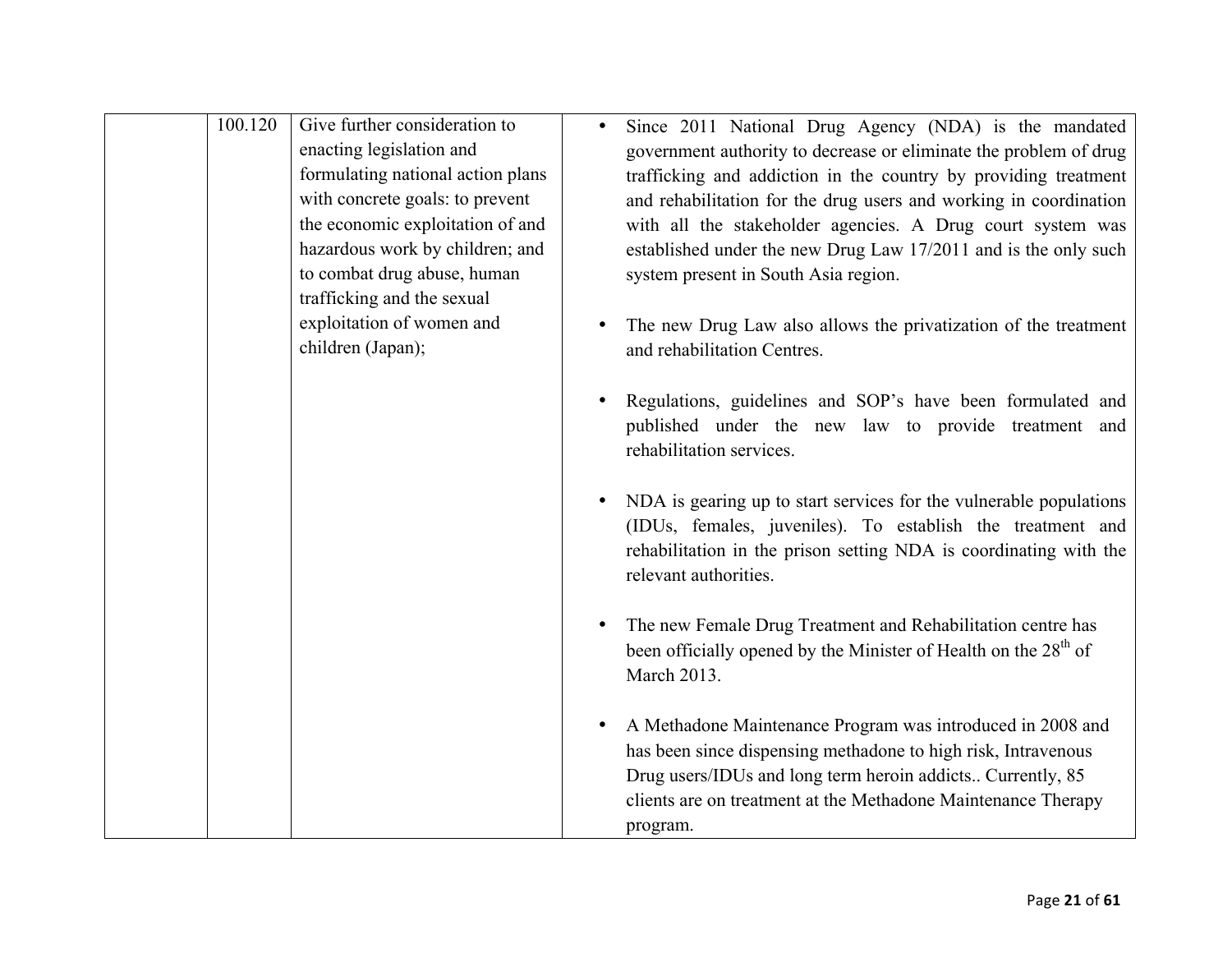|  | 100.120 | Give further consideration to enacting legislation and formulating national action plans with concrete goals: to prevent the economic exploitation of and hazardous work by children; and to combat drug abuse, human trafficking and the sexual exploitation of women and children (Japan); | • Since 2011 National Drug Agency (NDA) is the mandated government authority to decrease or eliminate the problem of drug trafficking and addiction in the country by providing treatment and rehabilitation for the drug users and working in coordination with all the stakeholder agencies. A Drug court system was established under the new Drug Law 17/2011 and is the only such system present in South Asia region.<br><br>• The new Drug Law also allows the privatization of the treatment and rehabilitation Centres.<br><br>• Regulations, guidelines and SOP's have been formulated and published under the new law to provide treatment and rehabilitation services.<br><br>• NDA is gearing up to start services for the vulnerable populations (IDUs, females, juveniles). To establish the treatment and rehabilitation in the prison setting NDA is coordinating with the relevant authorities.<br><br>• The new Female Drug Treatment and Rehabilitation centre has been officially opened by the Minister of Health on the 28th of March 2013.<br><br>• A Methadone Maintenance Program was introduced in 2008 and has been since dispensing methadone to high risk, Intravenous Drug users/IDUs and long term heroin addicts.. Currently, 85 clients are on treatment at the Methadone Maintenance Therapy program. |
|---|---|---|---|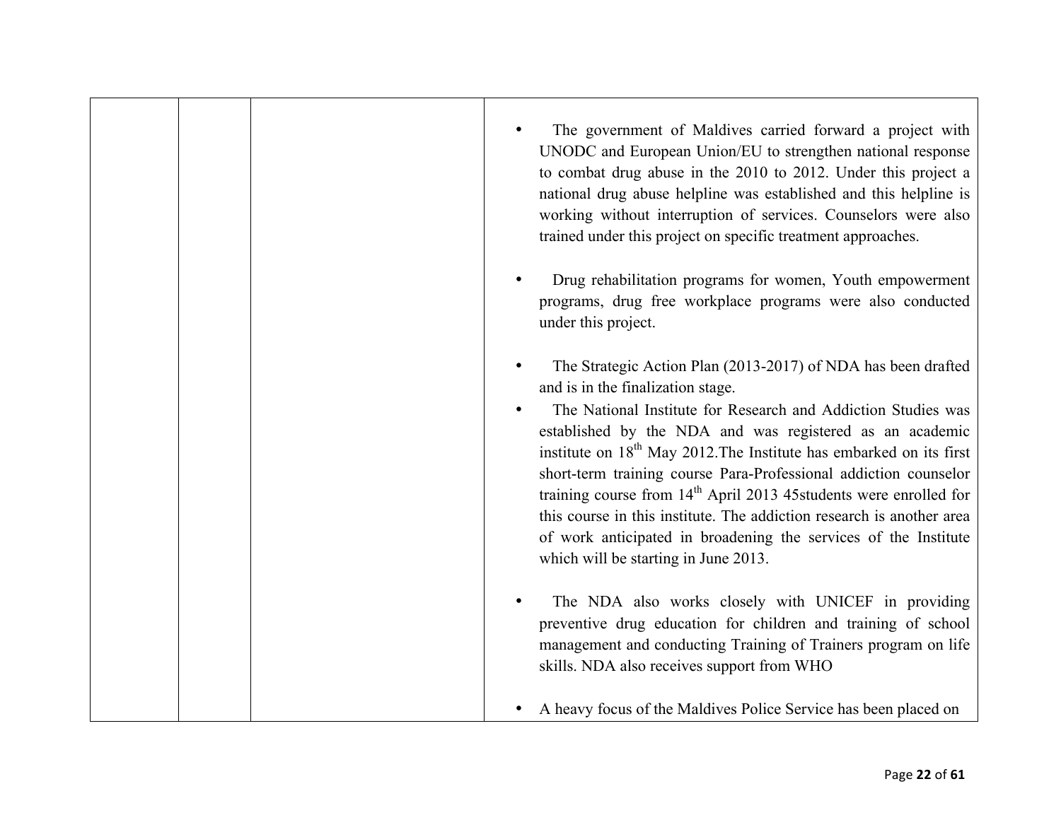| | | | |
|---|---|---|---|
| | | | • The government of Maldives carried forward a project with UNODC and European Union/EU to strengthen national response to combat drug abuse in the 2010 to 2012. Under this project a national drug abuse helpline was established and this helpline is working without interruption of services. Counselors were also trained under this project on specific treatment approaches.<br><br>• Drug rehabilitation programs for women, Youth empowerment programs, drug free workplace programs were also conducted under this project.<br><br>• The Strategic Action Plan (2013-2017) of NDA has been drafted and is in the finalization stage.<br>• The National Institute for Research and Addiction Studies was established by the NDA and was registered as an academic institute on 18th May 2012.The Institute has embarked on its first short-term training course Para-Professional addiction counselor training course from 14th April 2013 45students were enrolled for this course in this institute. The addiction research is another area of work anticipated in broadening the services of the Institute which will be starting in June 2013.<br><br>• The NDA also works closely with UNICEF in providing preventive drug education for children and training of school management and conducting Training of Trainers program on life skills. NDA also receives support from WHO<br><br>• A heavy focus of the Maldives Police Service has been placed on |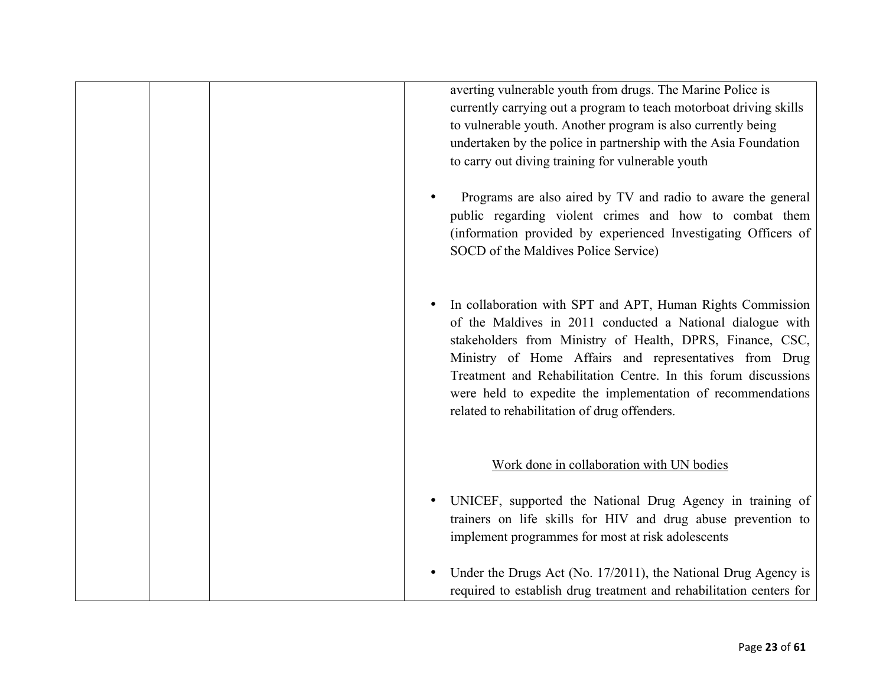| | | | averting vulnerable youth from drugs. The Marine Police is currently carrying out a program to teach motorboat driving skills to vulnerable youth. Another program is also currently being undertaken by the police in partnership with the Asia Foundation to carry out diving training for vulnerable youth<br><br>• Programs are also aired by TV and radio to aware the general public regarding violent crimes and how to combat them (information provided by experienced Investigating Officers of SOCD of the Maldives Police Service)<br><br>• In collaboration with SPT and APT, Human Rights Commission of the Maldives in 2011 conducted a National dialogue with stakeholders from Ministry of Health, DPRS, Finance, CSC, Ministry of Home Affairs and representatives from Drug Treatment and Rehabilitation Centre. In this forum discussions were held to expedite the implementation of recommendations related to rehabilitation of drug offenders.<br><br><u>Work done in collaboration with UN bodies</u><br><br>• UNICEF, supported the National Drug Agency in training of trainers on life skills for HIV and drug abuse prevention to implement programmes for most at risk adolescents<br><br>• Under the Drugs Act (No. 17/2011), the National Drug Agency is required to establish drug treatment and rehabilitation centers for |
|---|---|---|---|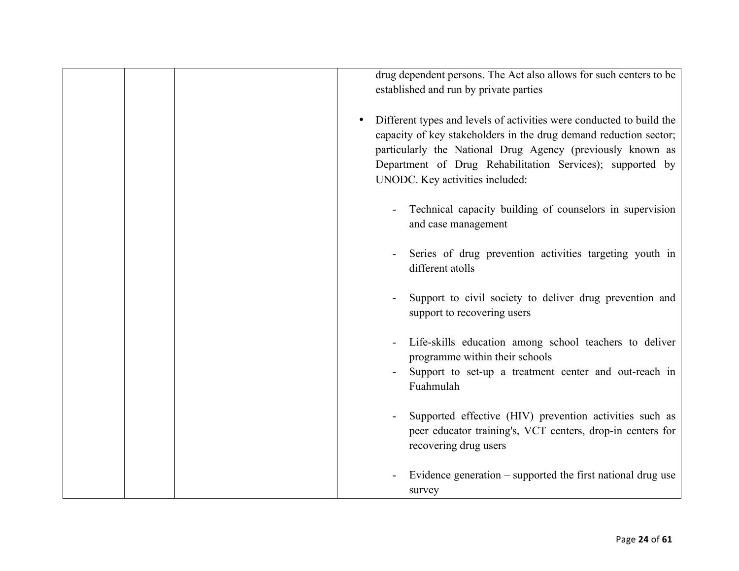| | | | |
|---|---|---|---|
| | | | drug dependent persons. The Act also allows for such centers to be established and run by private parties<br><br>• Different types and levels of activities were conducted to build the capacity of key stakeholders in the drug demand reduction sector; particularly the National Drug Agency (previously known as Department of Drug Rehabilitation Services); supported by UNODC. Key activities included:<br><br>- Technical capacity building of counselors in supervision and case management<br><br>- Series of drug prevention activities targeting youth in different atolls<br><br>- Support to civil society to deliver drug prevention and support to recovering users<br><br>- Life-skills education among school teachers to deliver programme within their schools<br>- Support to set-up a treatment center and out-reach in Fuahmulah<br><br>- Supported effective (HIV) prevention activities such as peer educator training's, VCT centers, drop-in centers for recovering drug users<br><br>- Evidence generation – supported the first national drug use survey |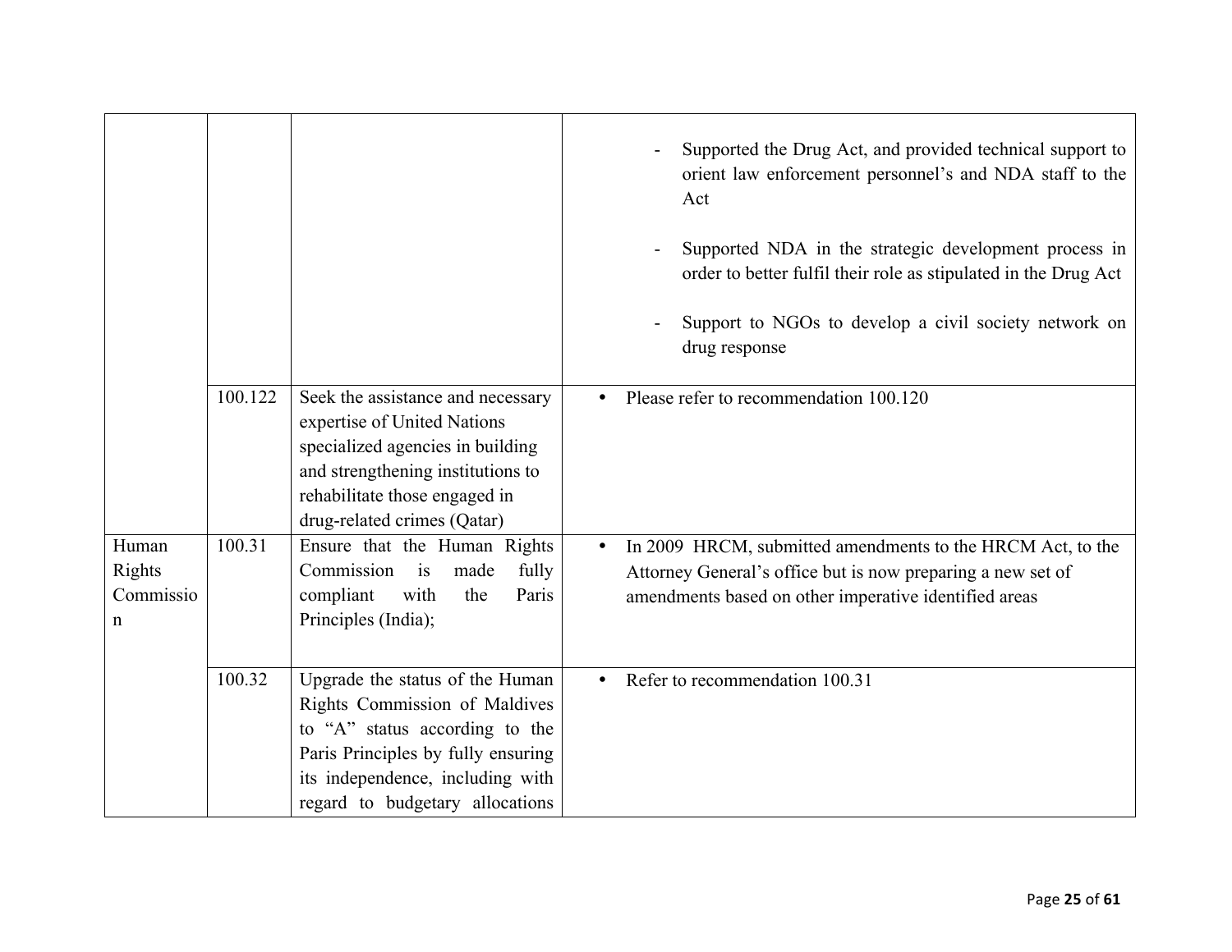| | | | |
|---|---|---|---|
| | | | - Supported the Drug Act, and provided technical support to orient law enforcement personnel's and NDA staff to the Act<br><br>- Supported NDA in the strategic development process in order to better fulfil their role as stipulated in the Drug Act<br><br>- Support to NGOs to develop a civil society network on drug response |
| | 100.122 | Seek the assistance and necessary expertise of United Nations specialized agencies in building and strengthening institutions to rehabilitate those engaged in drug-related crimes (Qatar) | • Please refer to recommendation 100.120 |
| Human Rights Commission | 100.31 | Ensure that the Human Rights Commission is made fully compliant with the Paris Principles (India); | • In 2009 HRCM, submitted amendments to the HRCM Act, to the Attorney General's office but is now preparing a new set of amendments based on other imperative identified areas |
| | 100.32 | Upgrade the status of the Human Rights Commission of Maldives to "A" status according to the Paris Principles by fully ensuring its independence, including with regard to budgetary allocations | • Refer to recommendation 100.31 |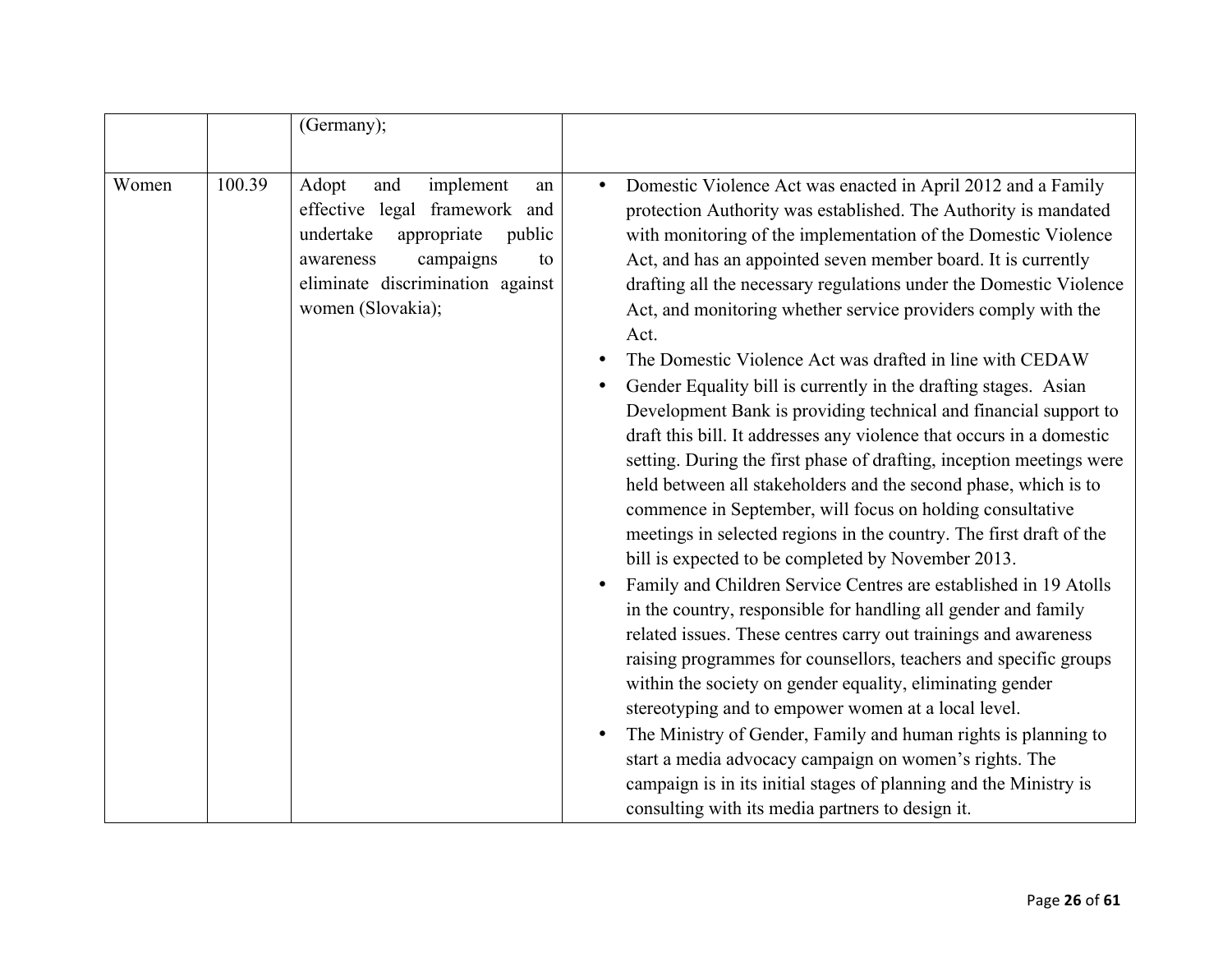| | | | |
|---|---|---|---|
| | | (Germany); | |
| Women | 100.39 | Adopt and implement an effective legal framework and undertake appropriate public awareness campaigns to eliminate discrimination against women (Slovakia); | • Domestic Violence Act was enacted in April 2012 and a Family protection Authority was established. The Authority is mandated with monitoring of the implementation of the Domestic Violence Act, and has an appointed seven member board. It is currently drafting all the necessary regulations under the Domestic Violence Act, and monitoring whether service providers comply with the Act.<br>• The Domestic Violence Act was drafted in line with CEDAW<br>• Gender Equality bill is currently in the drafting stages. Asian Development Bank is providing technical and financial support to draft this bill. It addresses any violence that occurs in a domestic setting. During the first phase of drafting, inception meetings were held between all stakeholders and the second phase, which is to commence in September, will focus on holding consultative meetings in selected regions in the country. The first draft of the bill is expected to be completed by November 2013.<br>• Family and Children Service Centres are established in 19 Atolls in the country, responsible for handling all gender and family related issues. These centres carry out trainings and awareness raising programmes for counsellors, teachers and specific groups within the society on gender equality, eliminating gender stereotyping and to empower women at a local level.<br>• The Ministry of Gender, Family and human rights is planning to start a media advocacy campaign on women's rights. The campaign is in its initial stages of planning and the Ministry is consulting with its media partners to design it. |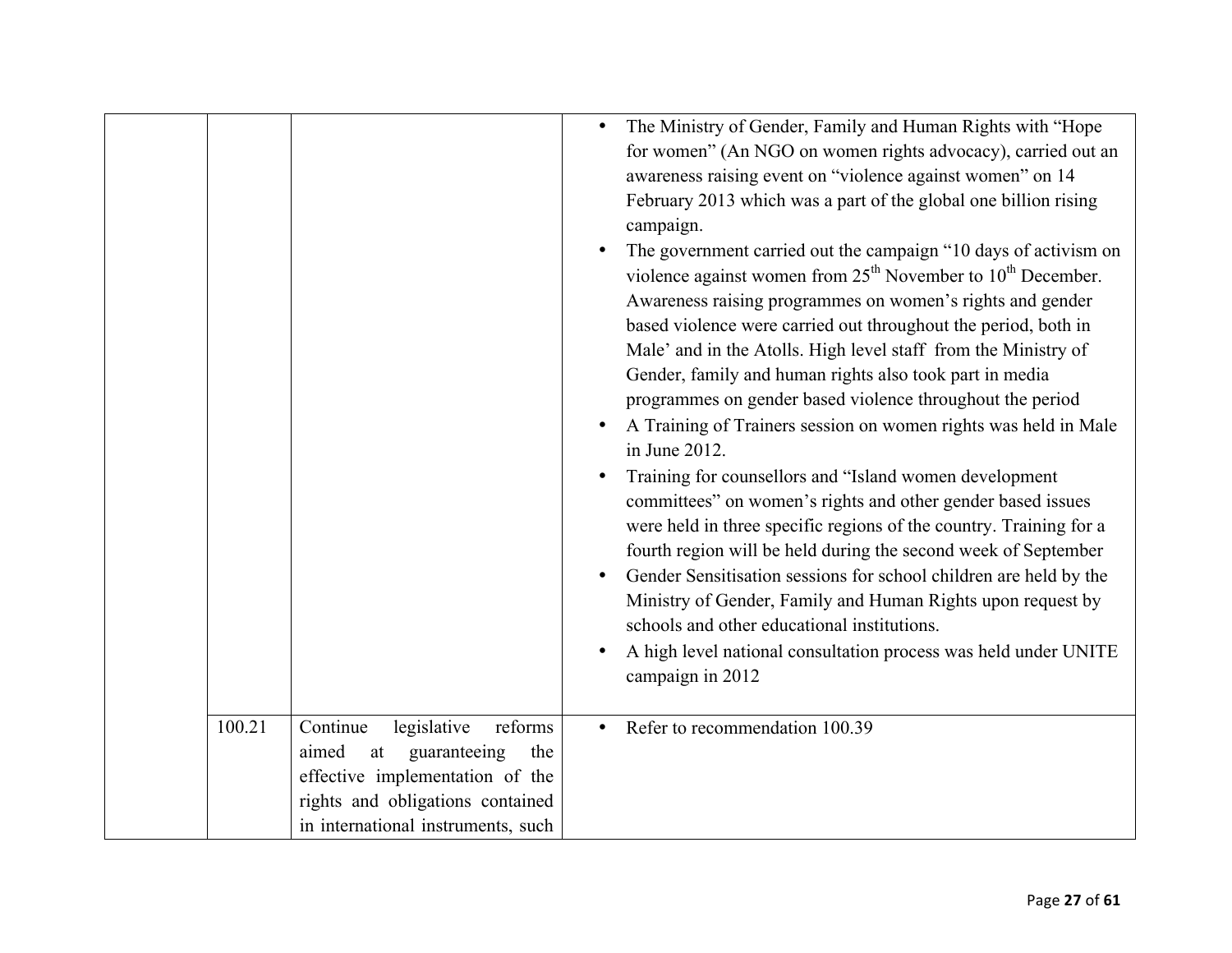| | | | |
|---|---|---|---|
| | | | • The Ministry of Gender, Family and Human Rights with "Hope for women" (An NGO on women rights advocacy), carried out an awareness raising event on "violence against women" on 14 February 2013 which was a part of the global one billion rising campaign.<br>• The government carried out the campaign "10 days of activism on violence against women from 25th November to 10th December. Awareness raising programmes on women's rights and gender based violence were carried out throughout the period, both in Male' and in the Atolls. High level staff from the Ministry of Gender, family and human rights also took part in media programmes on gender based violence throughout the period<br>• A Training of Trainers session on women rights was held in Male in June 2012.<br>• Training for counsellors and "Island women development committees" on women's rights and other gender based issues were held in three specific regions of the country. Training for a fourth region will be held during the second week of September<br>• Gender Sensitisation sessions for school children are held by the Ministry of Gender, Family and Human Rights upon request by schools and other educational institutions.<br>• A high level national consultation process was held under UNITE campaign in 2012 |
| | 100.21 | Continue legislative reforms aimed at guaranteeing the effective implementation of the rights and obligations contained in international instruments, such | • Refer to recommendation 100.39 |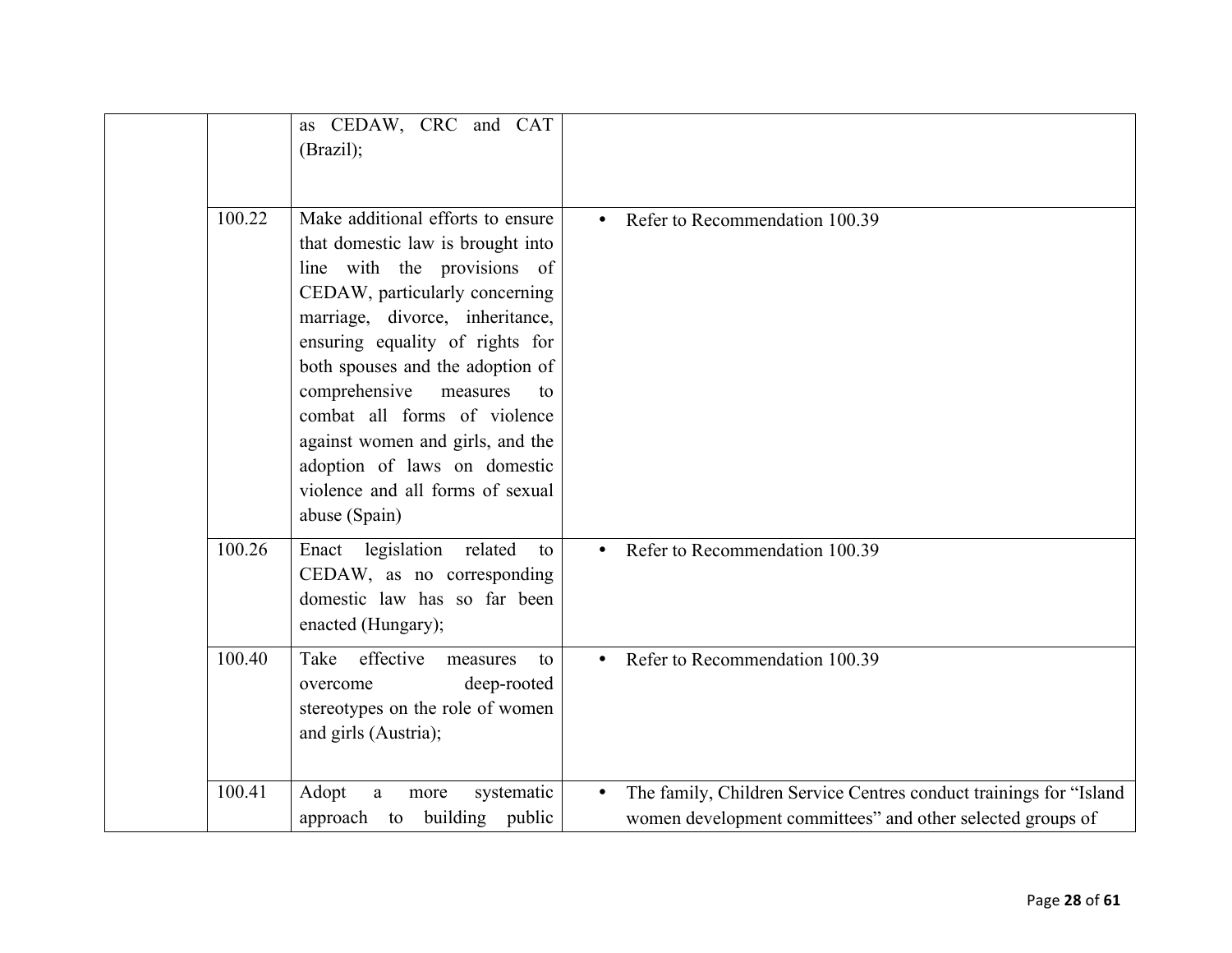| | | | |
|---|---|---|---|
| | | as CEDAW, CRC and CAT (Brazil); | |
| | 100.22 | Make additional efforts to ensure that domestic law is brought into line with the provisions of CEDAW, particularly concerning marriage, divorce, inheritance, ensuring equality of rights for both spouses and the adoption of comprehensive measures to combat all forms of violence against women and girls, and the adoption of laws on domestic violence and all forms of sexual abuse (Spain) | • Refer to Recommendation 100.39 |
| | 100.26 | Enact legislation related to CEDAW, as no corresponding domestic law has so far been enacted (Hungary); | • Refer to Recommendation 100.39 |
| | 100.40 | Take effective measures to overcome deep-rooted stereotypes on the role of women and girls (Austria); | • Refer to Recommendation 100.39 |
| | 100.41 | Adopt a more systematic approach to building public | • The family, Children Service Centres conduct trainings for "Island women development committees" and other selected groups of |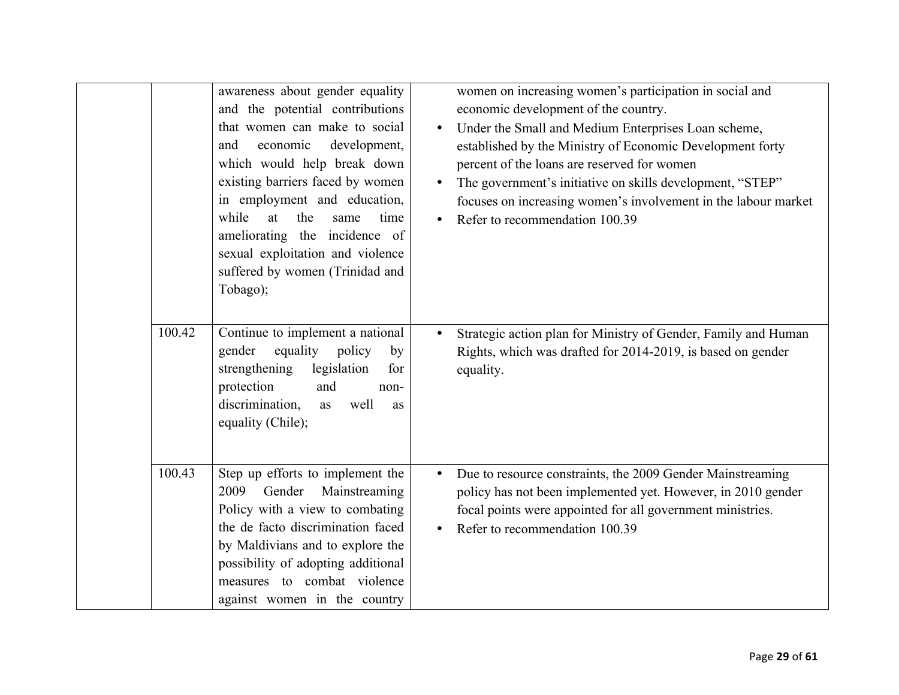| | | | |
|---|---|---|---|
| | | awareness about gender equality and the potential contributions that women can make to social and economic development, which would help break down existing barriers faced by women in employment and education, while at the same time ameliorating the incidence of sexual exploitation and violence suffered by women (Trinidad and Tobago); | women on increasing women's participation in social and economic development of the country.<br>• Under the Small and Medium Enterprises Loan scheme, established by the Ministry of Economic Development forty percent of the loans are reserved for women<br>• The government's initiative on skills development, "STEP" focuses on increasing women's involvement in the labour market<br>• Refer to recommendation 100.39 |
| | 100.42 | Continue to implement a national gender equality policy by strengthening legislation for protection and non-discrimination, as well as equality (Chile); | • Strategic action plan for Ministry of Gender, Family and Human Rights, which was drafted for 2014-2019, is based on gender equality. |
| | 100.43 | Step up efforts to implement the 2009 Gender Mainstreaming Policy with a view to combating the de facto discrimination faced by Maldivians and to explore the possibility of adopting additional measures to combat violence against women in the country | • Due to resource constraints, the 2009 Gender Mainstreaming policy has not been implemented yet. However, in 2010 gender focal points were appointed for all government ministries.<br>• Refer to recommendation 100.39 |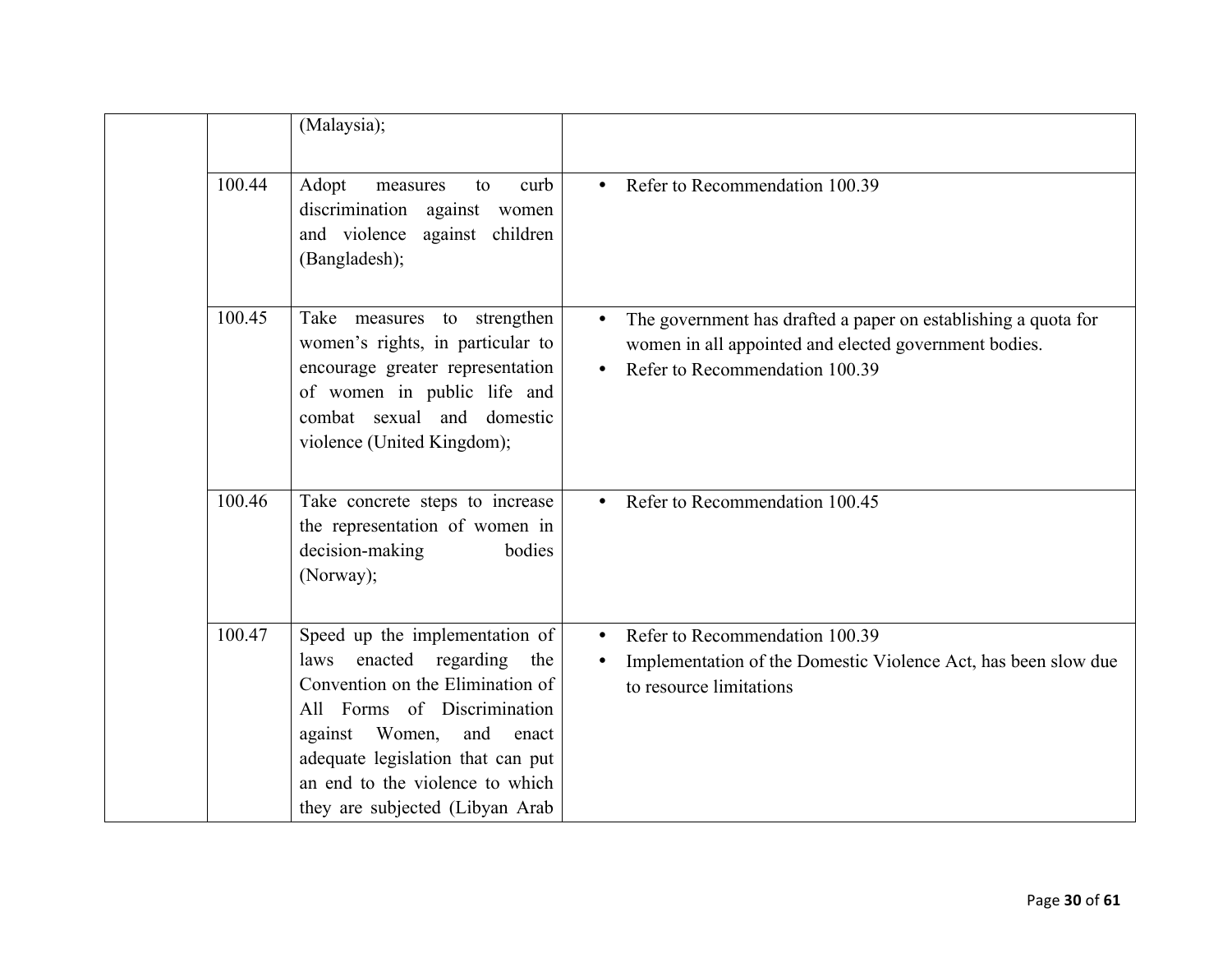| | | | |
|---|---|---|---|
| | | (Malaysia); | |
| | 100.44 | Adopt measures to curb discrimination against women and violence against children (Bangladesh); | • Refer to Recommendation 100.39 |
| | 100.45 | Take measures to strengthen women's rights, in particular to encourage greater representation of women in public life and combat sexual and domestic violence (United Kingdom); | • The government has drafted a paper on establishing a quota for women in all appointed and elected government bodies.<br>• Refer to Recommendation 100.39 |
| | 100.46 | Take concrete steps to increase the representation of women in decision-making bodies (Norway); | • Refer to Recommendation 100.45 |
| | 100.47 | Speed up the implementation of laws enacted regarding the Convention on the Elimination of All Forms of Discrimination against Women, and enact adequate legislation that can put an end to the violence to which they are subjected (Libyan Arab | • Refer to Recommendation 100.39<br>• Implementation of the Domestic Violence Act, has been slow due to resource limitations |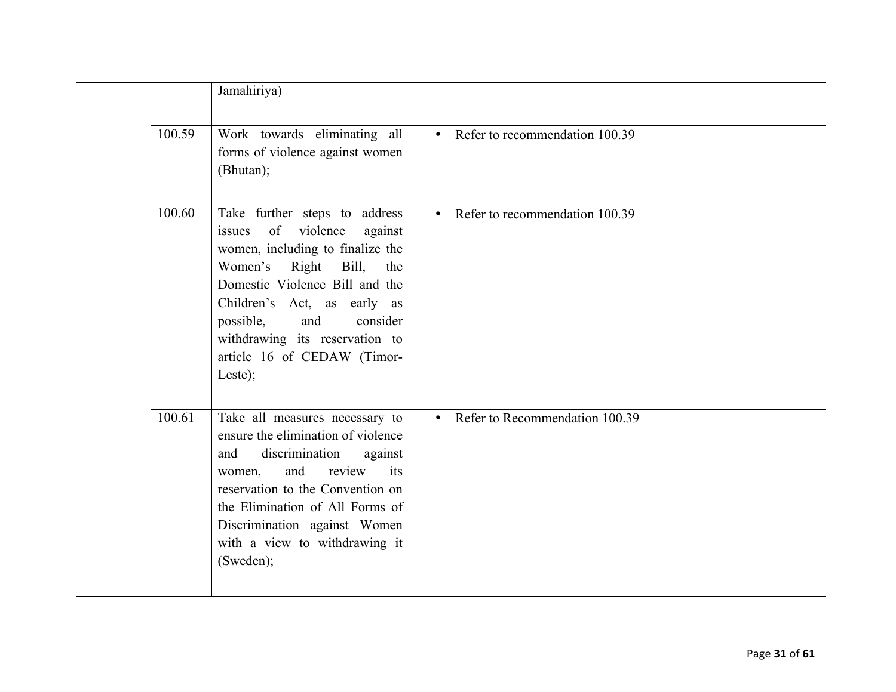|  |  |  |  |
|---|---|---|---|
|  |  | Jamahiriya) |  |
|  | 100.59 | Work towards eliminating all forms of violence against women (Bhutan); | • Refer to recommendation 100.39 |
|  | 100.60 | Take further steps to address issues of violence against women, including to finalize the Women's Right Bill, the Domestic Violence Bill and the Children's Act, as early as possible, and consider withdrawing its reservation to article 16 of CEDAW (Timor-Leste); | • Refer to recommendation 100.39 |
|  | 100.61 | Take all measures necessary to ensure the elimination of violence and discrimination against women, and review its reservation to the Convention on the Elimination of All Forms of Discrimination against Women with a view to withdrawing it (Sweden); | • Refer to Recommendation 100.39 |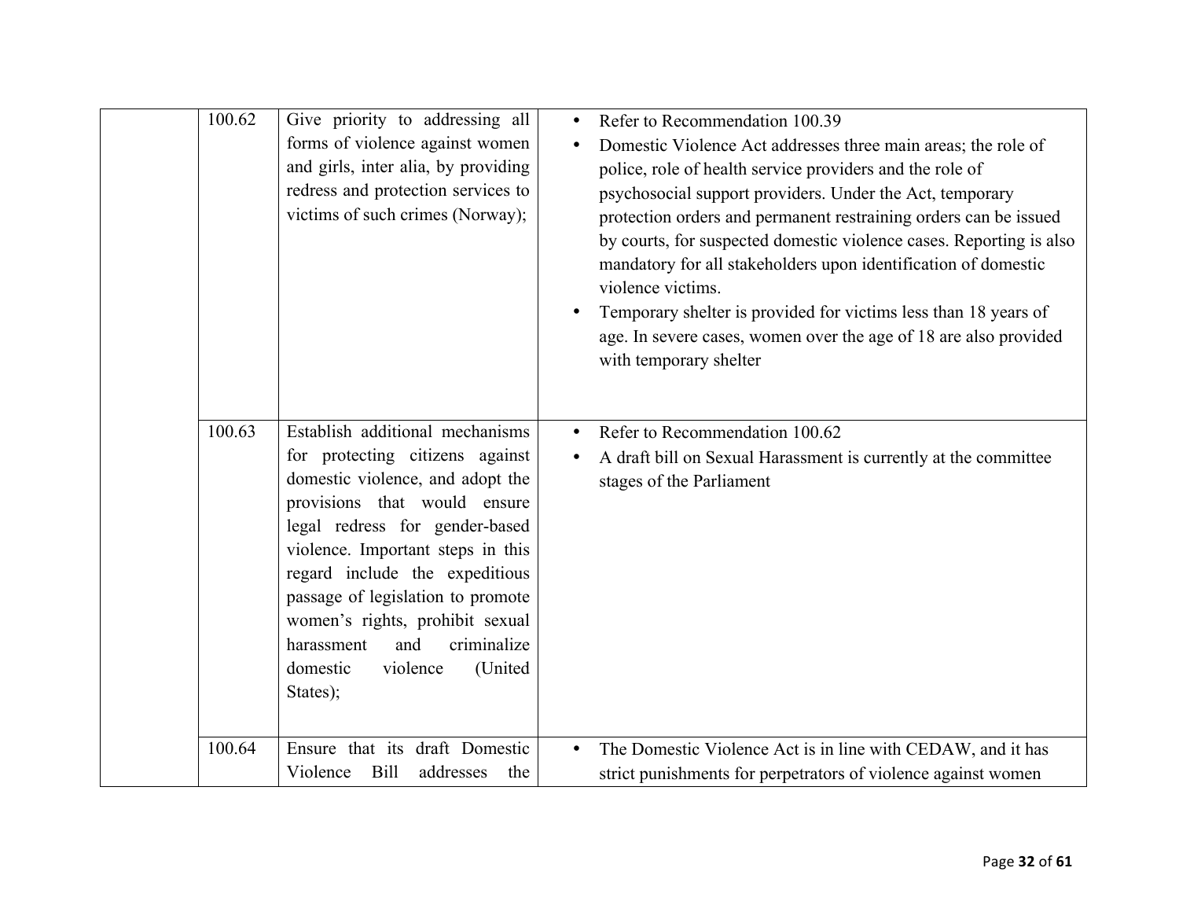| | | | |
|---|---|---|---|
| | 100.62 | Give priority to addressing all forms of violence against women and girls, inter alia, by providing redress and protection services to victims of such crimes (Norway); | • Refer to Recommendation 100.39<br>• Domestic Violence Act addresses three main areas; the role of police, role of health service providers and the role of psychosocial support providers. Under the Act, temporary protection orders and permanent restraining orders can be issued by courts, for suspected domestic violence cases. Reporting is also mandatory for all stakeholders upon identification of domestic violence victims.<br>• Temporary shelter is provided for victims less than 18 years of age. In severe cases, women over the age of 18 are also provided with temporary shelter |
| | 100.63 | Establish additional mechanisms for protecting citizens against domestic violence, and adopt the provisions that would ensure legal redress for gender-based violence. Important steps in this regard include the expeditious passage of legislation to promote women's rights, prohibit sexual harassment and criminalize domestic violence (United States); | • Refer to Recommendation 100.62<br>• A draft bill on Sexual Harassment is currently at the committee stages of the Parliament |
| | 100.64 | Ensure that its draft Domestic Violence Bill addresses the | • The Domestic Violence Act is in line with CEDAW, and it has strict punishments for perpetrators of violence against women |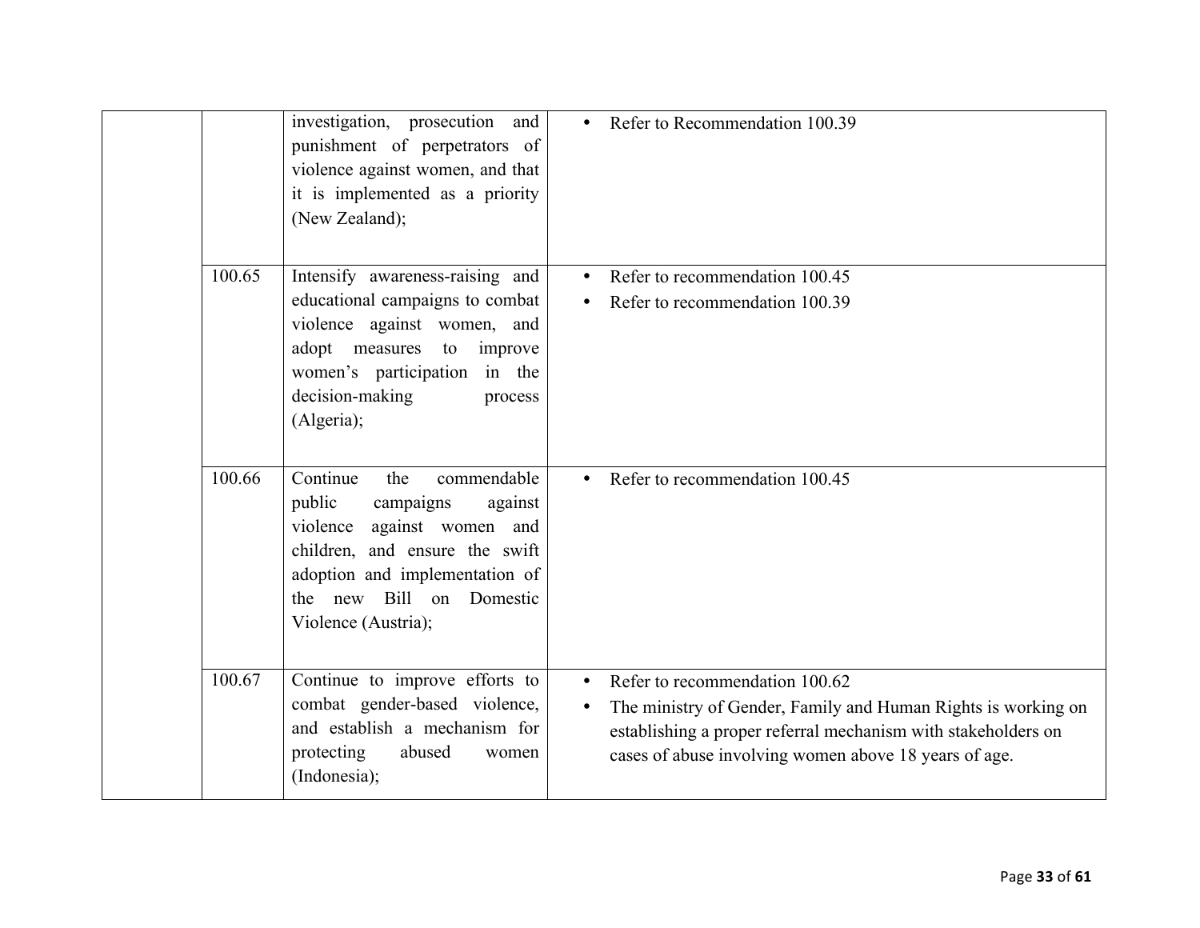|  |  |  |  |
|---|---|---|---|
|  |  | investigation, prosecution and punishment of perpetrators of violence against women, and that it is implemented as a priority (New Zealand); | • Refer to Recommendation 100.39 |
|  | 100.65 | Intensify awareness-raising and educational campaigns to combat violence against women, and adopt measures to improve women's participation in the decision-making process (Algeria); | • Refer to recommendation 100.45<br>• Refer to recommendation 100.39 |
|  | 100.66 | Continue the commendable public campaigns against violence against women and children, and ensure the swift adoption and implementation of the new Bill on Domestic Violence (Austria); | • Refer to recommendation 100.45 |
|  | 100.67 | Continue to improve efforts to combat gender-based violence, and establish a mechanism for protecting abused women (Indonesia); | • Refer to recommendation 100.62<br>• The ministry of Gender, Family and Human Rights is working on establishing a proper referral mechanism with stakeholders on cases of abuse involving women above 18 years of age. |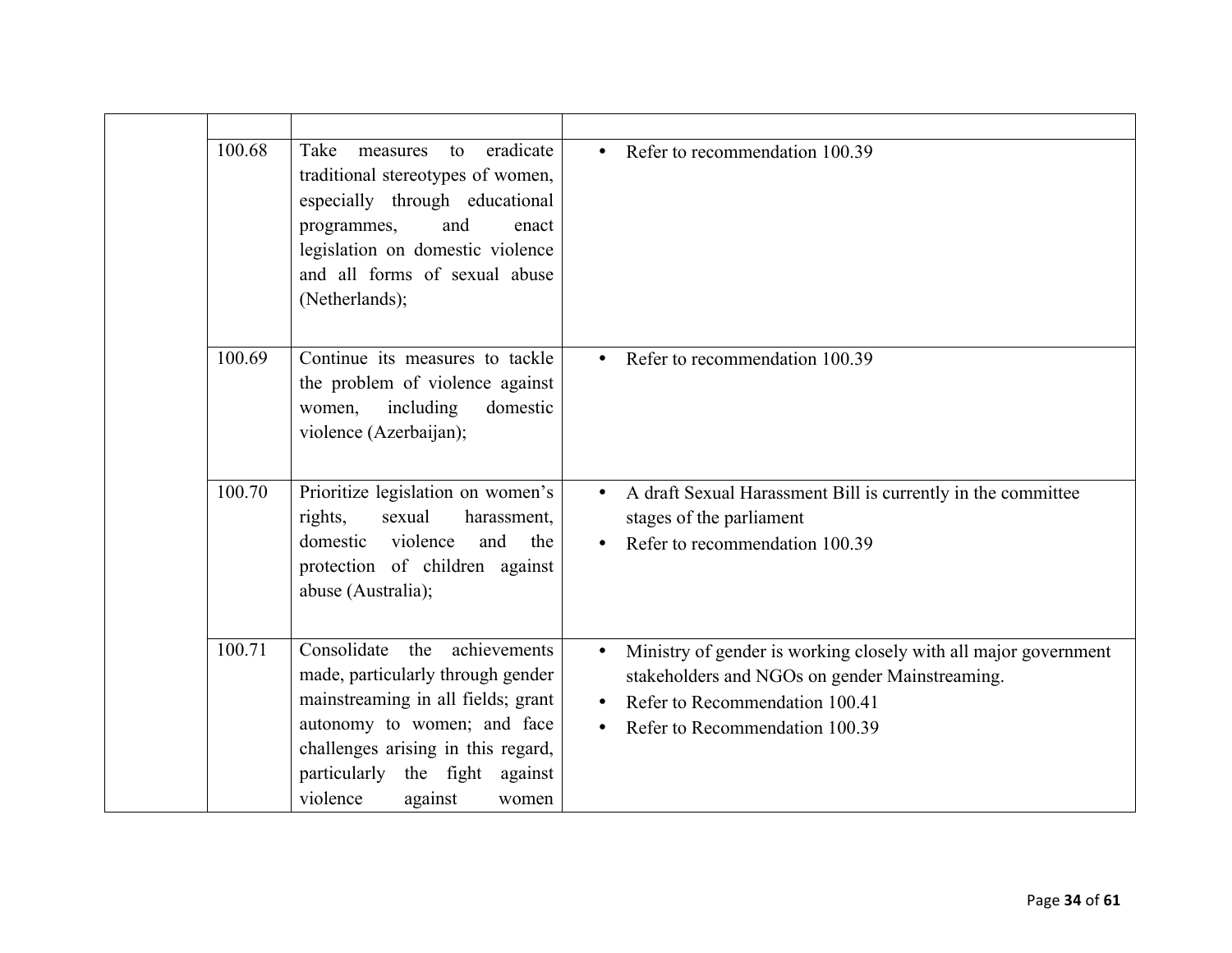| | | | |
|---|---|---|---|
| | 100.68 | Take measures to eradicate traditional stereotypes of women, especially through educational programmes, and enact legislation on domestic violence and all forms of sexual abuse (Netherlands); | • Refer to recommendation 100.39 |
| | 100.69 | Continue its measures to tackle the problem of violence against women, including domestic violence (Azerbaijan); | • Refer to recommendation 100.39 |
| | 100.70 | Prioritize legislation on women's rights, sexual harassment, domestic violence and the protection of children against abuse (Australia); | • A draft Sexual Harassment Bill is currently in the committee stages of the parliament<br>• Refer to recommendation 100.39 |
| | 100.71 | Consolidate the achievements made, particularly through gender mainstreaming in all fields; grant autonomy to women; and face challenges arising in this regard, particularly the fight against violence against women | • Ministry of gender is working closely with all major government stakeholders and NGOs on gender Mainstreaming.<br>• Refer to Recommendation 100.41<br>• Refer to Recommendation 100.39 |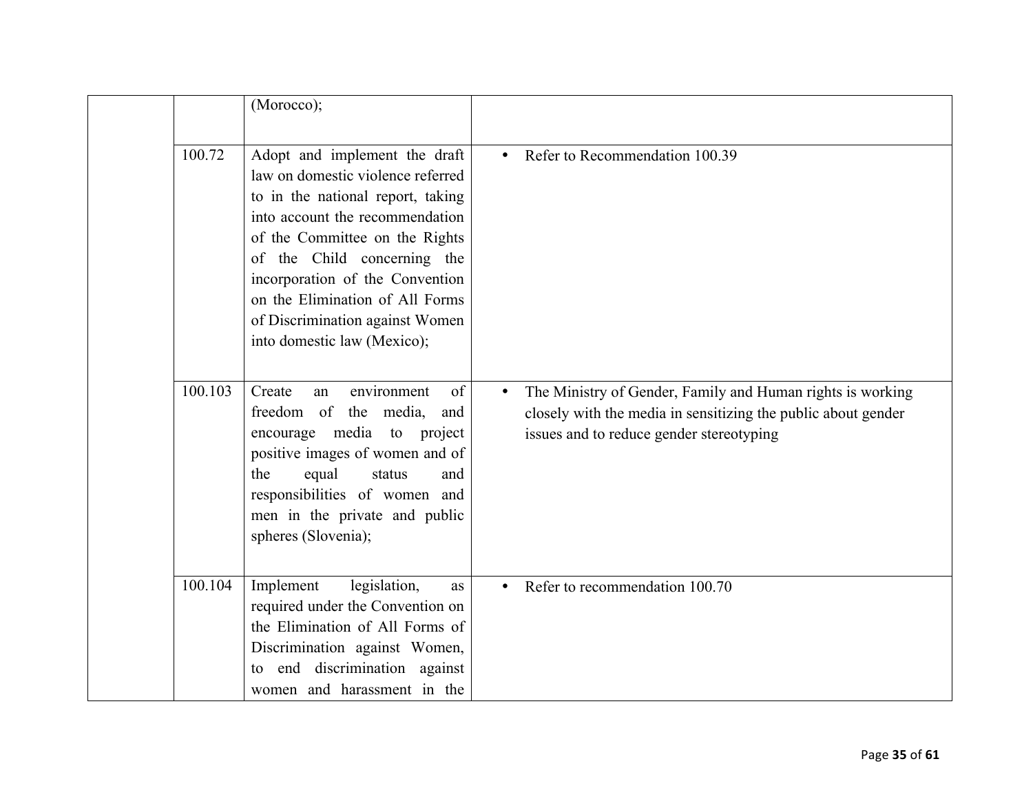| | | | |
|---|---|---|---|
| | | (Morocco); | |
| | 100.72 | Adopt and implement the draft law on domestic violence referred to in the national report, taking into account the recommendation of the Committee on the Rights of the Child concerning the incorporation of the Convention on the Elimination of All Forms of Discrimination against Women into domestic law (Mexico); | • Refer to Recommendation 100.39 |
| | 100.103 | Create an environment of freedom of the media, and encourage media to project positive images of women and of the equal status and responsibilities of women and men in the private and public spheres (Slovenia); | • The Ministry of Gender, Family and Human rights is working closely with the media in sensitizing the public about gender issues and to reduce gender stereotyping |
| | 100.104 | Implement legislation, as required under the Convention on the Elimination of All Forms of Discrimination against Women, to end discrimination against women and harassment in the | • Refer to recommendation 100.70 |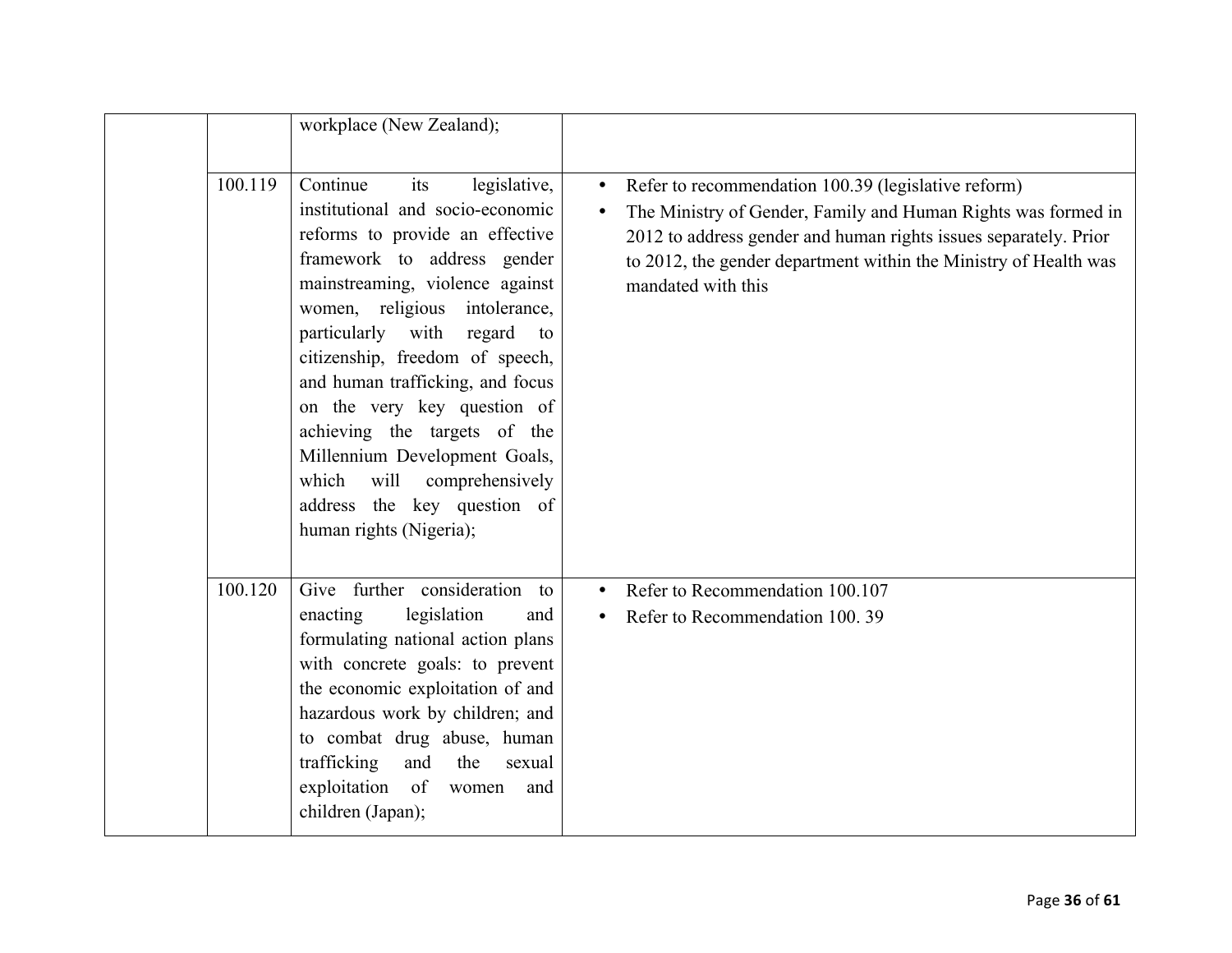|  |  |  |  |
|---|---|---|---|
|  |  | workplace (New Zealand); |  |
|  | 100.119 | Continue its legislative, institutional and socio-economic reforms to provide an effective framework to address gender mainstreaming, violence against women, religious intolerance, particularly with regard to citizenship, freedom of speech, and human trafficking, and focus on the very key question of achieving the targets of the Millennium Development Goals, which will comprehensively address the key question of human rights (Nigeria); | • Refer to recommendation 100.39 (legislative reform)<br>• The Ministry of Gender, Family and Human Rights was formed in 2012 to address gender and human rights issues separately. Prior to 2012, the gender department within the Ministry of Health was mandated with this |
|  | 100.120 | Give further consideration to enacting legislation and formulating national action plans with concrete goals: to prevent the economic exploitation of and hazardous work by children; and to combat drug abuse, human trafficking and the sexual exploitation of women and children (Japan); | • Refer to Recommendation 100.107<br>• Refer to Recommendation 100. 39 |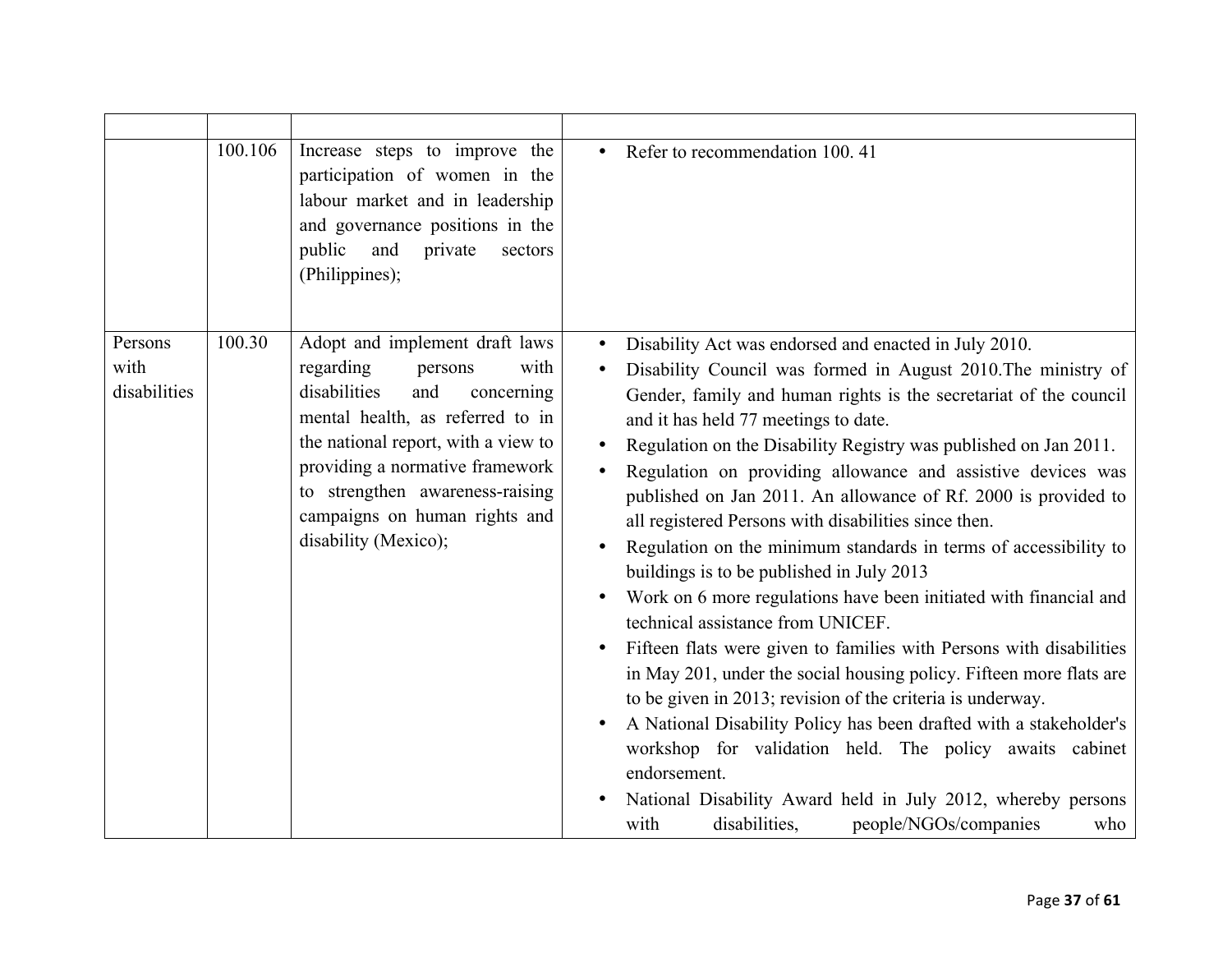| | | | |
|---|---|---|---|
| | 100.106 | Increase steps to improve the participation of women in the labour market and in leadership and governance positions in the public and private sectors (Philippines); | • Refer to recommendation 100. 41 |
| Persons with disabilities | 100.30 | Adopt and implement draft laws regarding persons with disabilities and concerning mental health, as referred to in the national report, with a view to providing a normative framework to strengthen awareness-raising campaigns on human rights and disability (Mexico); | • Disability Act was endorsed and enacted in July 2010.<br>• Disability Council was formed in August 2010.The ministry of Gender, family and human rights is the secretariat of the council and it has held 77 meetings to date.<br>• Regulation on the Disability Registry was published on Jan 2011.<br>• Regulation on providing allowance and assistive devices was published on Jan 2011. An allowance of Rf. 2000 is provided to all registered Persons with disabilities since then.<br>• Regulation on the minimum standards in terms of accessibility to buildings is to be published in July 2013<br>• Work on 6 more regulations have been initiated with financial and technical assistance from UNICEF.<br>• Fifteen flats were given to families with Persons with disabilities in May 201, under the social housing policy. Fifteen more flats are to be given in 2013; revision of the criteria is underway.<br>• A National Disability Policy has been drafted with a stakeholder's workshop for validation held. The policy awaits cabinet endorsement.<br>• National Disability Award held in July 2012, whereby persons with disabilities, people/NGOs/companies who |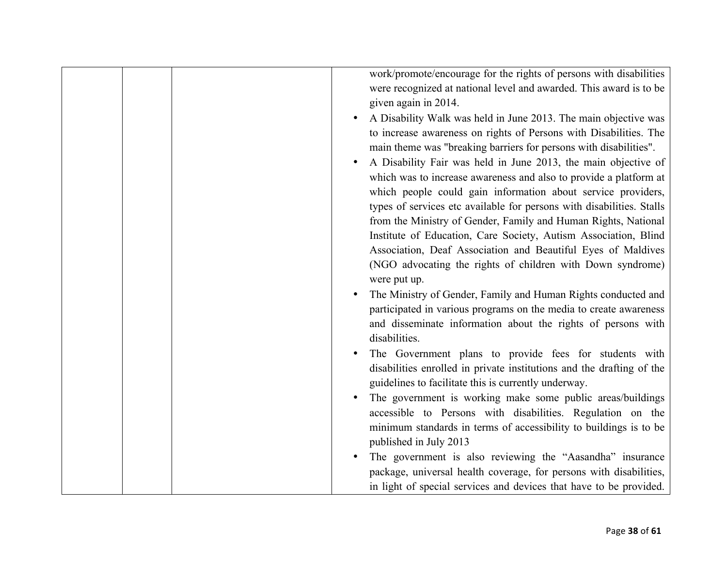| | | | |
|---|---|---|---|
| | | | work/promote/encourage for the rights of persons with disabilities were recognized at national level and awarded. This award is to be given again in 2014.<br>• A Disability Walk was held in June 2013. The main objective was to increase awareness on rights of Persons with Disabilities. The main theme was "breaking barriers for persons with disabilities".<br>• A Disability Fair was held in June 2013, the main objective of which was to increase awareness and also to provide a platform at which people could gain information about service providers, types of services etc available for persons with disabilities. Stalls from the Ministry of Gender, Family and Human Rights, National Institute of Education, Care Society, Autism Association, Blind Association, Deaf Association and Beautiful Eyes of Maldives (NGO advocating the rights of children with Down syndrome) were put up.<br>• The Ministry of Gender, Family and Human Rights conducted and participated in various programs on the media to create awareness and disseminate information about the rights of persons with disabilities.<br>• The Government plans to provide fees for students with disabilities enrolled in private institutions and the drafting of the guidelines to facilitate this is currently underway.<br>• The government is working make some public areas/buildings accessible to Persons with disabilities. Regulation on the minimum standards in terms of accessibility to buildings is to be published in July 2013<br>• The government is also reviewing the "Aasandha" insurance package, universal health coverage, for persons with disabilities, in light of special services and devices that have to be provided. |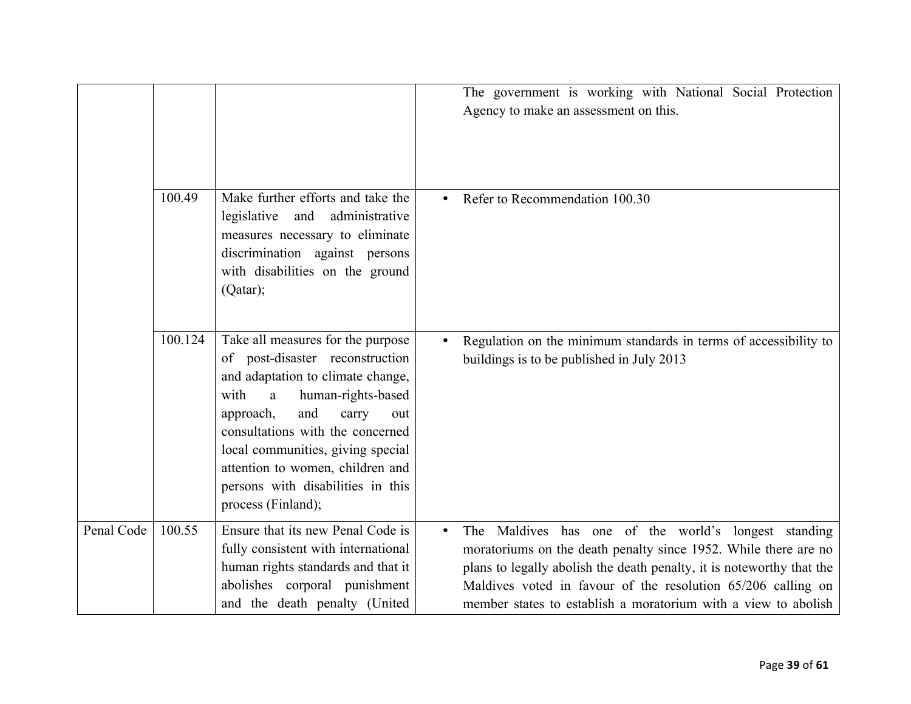| | | | |
|---|---|---|---|
| | | | The government is working with National Social Protection Agency to make an assessment on this. |
| | 100.49 | Make further efforts and take the legislative and administrative measures necessary to eliminate discrimination against persons with disabilities on the ground (Qatar); | • Refer to Recommendation 100.30 |
| | 100.124 | Take all measures for the purpose of post-disaster reconstruction and adaptation to climate change, with a human-rights-based approach, and carry out consultations with the concerned local communities, giving special attention to women, children and persons with disabilities in this process (Finland); | • Regulation on the minimum standards in terms of accessibility to buildings is to be published in July 2013 |
| Penal Code | 100.55 | Ensure that its new Penal Code is fully consistent with international human rights standards and that it abolishes corporal punishment and the death penalty (United | • The Maldives has one of the world's longest standing moratoriums on the death penalty since 1952. While there are no plans to legally abolish the death penalty, it is noteworthy that the Maldives voted in favour of the resolution 65/206 calling on member states to establish a moratorium with a view to abolish |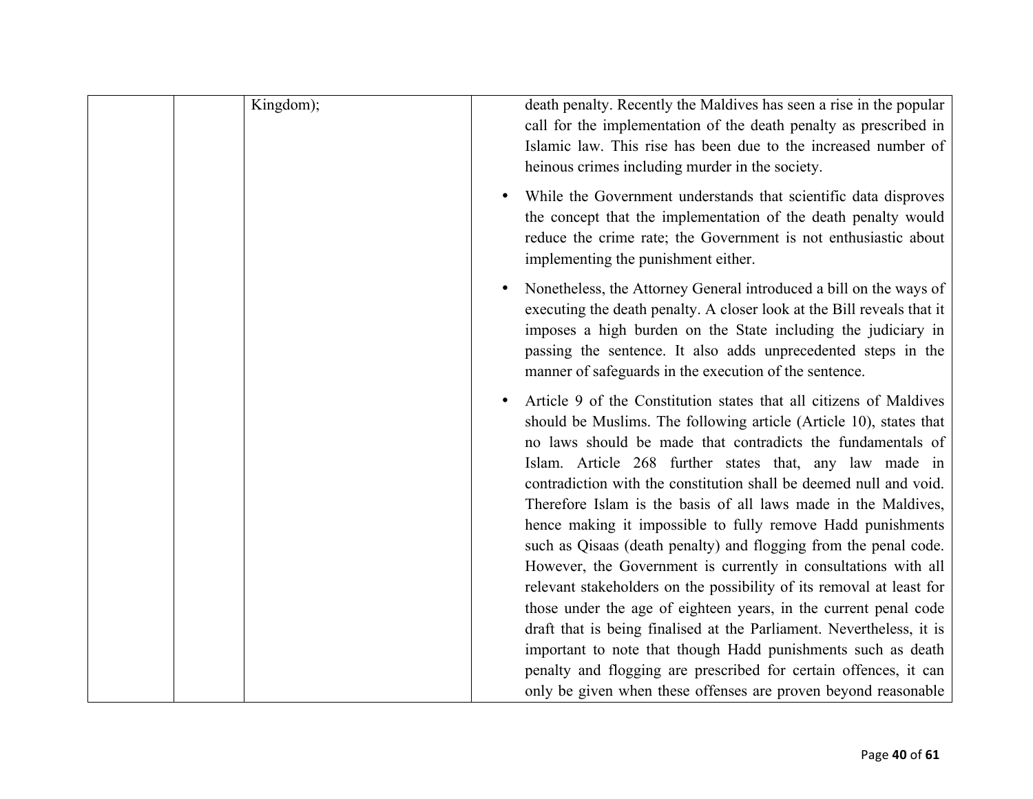|  |  | Kingdom); | death penalty. Recently the Maldives has seen a rise in the popular call for the implementation of the death penalty as prescribed in Islamic law. This rise has been due to the increased number of heinous crimes including murder in the society.<br><br>• While the Government understands that scientific data disproves the concept that the implementation of the death penalty would reduce the crime rate; the Government is not enthusiastic about implementing the punishment either.<br><br>• Nonetheless, the Attorney General introduced a bill on the ways of executing the death penalty. A closer look at the Bill reveals that it imposes a high burden on the State including the judiciary in passing the sentence. It also adds unprecedented steps in the manner of safeguards in the execution of the sentence.<br><br>• Article 9 of the Constitution states that all citizens of Maldives should be Muslims. The following article (Article 10), states that no laws should be made that contradicts the fundamentals of Islam. Article 268 further states that, any law made in contradiction with the constitution shall be deemed null and void. Therefore Islam is the basis of all laws made in the Maldives, hence making it impossible to fully remove Hadd punishments such as Qisaas (death penalty) and flogging from the penal code. However, the Government is currently in consultations with all relevant stakeholders on the possibility of its removal at least for those under the age of eighteen years, in the current penal code draft that is being finalised at the Parliament. Nevertheless, it is important to note that though Hadd punishments such as death penalty and flogging are prescribed for certain offences, it can only be given when these offenses are proven beyond reasonable |
|---|---|---|---|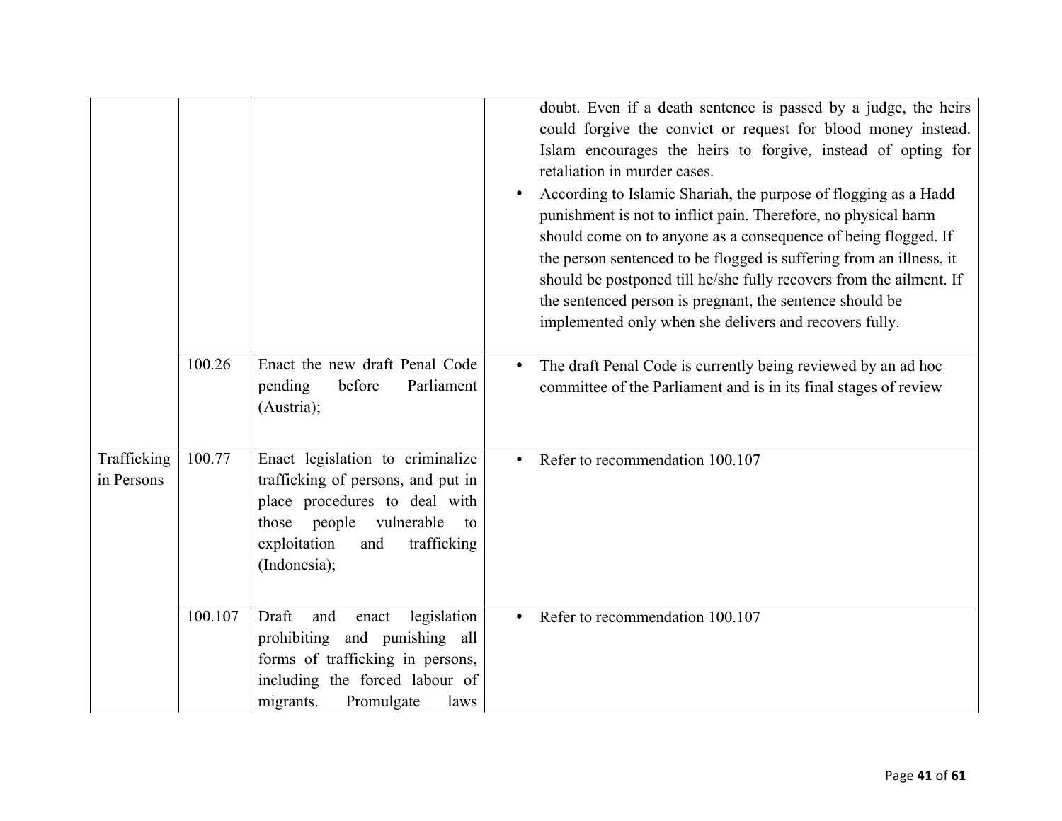| | | | |
|---|---|---|---|
| | | | doubt. Even if a death sentence is passed by a judge, the heirs could forgive the convict or request for blood money instead. Islam encourages the heirs to forgive, instead of opting for retaliation in murder cases.<br>• According to Islamic Shariah, the purpose of flogging as a Hadd punishment is not to inflict pain. Therefore, no physical harm should come on to anyone as a consequence of being flogged. If the person sentenced to be flogged is suffering from an illness, it should be postponed till he/she fully recovers from the ailment. If the sentenced person is pregnant, the sentence should be implemented only when she delivers and recovers fully. |
| | 100.26 | Enact the new draft Penal Code pending before Parliament (Austria); | • The draft Penal Code is currently being reviewed by an ad hoc committee of the Parliament and is in its final stages of review |
| Trafficking in Persons | 100.77 | Enact legislation to criminalize trafficking of persons, and put in place procedures to deal with those people vulnerable to exploitation and trafficking (Indonesia); | • Refer to recommendation 100.107 |
| | 100.107 | Draft and enact legislation prohibiting and punishing all forms of trafficking in persons, including the forced labour of migrants. Promulgate laws | • Refer to recommendation 100.107 |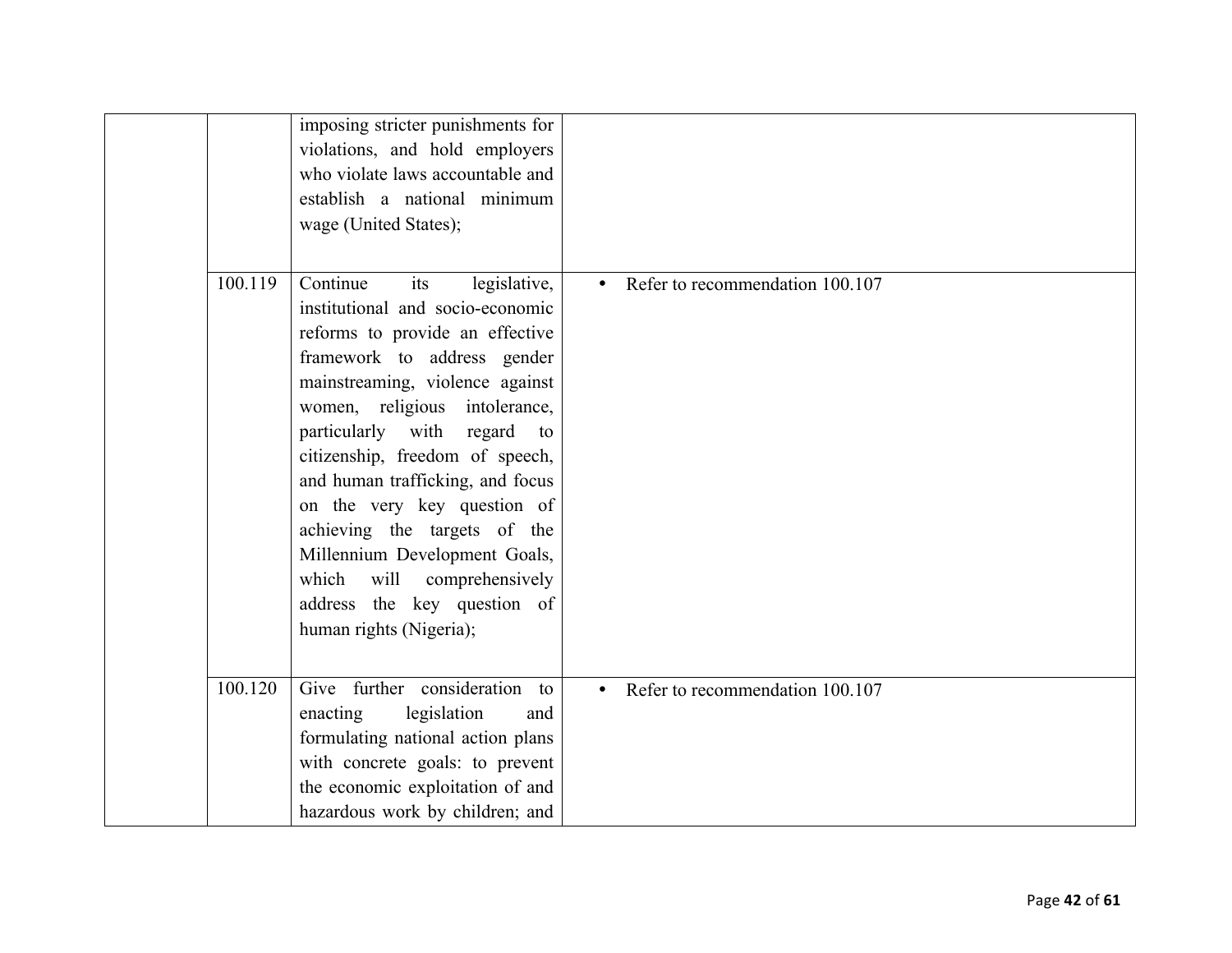| | | | |
|---|---|---|---|
| | | imposing stricter punishments for violations, and hold employers who violate laws accountable and establish a national minimum wage (United States); | |
| | 100.119 | Continue its legislative, institutional and socio-economic reforms to provide an effective framework to address gender mainstreaming, violence against women, religious intolerance, particularly with regard to citizenship, freedom of speech, and human trafficking, and focus on the very key question of achieving the targets of the Millennium Development Goals, which will comprehensively address the key question of human rights (Nigeria); | • Refer to recommendation 100.107 |
| | 100.120 | Give further consideration to enacting legislation and formulating national action plans with concrete goals: to prevent the economic exploitation of and hazardous work by children; and | • Refer to recommendation 100.107 |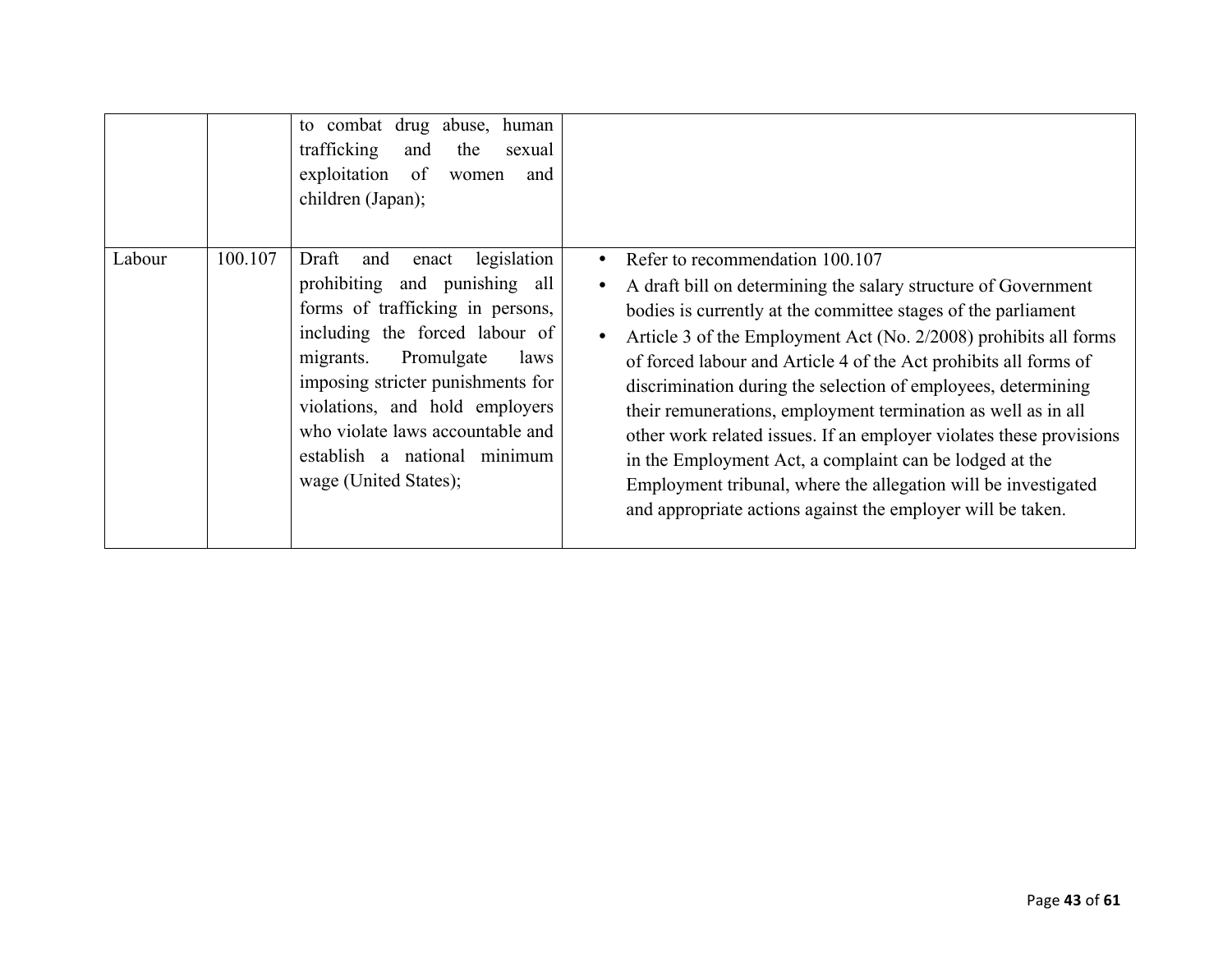| | | | |
|---|---|---|---|
| | | to combat drug abuse, human trafficking and the sexual exploitation of women and children (Japan); | |
| Labour | 100.107 | Draft and enact legislation prohibiting and punishing all forms of trafficking in persons, including the forced labour of migrants. Promulgate laws imposing stricter punishments for violations, and hold employers who violate laws accountable and establish a national minimum wage (United States); | • Refer to recommendation 100.107<br>• A draft bill on determining the salary structure of Government bodies is currently at the committee stages of the parliament<br>• Article 3 of the Employment Act (No. 2/2008) prohibits all forms of forced labour and Article 4 of the Act prohibits all forms of discrimination during the selection of employees, determining their remunerations, employment termination as well as in all other work related issues. If an employer violates these provisions in the Employment Act, a complaint can be lodged at the Employment tribunal, where the allegation will be investigated and appropriate actions against the employer will be taken. |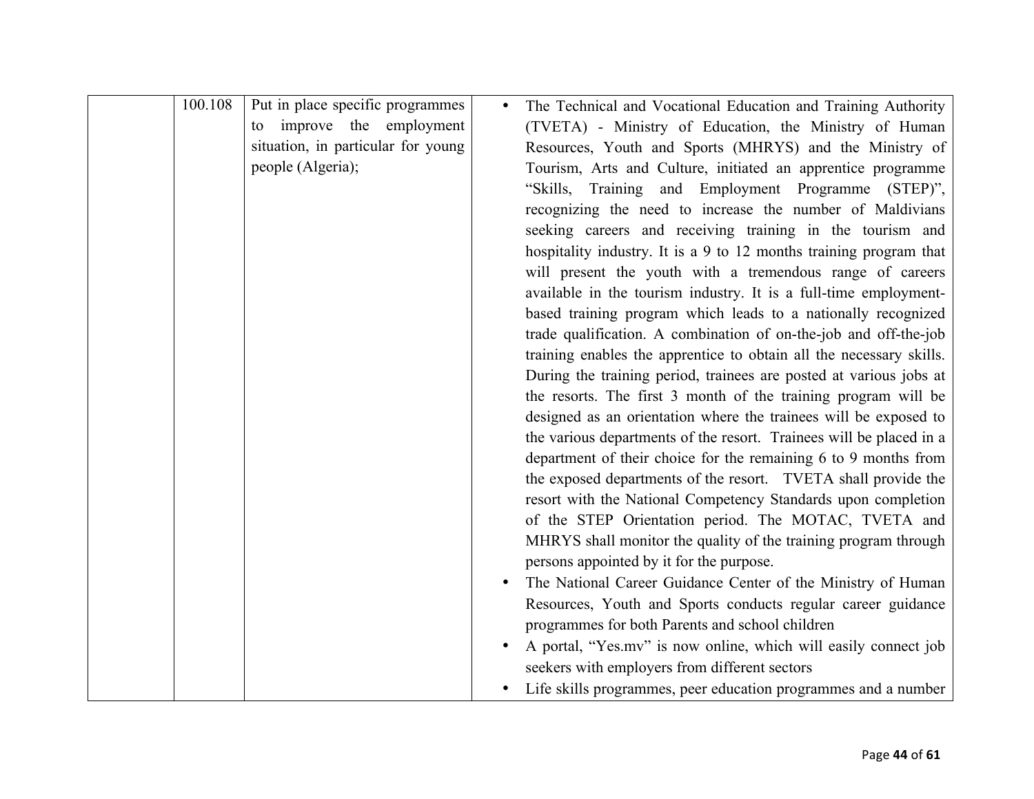|  | 100.108 | Put in place specific programmes to improve the employment situation, in particular for young people (Algeria); | • The Technical and Vocational Education and Training Authority (TVETA) - Ministry of Education, the Ministry of Human Resources, Youth and Sports (MHRYS) and the Ministry of Tourism, Arts and Culture, initiated an apprentice programme "Skills, Training and Employment Programme (STEP)", recognizing the need to increase the number of Maldivians seeking careers and receiving training in the tourism and hospitality industry. It is a 9 to 12 months training program that will present the youth with a tremendous range of careers available in the tourism industry. It is a full-time employment-based training program which leads to a nationally recognized trade qualification. A combination of on-the-job and off-the-job training enables the apprentice to obtain all the necessary skills. During the training period, trainees are posted at various jobs at the resorts. The first 3 month of the training program will be designed as an orientation where the trainees will be exposed to the various departments of the resort. Trainees will be placed in a department of their choice for the remaining 6 to 9 months from the exposed departments of the resort. TVETA shall provide the resort with the National Competency Standards upon completion of the STEP Orientation period. The MOTAC, TVETA and MHRYS shall monitor the quality of the training program through persons appointed by it for the purpose.<br>• The National Career Guidance Center of the Ministry of Human Resources, Youth and Sports conducts regular career guidance programmes for both Parents and school children<br>• A portal, "Yes.mv" is now online, which will easily connect job seekers with employers from different sectors<br>• Life skills programmes, peer education programmes and a number |
|---|---|---|---|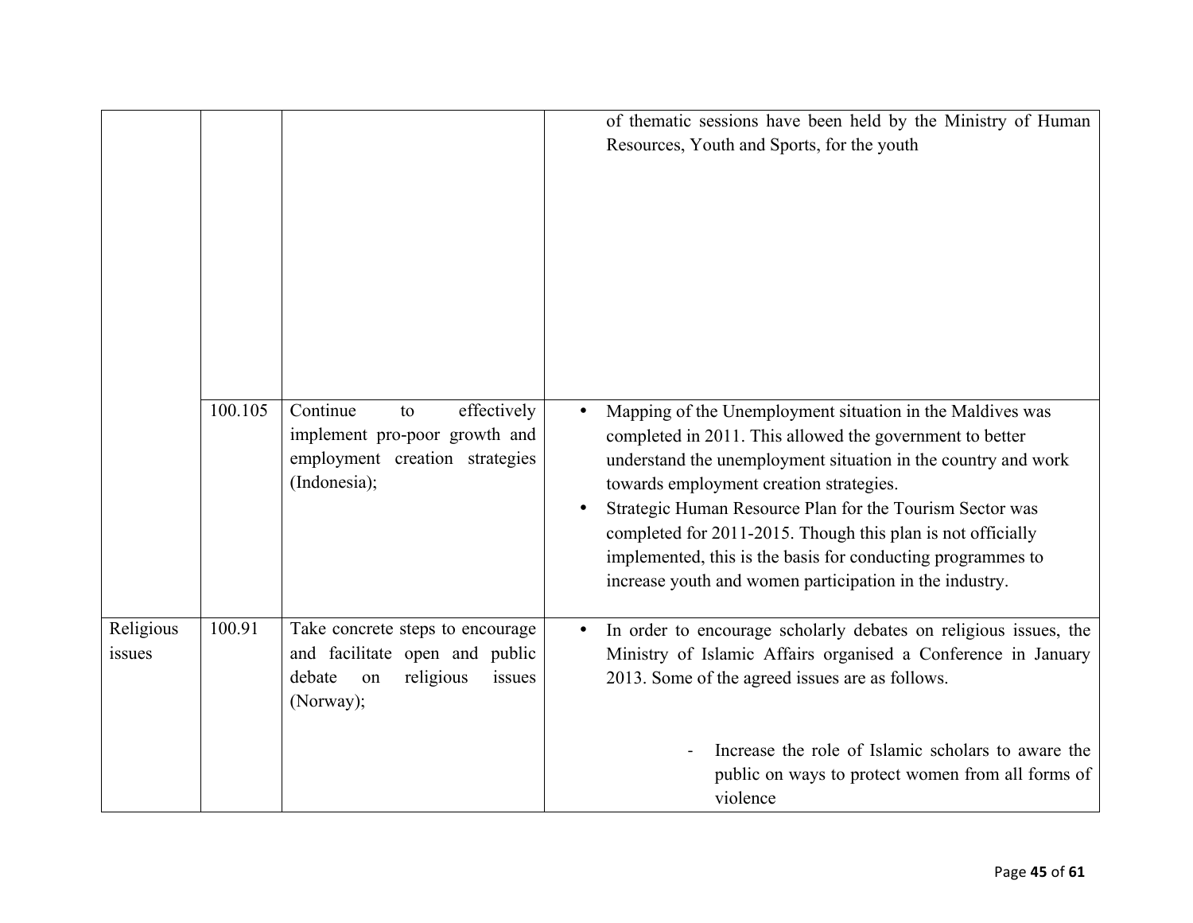| | | | |
|---|---|---|---|
| | | | of thematic sessions have been held by the Ministry of Human Resources, Youth and Sports, for the youth |
| | 100.105 | Continue to effectively implement pro-poor growth and employment creation strategies (Indonesia); | • Mapping of the Unemployment situation in the Maldives was completed in 2011. This allowed the government to better understand the unemployment situation in the country and work towards employment creation strategies.<br>• Strategic Human Resource Plan for the Tourism Sector was completed for 2011-2015. Though this plan is not officially implemented, this is the basis for conducting programmes to increase youth and women participation in the industry. |
| Religious issues | 100.91 | Take concrete steps to encourage and facilitate open and public debate on religious issues (Norway); | • In order to encourage scholarly debates on religious issues, the Ministry of Islamic Affairs organised a Conference in January 2013. Some of the agreed issues are as follows.<br><br>- Increase the role of Islamic scholars to aware the public on ways to protect women from all forms of violence |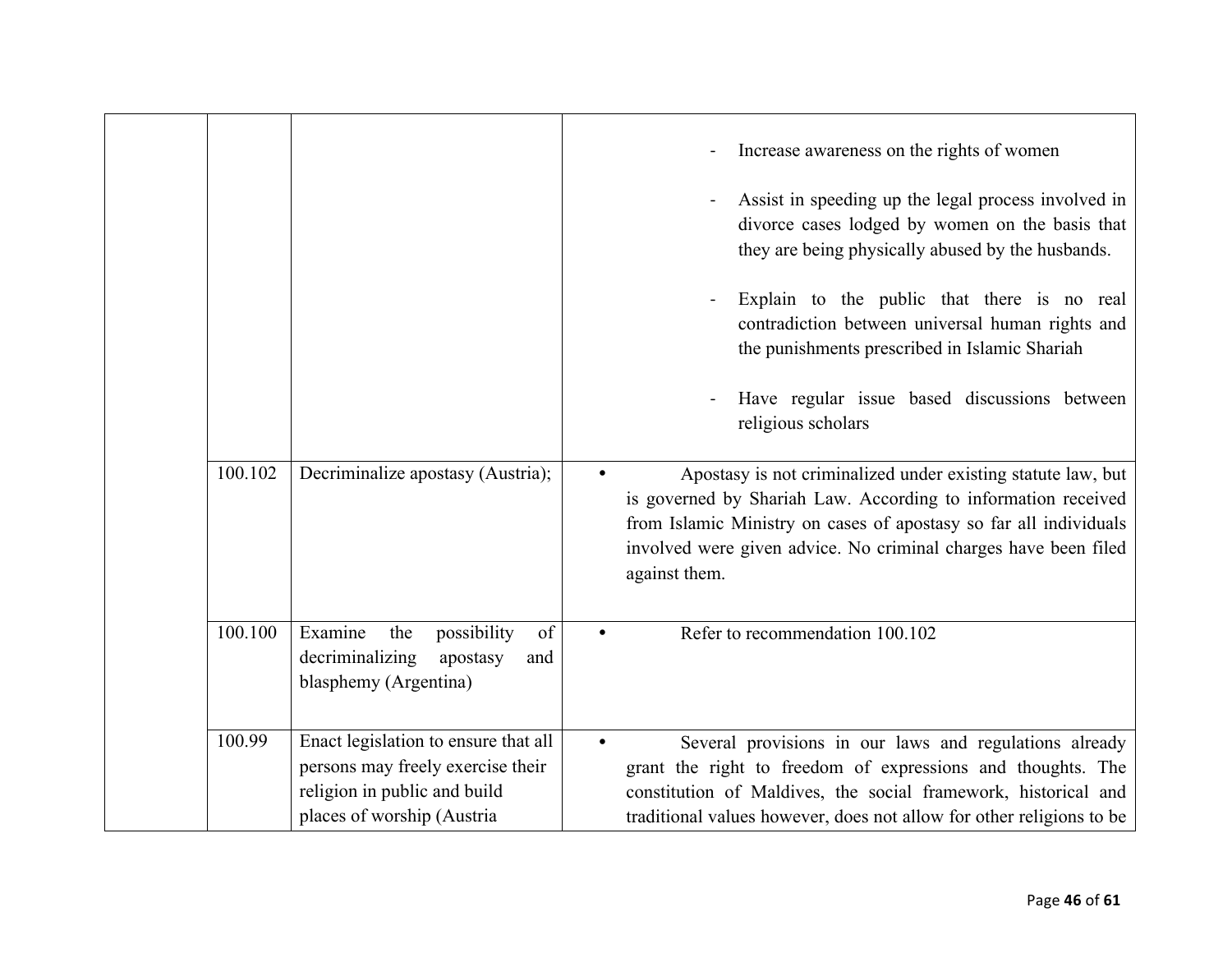| | | | |
|---|---|---|---|
| | | | - Increase awareness on the rights of women<br><br>- Assist in speeding up the legal process involved in divorce cases lodged by women on the basis that they are being physically abused by the husbands.<br><br>- Explain to the public that there is no real contradiction between universal human rights and the punishments prescribed in Islamic Shariah<br><br>- Have regular issue based discussions between religious scholars |
| | 100.102 | Decriminalize apostasy (Austria); | • Apostasy is not criminalized under existing statute law, but is governed by Shariah Law. According to information received from Islamic Ministry on cases of apostasy so far all individuals involved were given advice. No criminal charges have been filed against them. |
| | 100.100 | Examine the possibility of decriminalizing apostasy and blasphemy (Argentina) | • Refer to recommendation 100.102 |
| | 100.99 | Enact legislation to ensure that all persons may freely exercise their religion in public and build places of worship (Austria | • Several provisions in our laws and regulations already grant the right to freedom of expressions and thoughts. The constitution of Maldives, the social framework, historical and traditional values however, does not allow for other religions to be |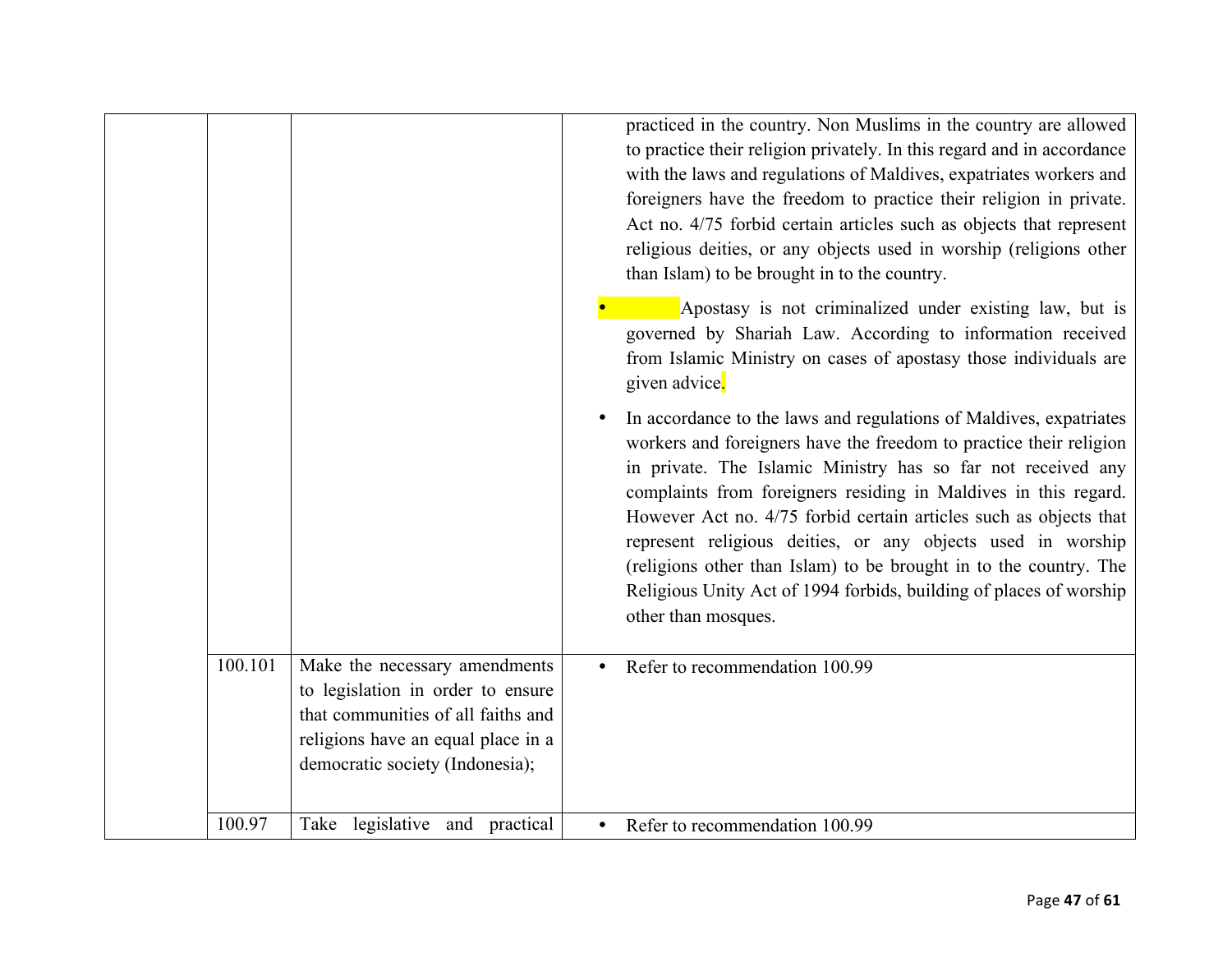| | | | |
|---|---|---|---|
| | | | practiced in the country. Non Muslims in the country are allowed to practice their religion privately. In this regard and in accordance with the laws and regulations of Maldives, expatriates workers and foreigners have the freedom to practice their religion in private. Act no. 4/75 forbid certain articles such as objects that represent religious deities, or any objects used in worship (religions other than Islam) to be brought in to the country.<br>• Apostasy is not criminalized under existing law, but is governed by Shariah Law. According to information received from Islamic Ministry on cases of apostasy those individuals are given advice.<br>• In accordance to the laws and regulations of Maldives, expatriates workers and foreigners have the freedom to practice their religion in private. The Islamic Ministry has so far not received any complaints from foreigners residing in Maldives in this regard. However Act no. 4/75 forbid certain articles such as objects that represent religious deities, or any objects used in worship (religions other than Islam) to be brought in to the country. The Religious Unity Act of 1994 forbids, building of places of worship other than mosques. |
| | 100.101 | Make the necessary amendments to legislation in order to ensure that communities of all faiths and religions have an equal place in a democratic society (Indonesia); | • Refer to recommendation 100.99 |
| | 100.97 | Take legislative and practical | • Refer to recommendation 100.99 |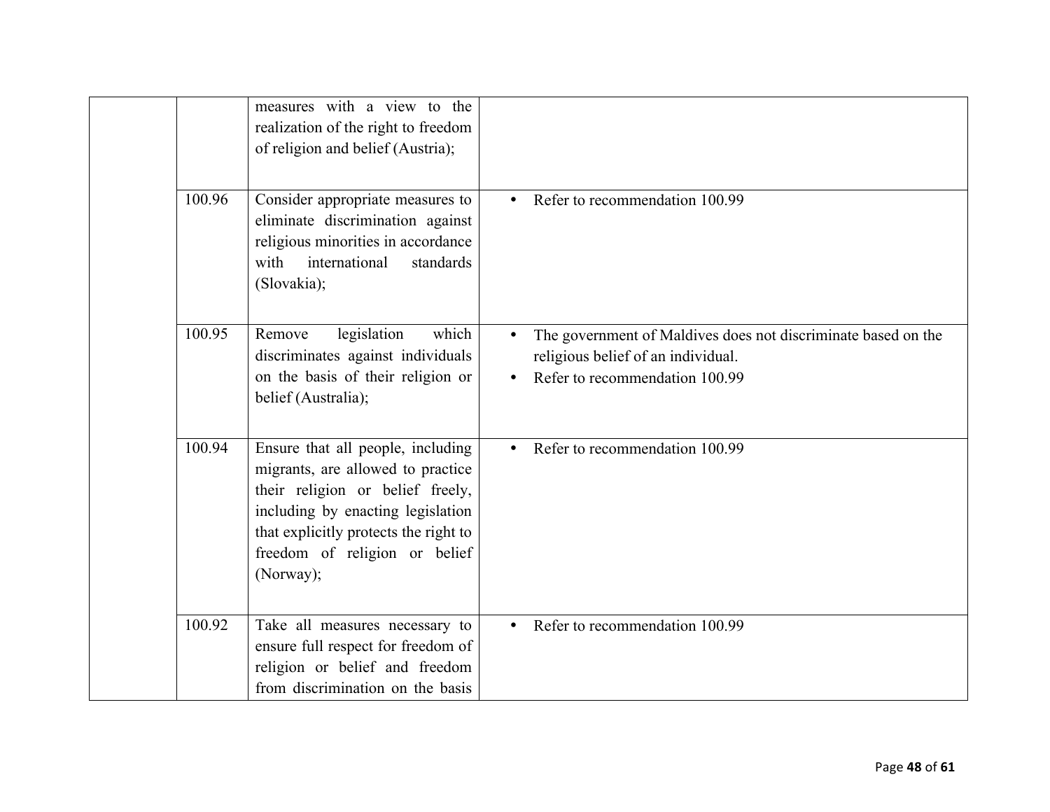| | | | |
|---|---|---|---|
| | | measures with a view to the realization of the right to freedom of religion and belief (Austria); | |
| | 100.96 | Consider appropriate measures to eliminate discrimination against religious minorities in accordance with international standards (Slovakia); | • Refer to recommendation 100.99 |
| | 100.95 | Remove legislation which discriminates against individuals on the basis of their religion or belief (Australia); | • The government of Maldives does not discriminate based on the religious belief of an individual.<br>• Refer to recommendation 100.99 |
| | 100.94 | Ensure that all people, including migrants, are allowed to practice their religion or belief freely, including by enacting legislation that explicitly protects the right to freedom of religion or belief (Norway); | • Refer to recommendation 100.99 |
| | 100.92 | Take all measures necessary to ensure full respect for freedom of religion or belief and freedom from discrimination on the basis | • Refer to recommendation 100.99 |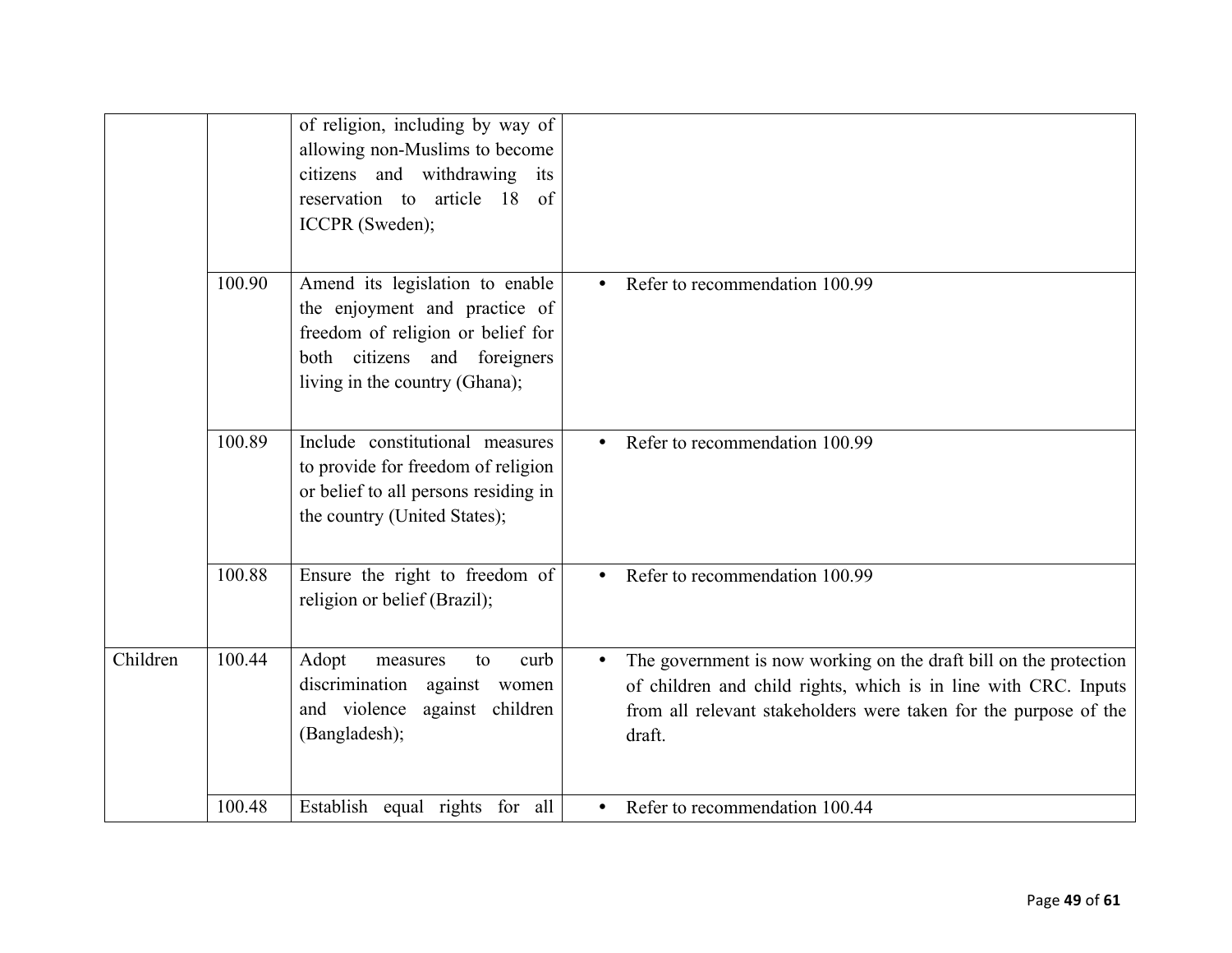| | | | |
|---|---|---|---|
| | | of religion, including by way of allowing non-Muslims to become citizens and withdrawing its reservation to article 18 of ICCPR (Sweden); | |
| | 100.90 | Amend its legislation to enable the enjoyment and practice of freedom of religion or belief for both citizens and foreigners living in the country (Ghana); | • Refer to recommendation 100.99 |
| | 100.89 | Include constitutional measures to provide for freedom of religion or belief to all persons residing in the country (United States); | • Refer to recommendation 100.99 |
| | 100.88 | Ensure the right to freedom of religion or belief (Brazil); | • Refer to recommendation 100.99 |
| Children | 100.44 | Adopt measures to curb discrimination against women and violence against children (Bangladesh); | • The government is now working on the draft bill on the protection of children and child rights, which is in line with CRC. Inputs from all relevant stakeholders were taken for the purpose of the draft. |
| | 100.48 | Establish equal rights for all | • Refer to recommendation 100.44 |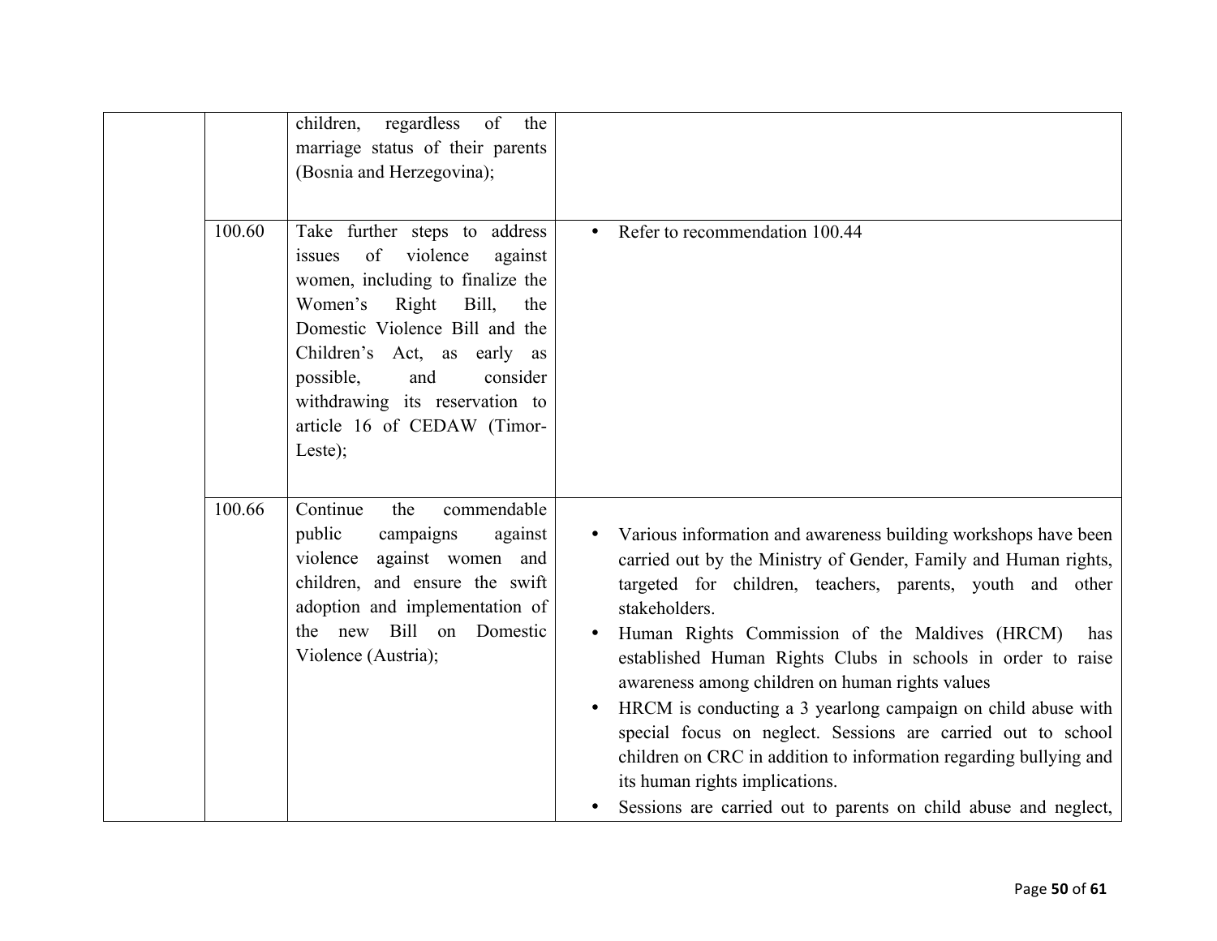| | | | |
|---|---|---|---|
| | | children, regardless of the marriage status of their parents (Bosnia and Herzegovina); | |
| | 100.60 | Take further steps to address issues of violence against women, including to finalize the Women's Right Bill, the Domestic Violence Bill and the Children's Act, as early as possible, and consider withdrawing its reservation to article 16 of CEDAW (Timor-Leste); | • Refer to recommendation 100.44 |
| | 100.66 | Continue the commendable public campaigns against violence against women and children, and ensure the swift adoption and implementation of the new Bill on Domestic Violence (Austria); | • Various information and awareness building workshops have been carried out by the Ministry of Gender, Family and Human rights, targeted for children, teachers, parents, youth and other stakeholders.<br>• Human Rights Commission of the Maldives (HRCM) has established Human Rights Clubs in schools in order to raise awareness among children on human rights values<br>• HRCM is conducting a 3 yearlong campaign on child abuse with special focus on neglect. Sessions are carried out to school children on CRC in addition to information regarding bullying and its human rights implications.<br>• Sessions are carried out to parents on child abuse and neglect, |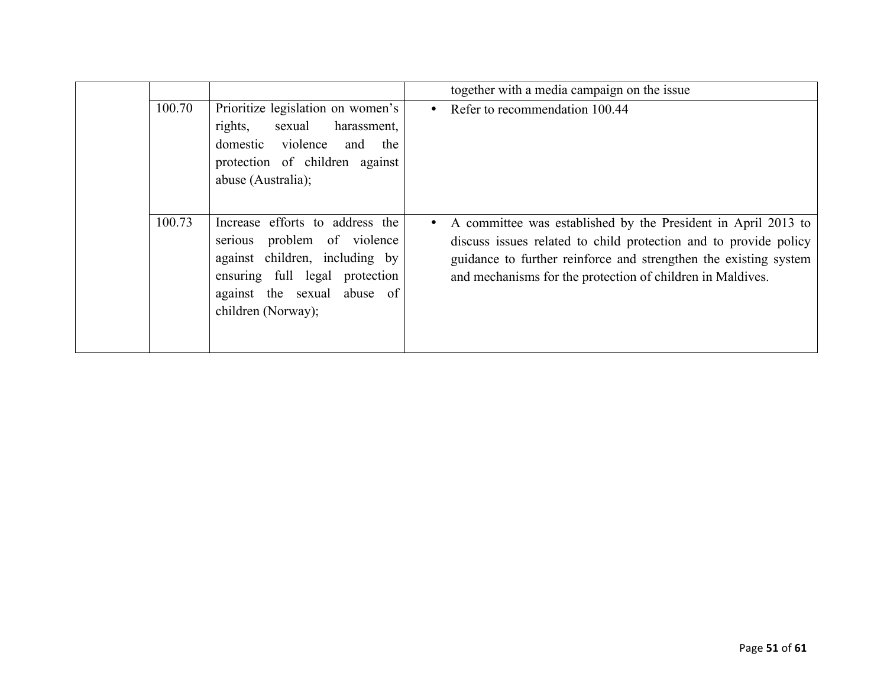| | | | |
|---|---|---|---|
| | | | together with a media campaign on the issue |
| | 100.70 | Prioritize legislation on women's rights, sexual harassment, domestic violence and the protection of children against abuse (Australia); | • Refer to recommendation 100.44 |
| | 100.73 | Increase efforts to address the serious problem of violence against children, including by ensuring full legal protection against the sexual abuse of children (Norway); | • A committee was established by the President in April 2013 to discuss issues related to child protection and to provide policy guidance to further reinforce and strengthen the existing system and mechanisms for the protection of children in Maldives. |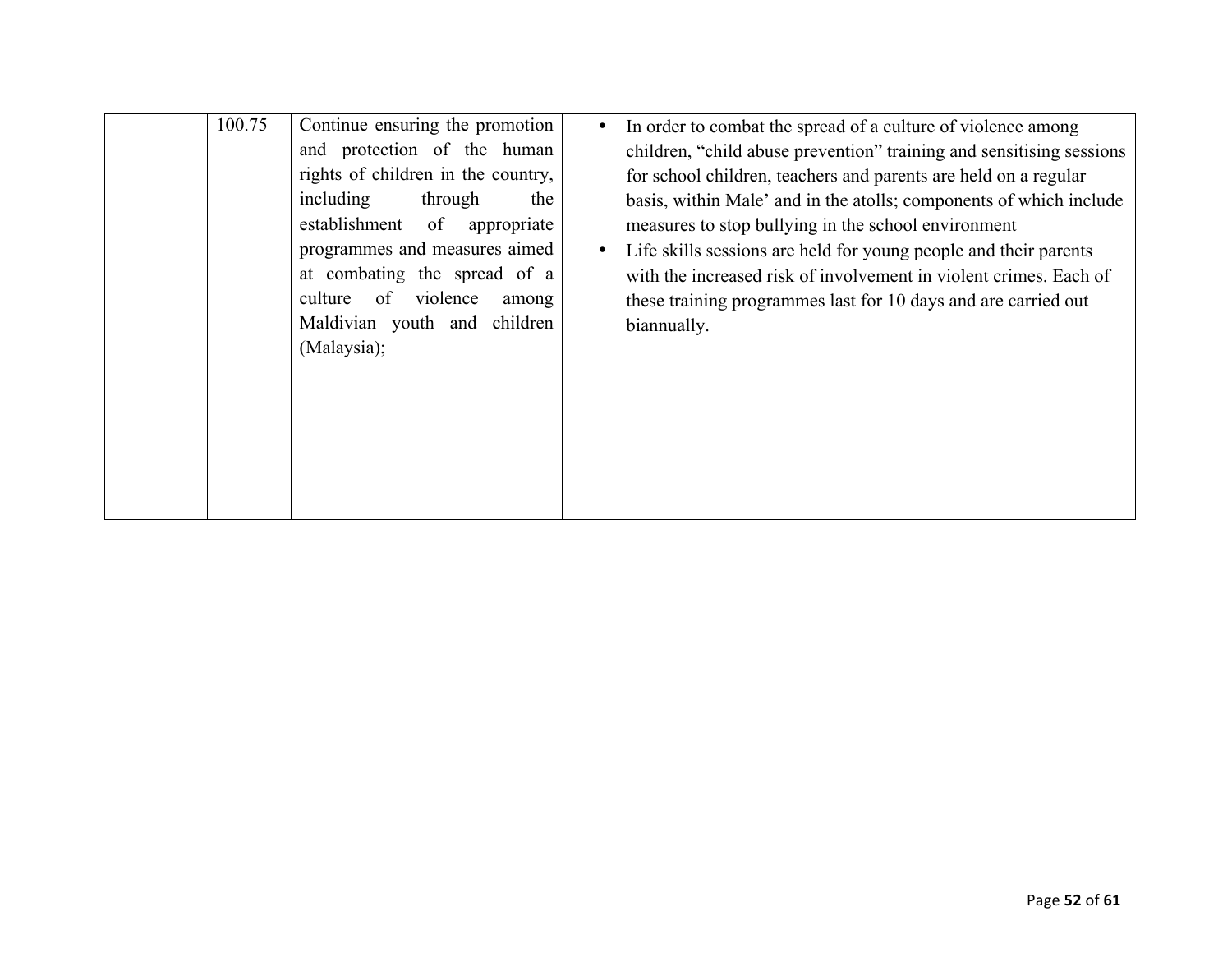| | | | |
|---|---|---|---|
| | 100.75 | Continue ensuring the promotion and protection of the human rights of children in the country, including through the establishment of appropriate programmes and measures aimed at combating the spread of a culture of violence among Maldivian youth and children (Malaysia); | • In order to combat the spread of a culture of violence among children, “child abuse prevention” training and sensitising sessions for school children, teachers and parents are held on a regular basis, within Male’ and in the atolls; components of which include measures to stop bullying in the school environment<br>• Life skills sessions are held for young people and their parents with the increased risk of involvement in violent crimes. Each of these training programmes last for 10 days and are carried out biannually. |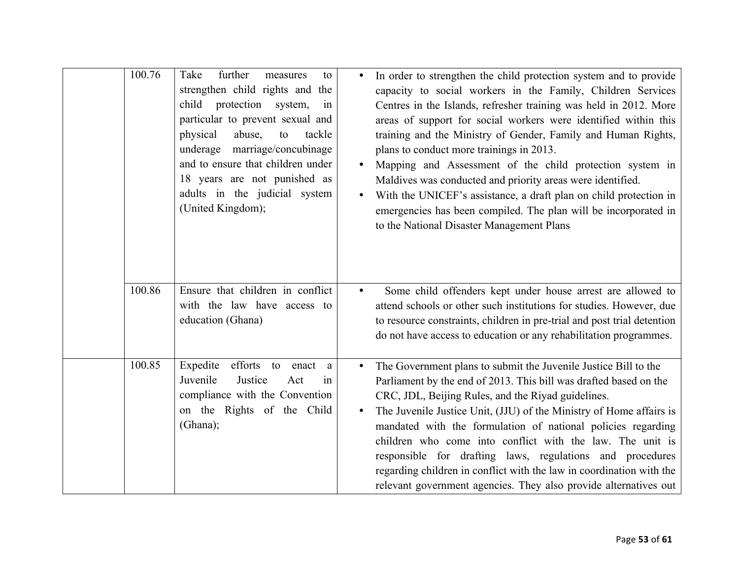| | | | |
|---|---|---|---|
| | 100.76 | Take further measures to strengthen child rights and the child protection system, in particular to prevent sexual and physical abuse, to tackle underage marriage/concubinage and to ensure that children under 18 years are not punished as adults in the judicial system (United Kingdom); | • In order to strengthen the child protection system and to provide capacity to social workers in the Family, Children Services Centres in the Islands, refresher training was held in 2012. More areas of support for social workers were identified within this training and the Ministry of Gender, Family and Human Rights, plans to conduct more trainings in 2013.<br>• Mapping and Assessment of the child protection system in Maldives was conducted and priority areas were identified.<br>• With the UNICEF's assistance, a draft plan on child protection in emergencies has been compiled. The plan will be incorporated in to the National Disaster Management Plans |
| | 100.86 | Ensure that children in conflict with the law have access to education (Ghana) | • Some child offenders kept under house arrest are allowed to attend schools or other such institutions for studies. However, due to resource constraints, children in pre-trial and post trial detention do not have access to education or any rehabilitation programmes. |
| | 100.85 | Expedite efforts to enact a Juvenile Justice Act in compliance with the Convention on the Rights of the Child (Ghana); | • The Government plans to submit the Juvenile Justice Bill to the Parliament by the end of 2013. This bill was drafted based on the CRC, JDL, Beijing Rules, and the Riyad guidelines.<br>• The Juvenile Justice Unit, (JJU) of the Ministry of Home affairs is mandated with the formulation of national policies regarding children who come into conflict with the law. The unit is responsible for drafting laws, regulations and procedures regarding children in conflict with the law in coordination with the relevant government agencies. They also provide alternatives out |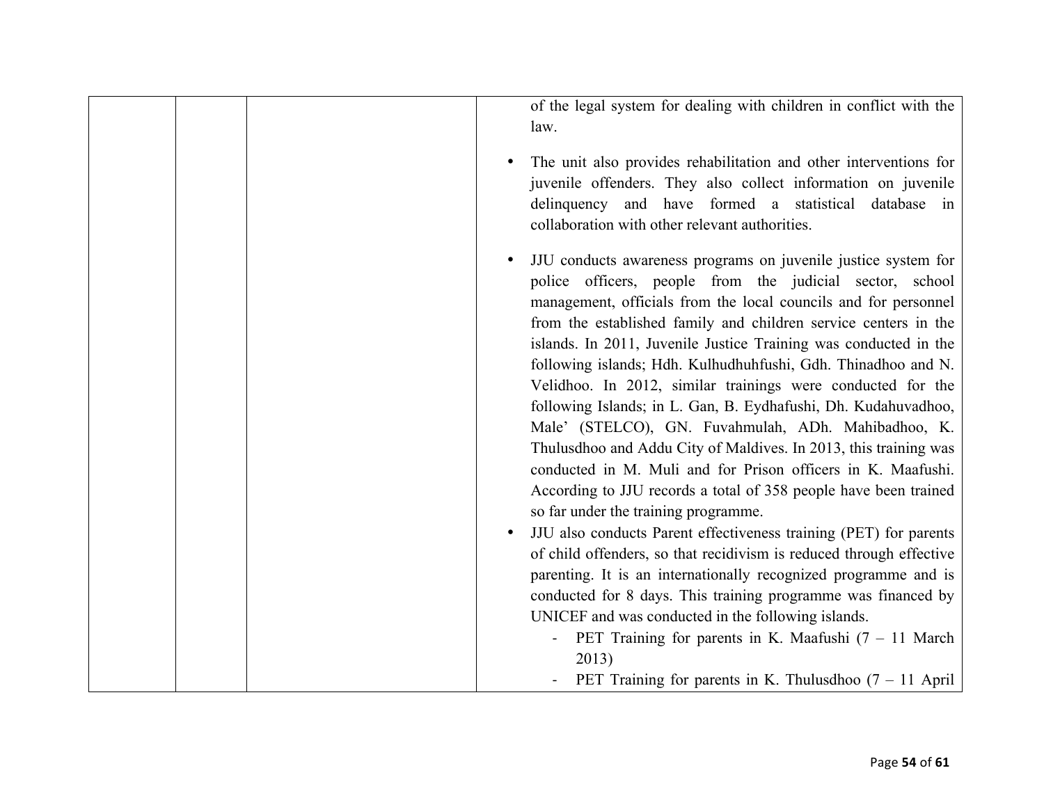| | | | of the legal system for dealing with children in conflict with the law.<br><br>• The unit also provides rehabilitation and other interventions for juvenile offenders. They also collect information on juvenile delinquency and have formed a statistical database in collaboration with other relevant authorities.<br><br>• JJU conducts awareness programs on juvenile justice system for police officers, people from the judicial sector, school management, officials from the local councils and for personnel from the established family and children service centers in the islands. In 2011, Juvenile Justice Training was conducted in the following islands; Hdh. Kulhudhuhfushi, Gdh. Thinadhoo and N. Velidhoo. In 2012, similar trainings were conducted for the following Islands; in L. Gan, B. Eydhafushi, Dh. Kudahuvadhoo, Male' (STELCO), GN. Fuvahmulah, ADh. Mahibadhoo, K. Thulusdhoo and Addu City of Maldives. In 2013, this training was conducted in M. Muli and for Prison officers in K. Maafushi. According to JJU records a total of 358 people have been trained so far under the training programme.<br>• JJU also conducts Parent effectiveness training (PET) for parents of child offenders, so that recidivism is reduced through effective parenting. It is an internationally recognized programme and is conducted for 8 days. This training programme was financed by UNICEF and was conducted in the following islands.<br>- PET Training for parents in K. Maafushi (7 – 11 March 2013)<br>- PET Training for parents in K. Thulusdhoo (7 – 11 April |
|---|---|---|---|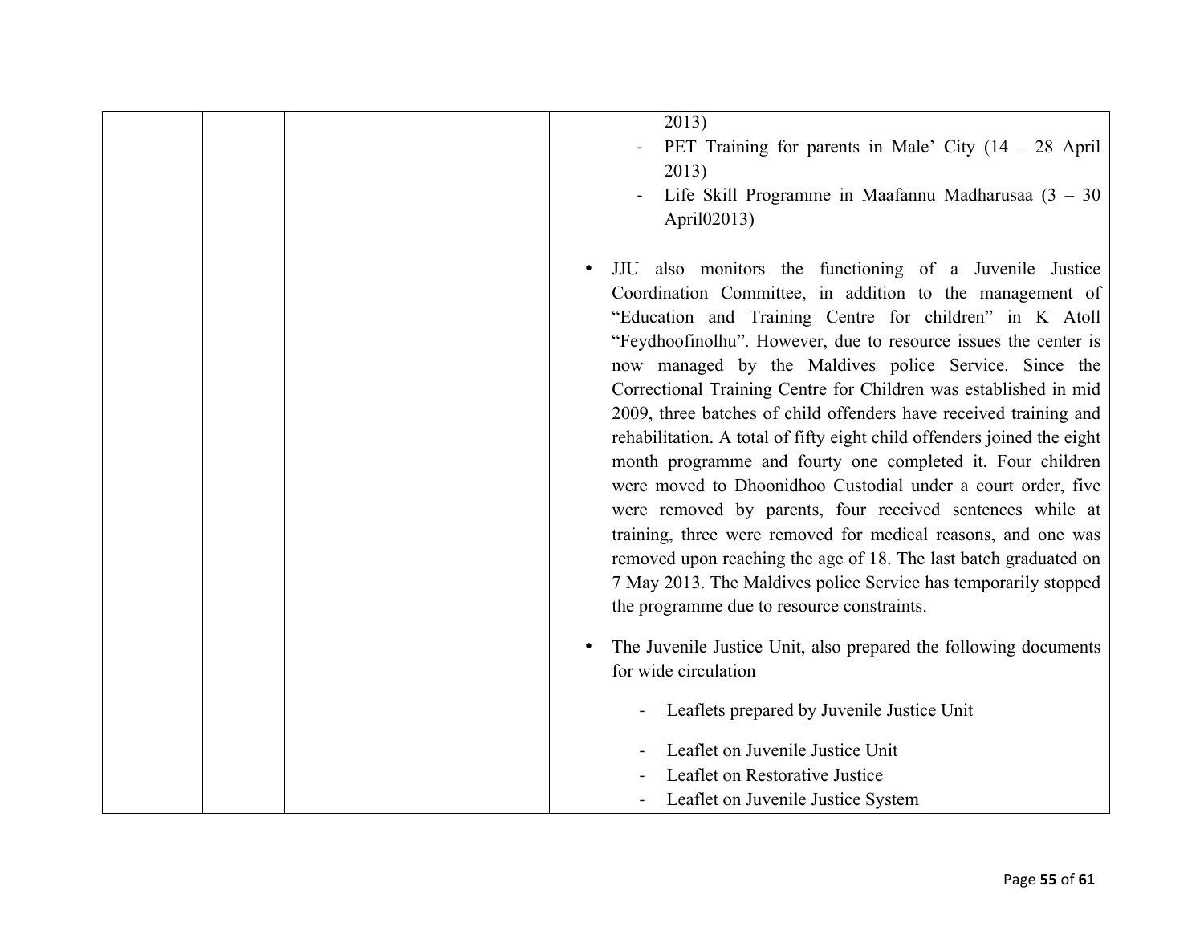| | | | 2013)<br>- PET Training for parents in Male' City (14 – 28 April 2013)<br>- Life Skill Programme in Maafannu Madharusaa (3 – 30 April02013)<br><br>• JJU also monitors the functioning of a Juvenile Justice Coordination Committee, in addition to the management of "Education and Training Centre for children" in K Atoll "Feydhoofinolhu". However, due to resource issues the center is now managed by the Maldives police Service. Since the Correctional Training Centre for Children was established in mid 2009, three batches of child offenders have received training and rehabilitation. A total of fifty eight child offenders joined the eight month programme and fourty one completed it. Four children were moved to Dhoonidhoo Custodial under a court order, five were removed by parents, four received sentences while at training, three were removed for medical reasons, and one was removed upon reaching the age of 18. The last batch graduated on 7 May 2013. The Maldives police Service has temporarily stopped the programme due to resource constraints.<br><br>• The Juvenile Justice Unit, also prepared the following documents for wide circulation<br><br>- Leaflets prepared by Juvenile Justice Unit<br><br>- Leaflet on Juvenile Justice Unit<br>- Leaflet on Restorative Justice<br>- Leaflet on Juvenile Justice System |
|---|---|---|---|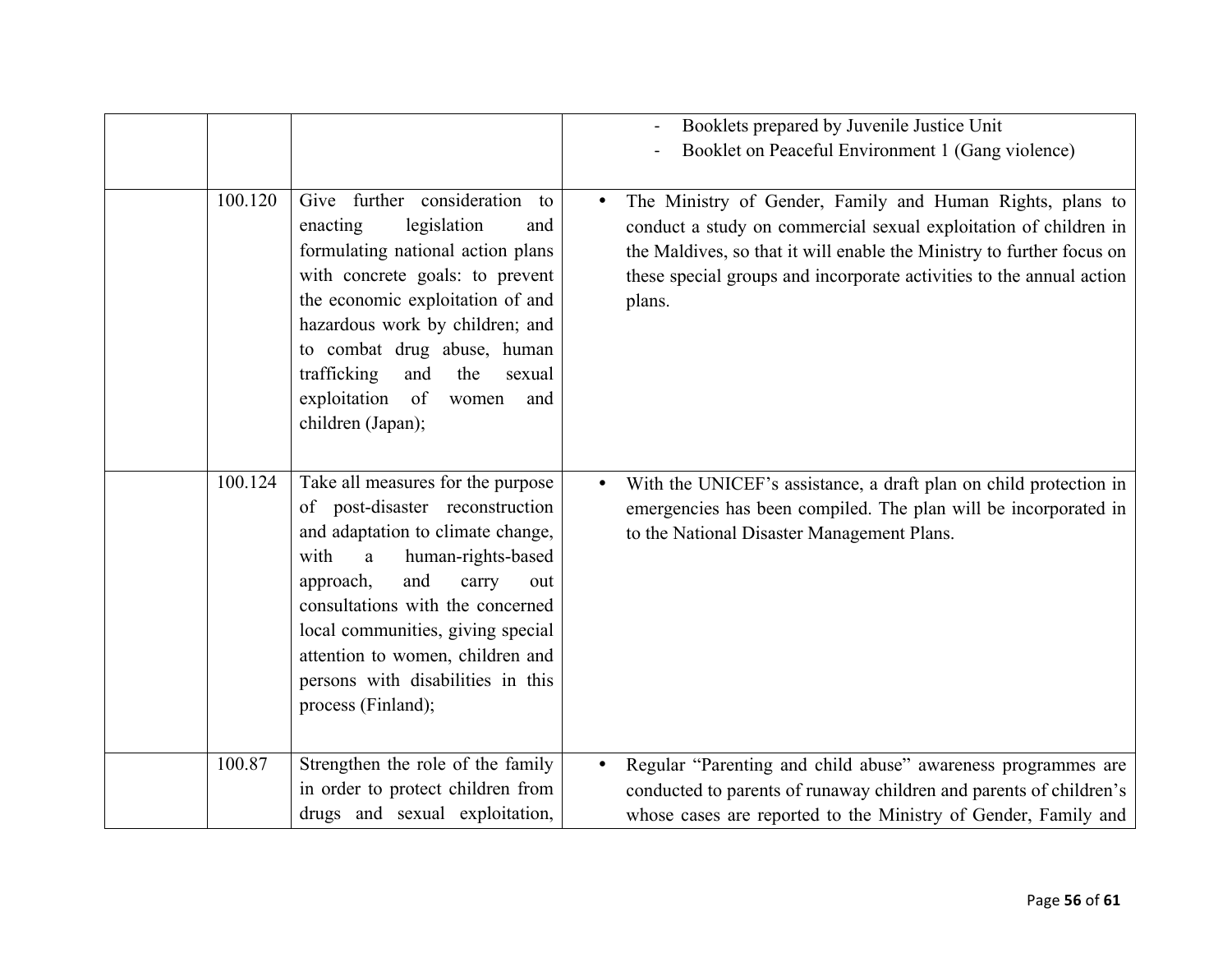| | | | |
|---|---|---|---|
| | | | - Booklets prepared by Juvenile Justice Unit<br>- Booklet on Peaceful Environment 1 (Gang violence) |
| | 100.120 | Give further consideration to enacting legislation and formulating national action plans with concrete goals: to prevent the economic exploitation of and hazardous work by children; and to combat drug abuse, human trafficking and the sexual exploitation of women and children (Japan); | • The Ministry of Gender, Family and Human Rights, plans to conduct a study on commercial sexual exploitation of children in the Maldives, so that it will enable the Ministry to further focus on these special groups and incorporate activities to the annual action plans. |
| | 100.124 | Take all measures for the purpose of post-disaster reconstruction and adaptation to climate change, with a human-rights-based approach, and carry out consultations with the concerned local communities, giving special attention to women, children and persons with disabilities in this process (Finland); | • With the UNICEF's assistance, a draft plan on child protection in emergencies has been compiled. The plan will be incorporated in to the National Disaster Management Plans. |
| | 100.87 | Strengthen the role of the family in order to protect children from drugs and sexual exploitation, | • Regular "Parenting and child abuse" awareness programmes are conducted to parents of runaway children and parents of children's whose cases are reported to the Ministry of Gender, Family and |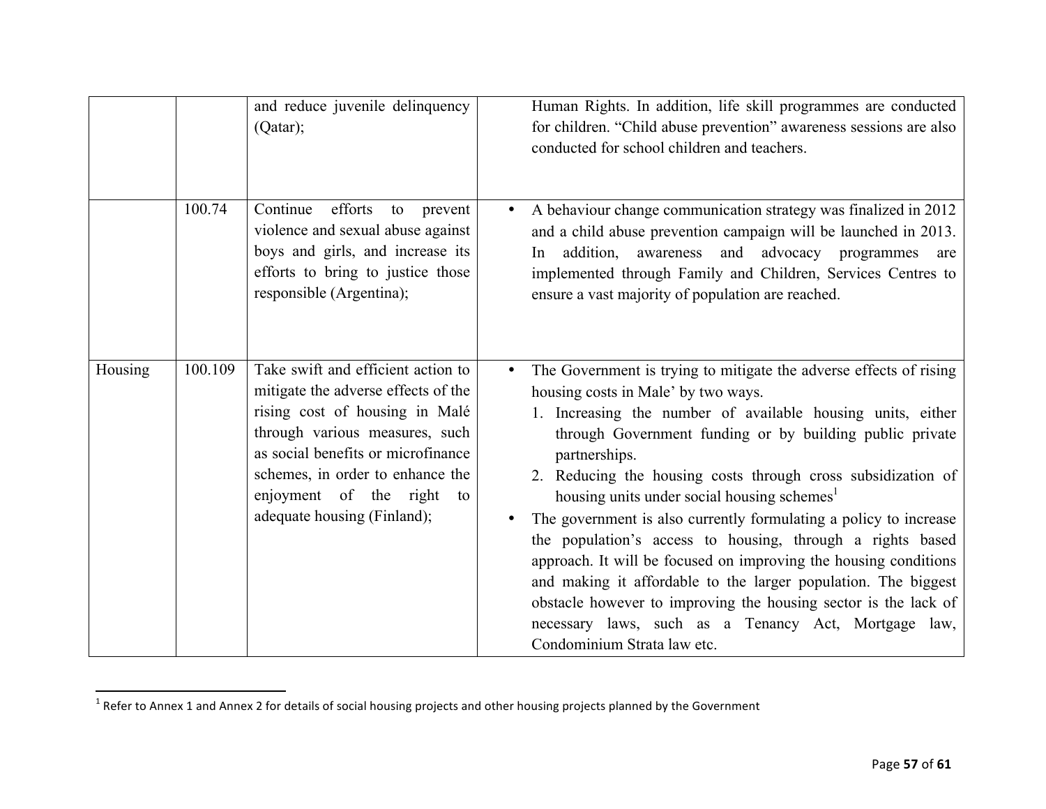| | | | |
|---|---|---|---|
| | | and reduce juvenile delinquency (Qatar); | Human Rights. In addition, life skill programmes are conducted for children. "Child abuse prevention" awareness sessions are also conducted for school children and teachers. |
| | 100.74 | Continue efforts to prevent violence and sexual abuse against boys and girls, and increase its efforts to bring to justice those responsible (Argentina); | • A behaviour change communication strategy was finalized in 2012 and a child abuse prevention campaign will be launched in 2013. In addition, awareness and advocacy programmes are implemented through Family and Children, Services Centres to ensure a vast majority of population are reached. |
| Housing | 100.109 | Take swift and efficient action to mitigate the adverse effects of the rising cost of housing in Malé through various measures, such as social benefits or microfinance schemes, in order to enhance the enjoyment of the right to adequate housing (Finland); | • The Government is trying to mitigate the adverse effects of rising housing costs in Male' by two ways.<br>1. Increasing the number of available housing units, either through Government funding or by building public private partnerships.<br>2. Reducing the housing costs through cross subsidization of housing units under social housing schemes[1]<br>• The government is also currently formulating a policy to increase the population's access to housing, through a rights based approach. It will be focused on improving the housing conditions and making it affordable to the larger population. The biggest obstacle however to improving the housing sector is the lack of necessary laws, such as a Tenancy Act, Mortgage law, Condominium Strata law etc. |

[1] Refer to Annex 1 and Annex 2 for details of social housing projects and other housing projects planned by the Government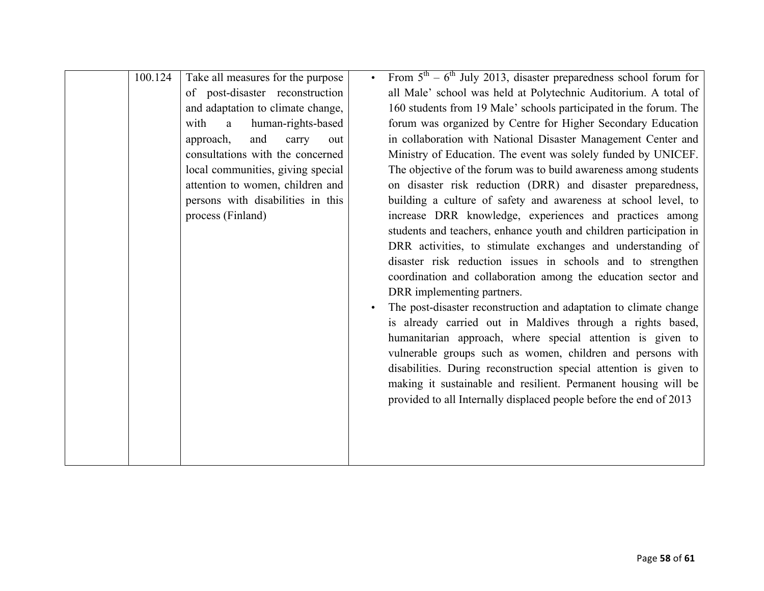|  |  |  |  |
|---|---|---|---|
|  | 100.124 | Take all measures for the purpose of post-disaster reconstruction and adaptation to climate change, with a human-rights-based approach, and carry out consultations with the concerned local communities, giving special attention to women, children and persons with disabilities in this process (Finland) | • From 5th – 6th July 2013, disaster preparedness school forum for all Male' school was held at Polytechnic Auditorium. A total of 160 students from 19 Male' schools participated in the forum. The forum was organized by Centre for Higher Secondary Education in collaboration with National Disaster Management Center and Ministry of Education. The event was solely funded by UNICEF. The objective of the forum was to build awareness among students on disaster risk reduction (DRR) and disaster preparedness, building a culture of safety and awareness at school level, to increase DRR knowledge, experiences and practices among students and teachers, enhance youth and children participation in DRR activities, to stimulate exchanges and understanding of disaster risk reduction issues in schools and to strengthen coordination and collaboration among the education sector and DRR implementing partners.<br>• The post-disaster reconstruction and adaptation to climate change is already carried out in Maldives through a rights based, humanitarian approach, where special attention is given to vulnerable groups such as women, children and persons with disabilities. During reconstruction special attention is given to making it sustainable and resilient. Permanent housing will be provided to all Internally displaced people before the end of 2013 |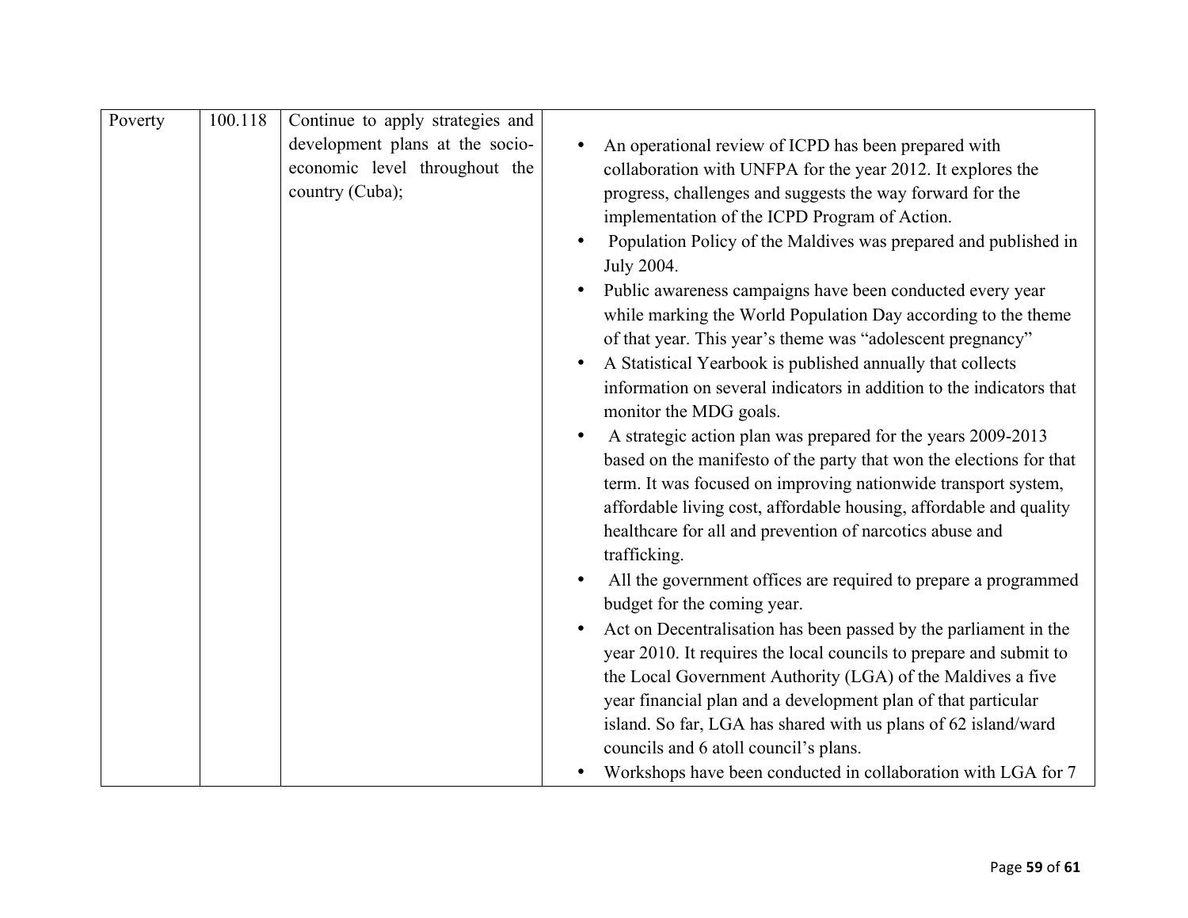| Poverty | 100.118 | Continue to apply strategies and development plans at the socio-economic level throughout the country (Cuba); | • An operational review of ICPD has been prepared with collaboration with UNFPA for the year 2012. It explores the progress, challenges and suggests the way forward for the implementation of the ICPD Program of Action.<br>• Population Policy of the Maldives was prepared and published in July 2004.<br>• Public awareness campaigns have been conducted every year while marking the World Population Day according to the theme of that year. This year's theme was "adolescent pregnancy"<br>• A Statistical Yearbook is published annually that collects information on several indicators in addition to the indicators that monitor the MDG goals.<br>• A strategic action plan was prepared for the years 2009-2013 based on the manifesto of the party that won the elections for that term. It was focused on improving nationwide transport system, affordable living cost, affordable housing, affordable and quality healthcare for all and prevention of narcotics abuse and trafficking.<br>• All the government offices are required to prepare a programmed budget for the coming year.<br>• Act on Decentralisation has been passed by the parliament in the year 2010. It requires the local councils to prepare and submit to the Local Government Authority (LGA) of the Maldives a five year financial plan and a development plan of that particular island. So far, LGA has shared with us plans of 62 island/ward councils and 6 atoll council's plans.<br>• Workshops have been conducted in collaboration with LGA for 7 |
|---|---|---|---|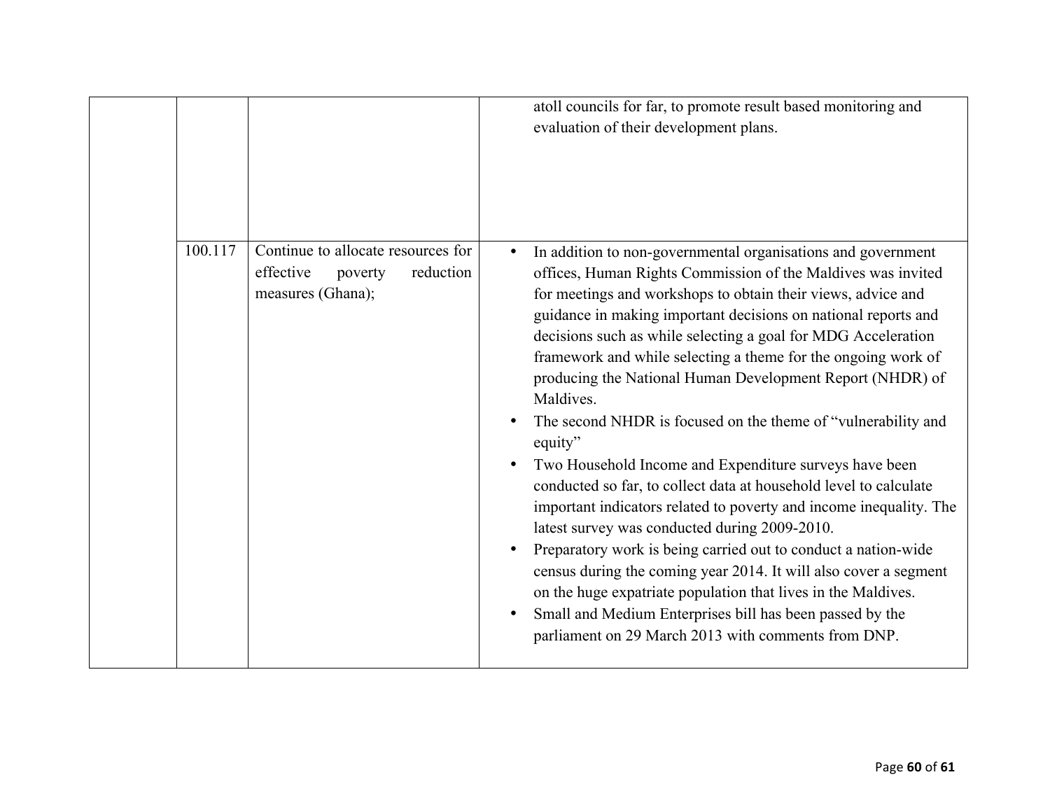| | | | |
|---|---|---|---|
| | | | atoll councils for far, to promote result based monitoring and evaluation of their development plans. |
| | 100.117 | Continue to allocate resources for effective poverty reduction measures (Ghana); | • In addition to non-governmental organisations and government offices, Human Rights Commission of the Maldives was invited for meetings and workshops to obtain their views, advice and guidance in making important decisions on national reports and decisions such as while selecting a goal for MDG Acceleration framework and while selecting a theme for the ongoing work of producing the National Human Development Report (NHDR) of Maldives.<br>• The second NHDR is focused on the theme of "vulnerability and equity"<br>• Two Household Income and Expenditure surveys have been conducted so far, to collect data at household level to calculate important indicators related to poverty and income inequality. The latest survey was conducted during 2009-2010.<br>• Preparatory work is being carried out to conduct a nation-wide census during the coming year 2014. It will also cover a segment on the huge expatriate population that lives in the Maldives.<br>• Small and Medium Enterprises bill has been passed by the parliament on 29 March 2013 with comments from DNP. |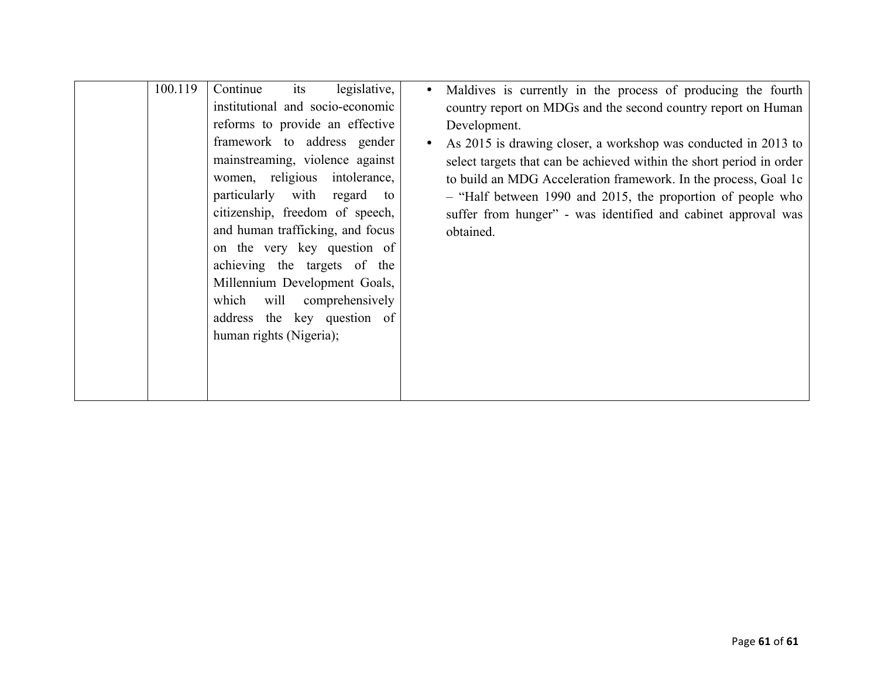| | | | |
|---|---|---|---|
| | 100.119 | Continue its legislative, institutional and socio-economic reforms to provide an effective framework to address gender mainstreaming, violence against women, religious intolerance, particularly with regard to citizenship, freedom of speech, and human trafficking, and focus on the very key question of achieving the targets of the Millennium Development Goals, which will comprehensively address the key question of human rights (Nigeria); | • Maldives is currently in the process of producing the fourth country report on MDGs and the second country report on Human Development.<br>• As 2015 is drawing closer, a workshop was conducted in 2013 to select targets that can be achieved within the short period in order to build an MDG Acceleration framework. In the process, Goal 1c – "Half between 1990 and 2015, the proportion of people who suffer from hunger" - was identified and cabinet approval was obtained. |